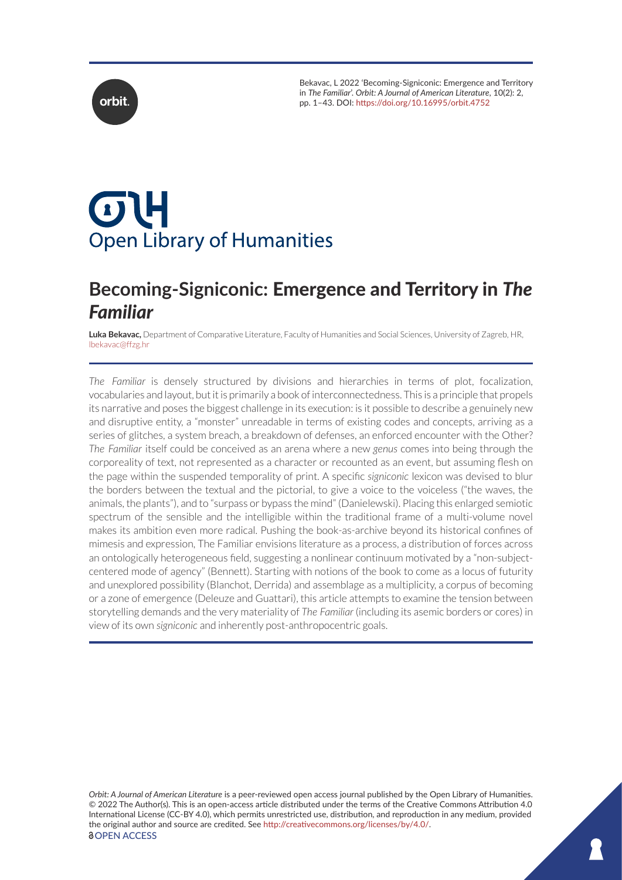Bekavac, L 2022 'Becoming-Signiconic: Emergence and Territory in *The Familiar*'. *Orbit: A Journal of American Literature*, 10(2): 2, pp. 1–43. DOI: https://doi.org/10.16995/orbit.4752

# Becoming-Signiconic: Emergence and Territory in *The Familiar*

**Luka Bekavac,** Department of Comparative Literature, Faculty of Humanities and Social Sciences, University of Zagreb, HR, lbekavac@ffzg.hr

*The Familiar* is densely structured by divisions and hierarchies in terms of plot, focalization, vocabularies and layout, but it is primarily a book of interconnectedness. This is a principle that propels its narrative and poses the biggest challenge in its execution: is it possible to describe a genuinely new and disruptive entity, a "monster" unreadable in terms of existing codes and concepts, arriving as a series of glitches, a system breach, a breakdown of defenses, an enforced encounter with the Other? *The Familiar* itself could be conceived as an arena where a new *genus* comes into being through the corporeality of text, not represented as a character or recounted as an event, but assuming flesh on the page within the suspended temporality of print. A specific *signiconic* lexicon was devised to blur the borders between the textual and the pictorial, to give a voice to the voiceless ("the waves, the animals, the plants"), and to "surpass or bypass the mind" (Danielewski). Placing this enlarged semiotic spectrum of the sensible and the intelligible within the traditional frame of a multi-volume novel makes its ambition even more radical. Pushing the book-as-archive beyond its historical confines of mimesis and expression, The Familiar envisions literature as a process, a distribution of forces across an ontologically heterogeneous field, suggesting a nonlinear continuum motivated by a "non-subject-centered mode of agency" (Bennett). Starting with notions of the book to come as a locus of futurity and unexplored possibility (Blanchot, Derrida) and assemblage as a multiplicity, a corpus of becoming or a zone of emergence (Deleuze and Guattari), this article attempts to examine the tension between storytelling demands and the very materiality of *The Familiar* (including its asemic borders or cores) in view of its own *signiconic* and inherently post-anthropocentric goals.

*Orbit: A Journal of American Literature* is a peer-reviewed open access journal published by the Open Library of Humanities. © 2022 The Author(s). This is an open-access article distributed under the terms of the Creative Commons Attribution 4.0 International License (CC-BY 4.0), which permits unrestricted use, distribution, and reproduction in any medium, provided the original author and source are credited. See http://creativecommons.org/licenses/by/4.0/.

OPEN ACCESS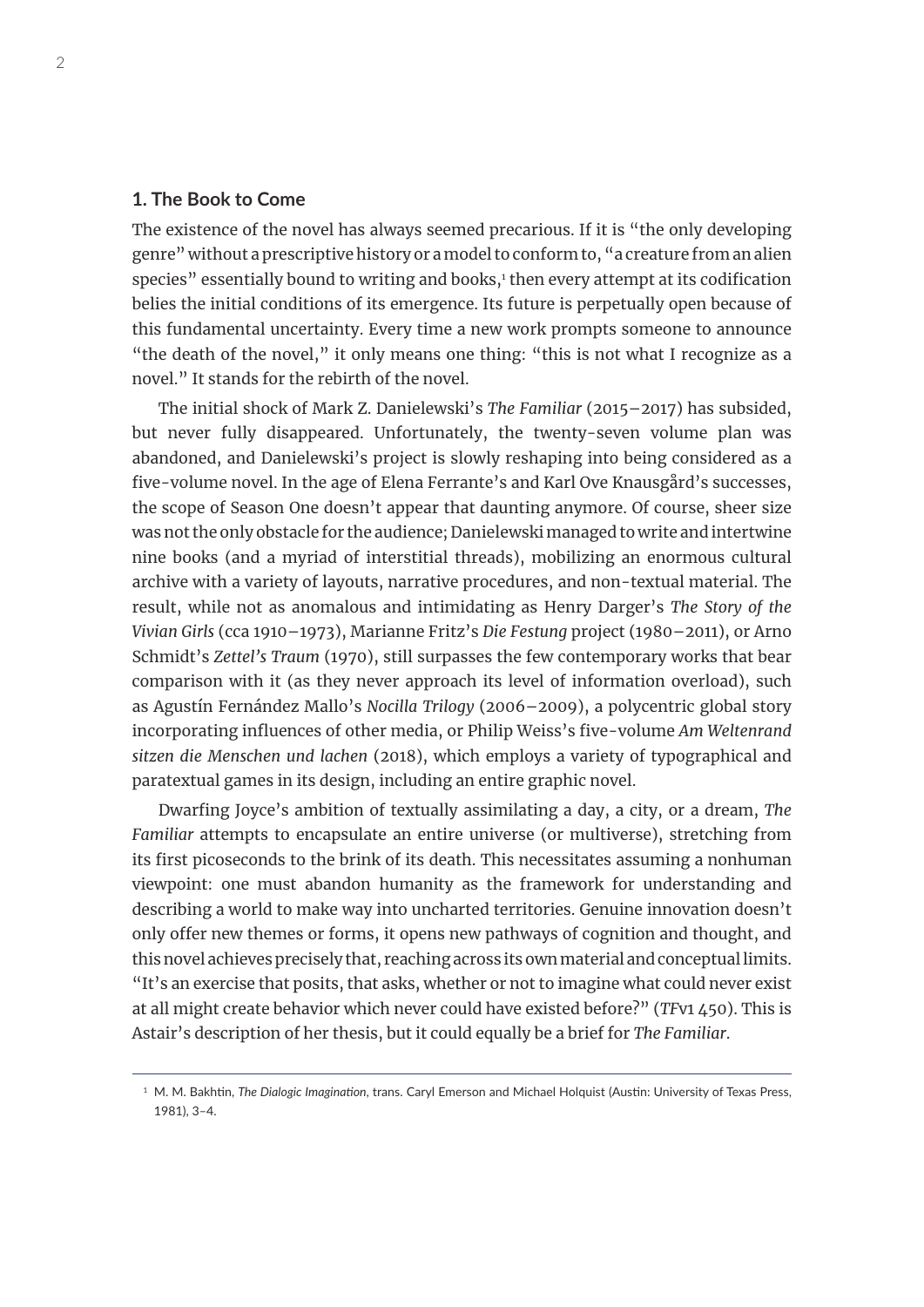## 1. The Book to Come

The existence of the novel has always seemed precarious. If it is "the only developing genre" without a prescriptive history or a model to conform to, "a creature from an alien species" essentially bound to writing and books,[1] then every attempt at its codification belies the initial conditions of its emergence. Its future is perpetually open because of this fundamental uncertainty. Every time a new work prompts someone to announce "the death of the novel," it only means one thing: "this is not what I recognize as a novel." It stands for the rebirth of the novel.

The initial shock of Mark Z. Danielewski's *The Familiar* (2015–2017) has subsided, but never fully disappeared. Unfortunately, the twenty-seven volume plan was abandoned, and Danielewski's project is slowly reshaping into being considered as a five-volume novel. In the age of Elena Ferrante's and Karl Ove Knausgård's successes, the scope of Season One doesn't appear that daunting anymore. Of course, sheer size was not the only obstacle for the audience; Danielewski managed to write and intertwine nine books (and a myriad of interstitial threads), mobilizing an enormous cultural archive with a variety of layouts, narrative procedures, and non-textual material. The result, while not as anomalous and intimidating as Henry Darger's *The Story of the Vivian Girls* (cca 1910–1973), Marianne Fritz's *Die Festung* project (1980–2011), or Arno Schmidt's *Zettel's Traum* (1970), still surpasses the few contemporary works that bear comparison with it (as they never approach its level of information overload), such as Agustín Fernández Mallo's *Nocilla Trilogy* (2006–2009), a polycentric global story incorporating influences of other media, or Philip Weiss's five-volume *Am Weltenrand sitzen die Menschen und lachen* (2018), which employs a variety of typographical and paratextual games in its design, including an entire graphic novel.

Dwarfing Joyce's ambition of textually assimilating a day, a city, or a dream, *The Familiar* attempts to encapsulate an entire universe (or multiverse), stretching from its first picoseconds to the brink of its death. This necessitates assuming a nonhuman viewpoint: one must abandon humanity as the framework for understanding and describing a world to make way into uncharted territories. Genuine innovation doesn't only offer new themes or forms, it opens new pathways of cognition and thought, and this novel achieves precisely that, reaching across its own material and conceptual limits. "It's an exercise that posits, that asks, whether or not to imagine what could never exist at all might create behavior which never could have existed before?" (*TF*v1 450). This is Astair's description of her thesis, but it could equally be a brief for *The Familiar*.

---

[1] M. M. Bakhtin, *The Dialogic Imagination*, trans. Caryl Emerson and Michael Holquist (Austin: University of Texas Press, 1981), 3–4.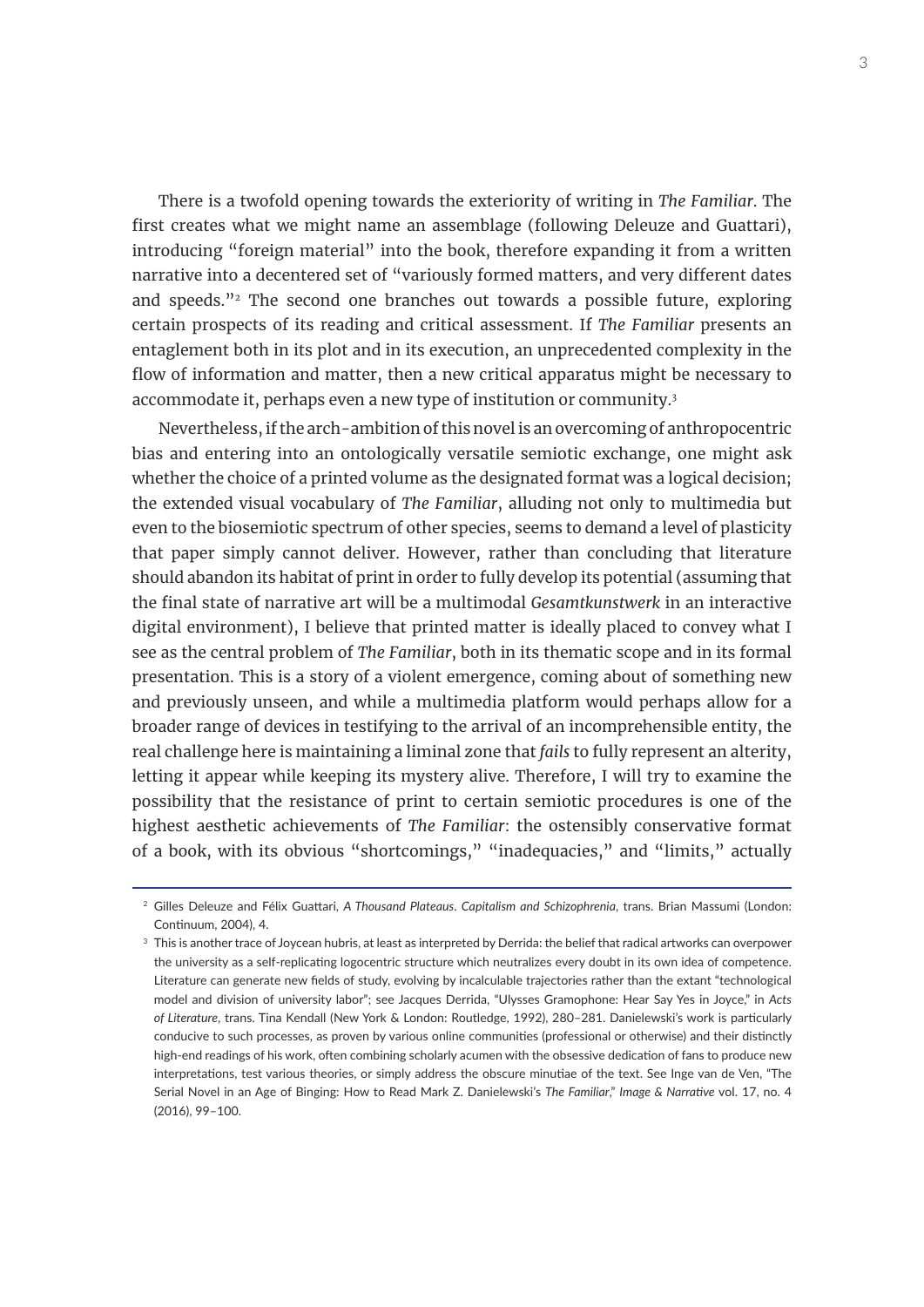There is a twofold opening towards the exteriority of writing in *The Familiar*. The first creates what we might name an assemblage (following Deleuze and Guattari), introducing "foreign material" into the book, therefore expanding it from a written narrative into a decentered set of "variously formed matters, and very different dates and speeds."[2] The second one branches out towards a possible future, exploring certain prospects of its reading and critical assessment. If *The Familiar* presents an entaglement both in its plot and in its execution, an unprecedented complexity in the flow of information and matter, then a new critical apparatus might be necessary to accommodate it, perhaps even a new type of institution or community.[3]

Nevertheless, if the arch-ambition of this novel is an overcoming of anthropocentric bias and entering into an ontologically versatile semiotic exchange, one might ask whether the choice of a printed volume as the designated format was a logical decision; the extended visual vocabulary of *The Familiar*, alluding not only to multimedia but even to the biosemiotic spectrum of other species, seems to demand a level of plasticity that paper simply cannot deliver. However, rather than concluding that literature should abandon its habitat of print in order to fully develop its potential (assuming that the final state of narrative art will be a multimodal *Gesamtkunstwerk* in an interactive digital environment), I believe that printed matter is ideally placed to convey what I see as the central problem of *The Familiar*, both in its thematic scope and in its formal presentation. This is a story of a violent emergence, coming about of something new and previously unseen, and while a multimedia platform would perhaps allow for a broader range of devices in testifying to the arrival of an incomprehensible entity, the real challenge here is maintaining a liminal zone that *fails* to fully represent an alterity, letting it appear while keeping its mystery alive. Therefore, I will try to examine the possibility that the resistance of print to certain semiotic procedures is one of the highest aesthetic achievements of *The Familiar*: the ostensibly conservative format of a book, with its obvious "shortcomings," "inadequacies," and "limits," actually

---

[2] Gilles Deleuze and Félix Guattari, *A Thousand Plateaus. Capitalism and Schizophrenia*, trans. Brian Massumi (London: Continuum, 2004), 4.

[3] This is another trace of Joycean hubris, at least as interpreted by Derrida: the belief that radical artworks can overpower the university as a self-replicating logocentric structure which neutralizes every doubt in its own idea of competence. Literature can generate new fields of study, evolving by incalculable trajectories rather than the extant "technological model and division of university labor"; see Jacques Derrida, "Ulysses Gramophone: Hear Say Yes in Joyce," in *Acts of Literature*, trans. Tina Kendall (New York & London: Routledge, 1992), 280–281. Danielewski's work is particularly conducive to such processes, as proven by various online communities (professional or otherwise) and their distinctly high-end readings of his work, often combining scholarly acumen with the obsessive dedication of fans to produce new interpretations, test various theories, or simply address the obscure minutiae of the text. See Inge van de Ven, "The Serial Novel in an Age of Binging: How to Read Mark Z. Danielewski's *The Familiar*," *Image & Narrative* vol. 17, no. 4 (2016), 99–100.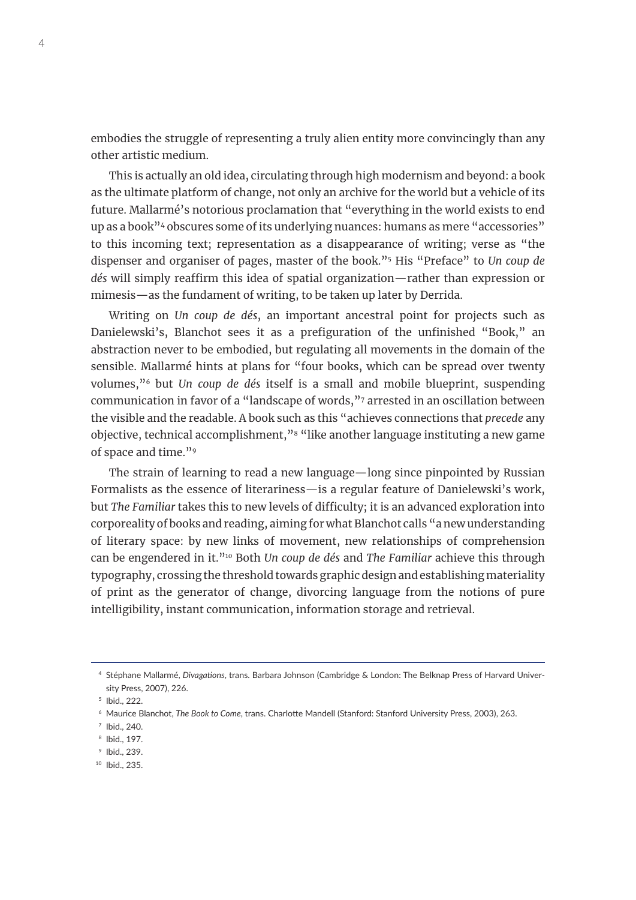embodies the struggle of representing a truly alien entity more convincingly than any other artistic medium.

This is actually an old idea, circulating through high modernism and beyond: a book as the ultimate platform of change, not only an archive for the world but a vehicle of its future. Mallarmé's notorious proclamation that "everything in the world exists to end up as a book"[4] obscures some of its underlying nuances: humans as mere "accessories" to this incoming text; representation as a disappearance of writing; verse as "the dispenser and organiser of pages, master of the book."[5] His "Preface" to *Un coup de dés* will simply reaffirm this idea of spatial organization—rather than expression or mimesis—as the fundament of writing, to be taken up later by Derrida.

Writing on *Un coup de dés*, an important ancestral point for projects such as Danielewski's, Blanchot sees it as a prefiguration of the unfinished "Book," an abstraction never to be embodied, but regulating all movements in the domain of the sensible. Mallarmé hints at plans for "four books, which can be spread over twenty volumes,"[6] but *Un coup de dés* itself is a small and mobile blueprint, suspending communication in favor of a "landscape of words,"[7] arrested in an oscillation between the visible and the readable. A book such as this "achieves connections that *precede* any objective, technical accomplishment,"[8] "like another language instituting a new game of space and time."[9]

The strain of learning to read a new language—long since pinpointed by Russian Formalists as the essence of literariness—is a regular feature of Danielewski's work, but *The Familiar* takes this to new levels of difficulty; it is an advanced exploration into corporeality of books and reading, aiming for what Blanchot calls "a new understanding of literary space: by new links of movement, new relationships of comprehension can be engendered in it."[10] Both *Un coup de dés* and *The Familiar* achieve this through typography, crossing the threshold towards graphic design and establishing materiality of print as the generator of change, divorcing language from the notions of pure intelligibility, instant communication, information storage and retrieval.

---

[4] Stéphane Mallarmé, *Divagations*, trans. Barbara Johnson (Cambridge & London: The Belknap Press of Harvard University Press, 2007), 226.

[5] Ibid., 222.

[6] Maurice Blanchot, *The Book to Come*, trans. Charlotte Mandell (Stanford: Stanford University Press, 2003), 263.

[7] Ibid., 240.

[8] Ibid., 197.

[9] Ibid., 239.

[10] Ibid., 235.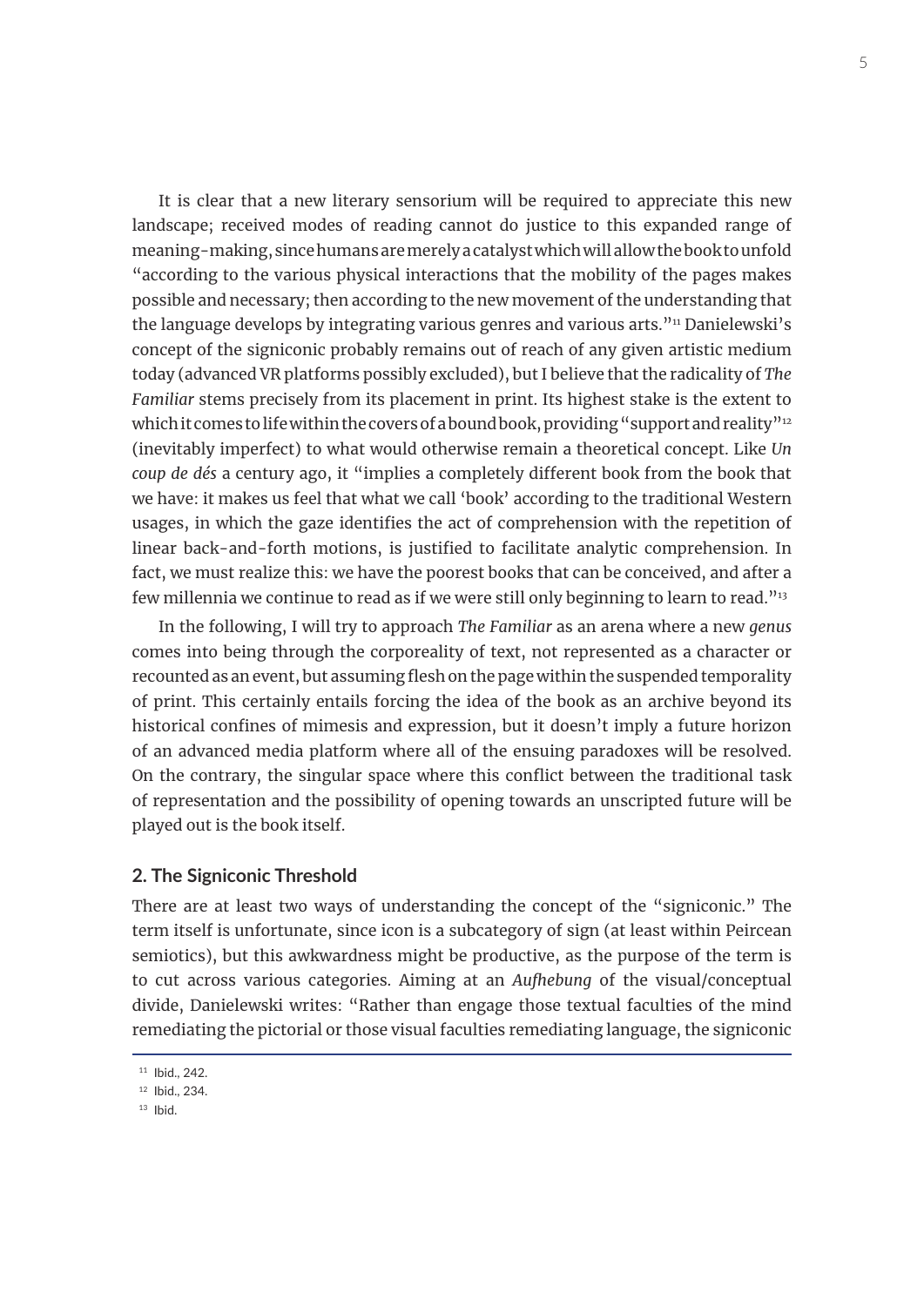It is clear that a new literary sensorium will be required to appreciate this new landscape; received modes of reading cannot do justice to this expanded range of meaning-making, since humans are merely a catalyst which will allow the book to unfold "according to the various physical interactions that the mobility of the pages makes possible and necessary; then according to the new movement of the understanding that the language develops by integrating various genres and various arts."[11] Danielewski's concept of the signiconic probably remains out of reach of any given artistic medium today (advanced VR platforms possibly excluded), but I believe that the radicality of *The Familiar* stems precisely from its placement in print. Its highest stake is the extent to which it comes to life within the covers of a bound book, providing "support and reality"[12] (inevitably imperfect) to what would otherwise remain a theoretical concept. Like *Un coup de dés* a century ago, it "implies a completely different book from the book that we have: it makes us feel that what we call 'book' according to the traditional Western usages, in which the gaze identifies the act of comprehension with the repetition of linear back-and-forth motions, is justified to facilitate analytic comprehension. In fact, we must realize this: we have the poorest books that can be conceived, and after a few millennia we continue to read as if we were still only beginning to learn to read."[13]

In the following, I will try to approach *The Familiar* as an arena where a new *genus* comes into being through the corporeality of text, not represented as a character or recounted as an event, but assuming flesh on the page within the suspended temporality of print. This certainly entails forcing the idea of the book as an archive beyond its historical confines of mimesis and expression, but it doesn't imply a future horizon of an advanced media platform where all of the ensuing paradoxes will be resolved. On the contrary, the singular space where this conflict between the traditional task of representation and the possibility of opening towards an unscripted future will be played out is the book itself.

## 2. The Signiconic Threshold

There are at least two ways of understanding the concept of the "signiconic." The term itself is unfortunate, since icon is a subcategory of sign (at least within Peircean semiotics), but this awkwardness might be productive, as the purpose of the term is to cut across various categories. Aiming at an *Aufhebung* of the visual/conceptual divide, Danielewski writes: "Rather than engage those textual faculties of the mind remediating the pictorial or those visual faculties remediating language, the signiconic

---

[11] Ibid., 242.

[12] Ibid., 234.

[13] Ibid.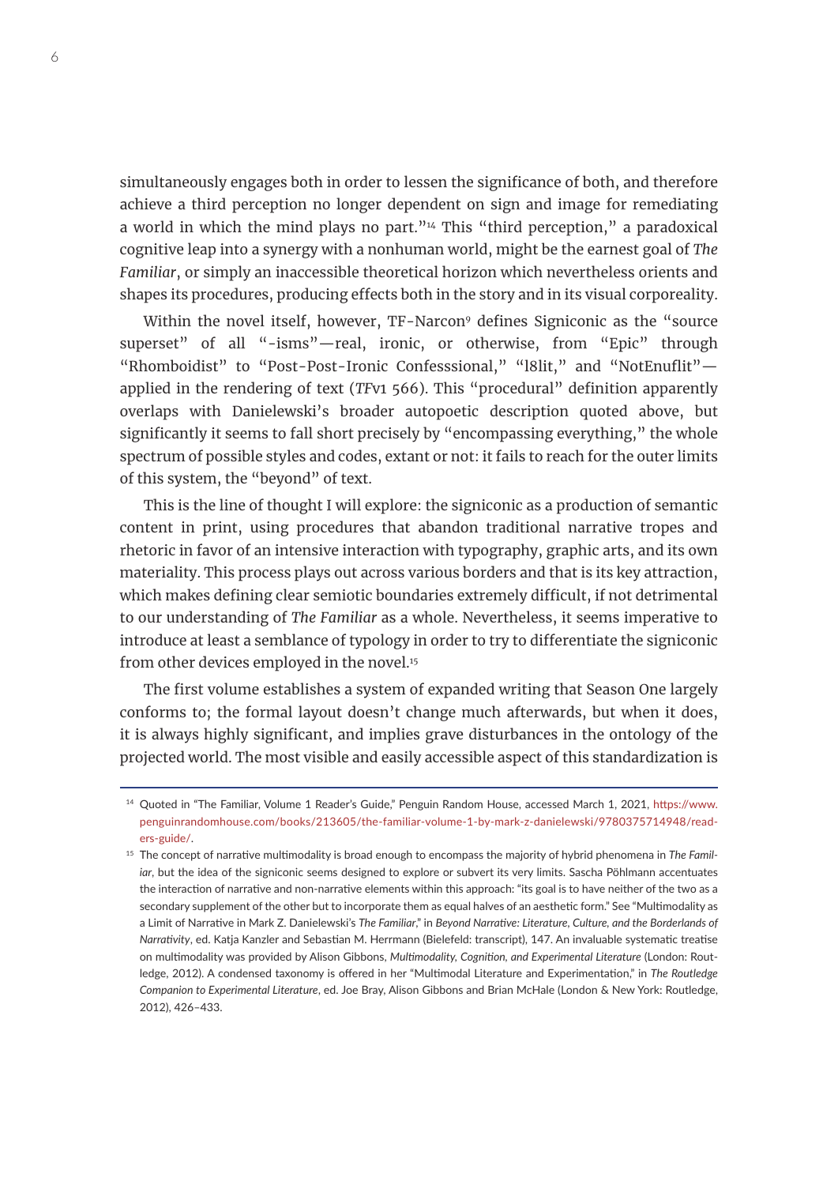simultaneously engages both in order to lessen the significance of both, and therefore achieve a third perception no longer dependent on sign and image for remediating a world in which the mind plays no part."[14] This "third perception," a paradoxical cognitive leap into a synergy with a nonhuman world, might be the earnest goal of *The Familiar*, or simply an inaccessible theoretical horizon which nevertheless orients and shapes its procedures, producing effects both in the story and in its visual corporeality.

Within the novel itself, however, TF-Narcon[9] defines Signiconic as the "source superset" of all "-isms"—real, ironic, or otherwise, from "Epic" through "Rhomboidist" to "Post-Post-Ironic Confesssional," "l8lit," and "NotEnuflit"—applied in the rendering of text (*TF*v1 566). This "procedural" definition apparently overlaps with Danielewski's broader autopoetic description quoted above, but significantly it seems to fall short precisely by "encompassing everything," the whole spectrum of possible styles and codes, extant or not: it fails to reach for the outer limits of this system, the "beyond" of text.

This is the line of thought I will explore: the signiconic as a production of semantic content in print, using procedures that abandon traditional narrative tropes and rhetoric in favor of an intensive interaction with typography, graphic arts, and its own materiality. This process plays out across various borders and that is its key attraction, which makes defining clear semiotic boundaries extremely difficult, if not detrimental to our understanding of *The Familiar* as a whole. Nevertheless, it seems imperative to introduce at least a semblance of typology in order to try to differentiate the signiconic from other devices employed in the novel.[15]

The first volume establishes a system of expanded writing that Season One largely conforms to; the formal layout doesn't change much afterwards, but when it does, it is always highly significant, and implies disturbances in the ontology of the projected world. The most visible and easily accessible aspect of this standardization is

---

[14] Quoted in "The Familiar, Volume 1 Reader's Guide," Penguin Random House, accessed March 1, 2021, https://www.penguinrandomhouse.com/books/213605/the-familiar-volume-1-by-mark-z-danielewski/9780375714948/readers-guide/.

[15] The concept of narrative multimodality is broad enough to encompass the majority of hybrid phenomena in *The Familiar*, but the idea of the signiconic seems designed to explore or subvert its very limits. Sascha Pöhlmann accentuates the interaction of narrative and non-narrative elements within this approach: "its goal is to have neither of the two as a secondary supplement of the other but to incorporate them as equal halves of an aesthetic form." See "Multimodality as a Limit of Narrative in Mark Z. Danielewski's *The Familiar*," in *Beyond Narrative: Literature, Culture, and the Borderlands of Narrativity*, ed. Katja Kanzler and Sebastian M. Herrmann (Bielefeld: transcript), 147. An invaluable systematic treatise on multimodality was provided by Alison Gibbons, *Multimodality, Cognition, and Experimental Literature* (London: Routledge, 2012). A condensed taxonomy is offered in her "Multimodal Literature and Experimentation," in *The Routledge Companion to Experimental Literature*, ed. Joe Bray, Alison Gibbons and Brian McHale (London & New York: Routledge, 2012), 426–433.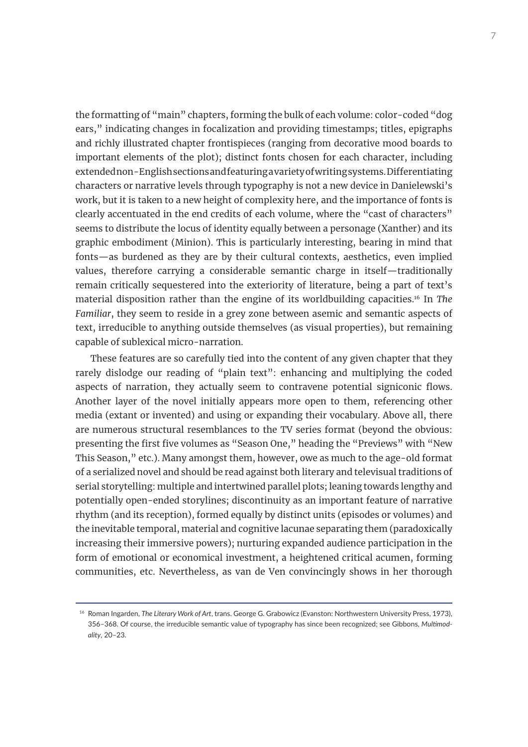the formatting of "main" chapters, forming the bulk of each volume: color-coded "dog ears," indicating changes in focalization and providing timestamps; titles, epigraphs and richly illustrated chapter frontispieces (ranging from decorative mood boards to important elements of the plot); distinct fonts chosen for each character, including extended non-English sections and featuring a variety of writing systems. Differentiating characters or narrative levels through typography is not a new device in Danielewski's work, but it is taken to a new height of complexity here, and the importance of fonts is clearly accentuated in the end credits of each volume, where the "cast of characters" seems to distribute the locus of identity equally between a personage (Xanther) and its graphic embodiment (Minion). This is particularly interesting, bearing in mind that fonts—as burdened as they are by their cultural contexts, aesthetics, even implied values, therefore carrying a considerable semantic charge in itself—traditionally remain critically sequestered into the exteriority of literature, being a part of text's material disposition rather than the engine of its worldbuilding capacities.[16] In *The Familiar*, they seem to reside in a grey zone between asemic and semantic aspects of text, irreducible to anything outside themselves (as visual properties), but remaining capable of sublexical micro-narration.

These features are so carefully tied into the content of any given chapter that they rarely dislodge our reading of "plain text": enhancing and multiplying the coded aspects of narration, they actually seem to contravene potential signiconic flows. Another layer of the novel initially appears more open to them, referencing other media (extant or invented) and using or expanding their vocabulary. Above all, there are numerous structural resemblances to the TV series format (beyond the obvious: presenting the first five volumes as "Season One," heading the "Previews" with "New This Season," etc.). Many amongst them, however, owe as much to the age-old format of a serialized novel and should be read against both literary and televisual traditions of serial storytelling: multiple and intertwined parallel plots; leaning towards lengthy and potentially open-ended storylines; discontinuity as an important feature of narrative rhythm (and its reception), formed equally by distinct units (episodes or volumes) and the inevitable temporal, material and cognitive lacunae separating them (paradoxically increasing their immersive powers); nurturing expanded audience participation in the form of emotional or economical investment, a heightened critical acumen, forming communities, etc. Nevertheless, as van de Ven convincingly shows in her thorough

---

[16] Roman Ingarden, *The Literary Work of Art*, trans. George G. Grabowicz (Evanston: Northwestern University Press, 1973), 356–368. Of course, the irreducible semantic value of typography has since been recognized; see Gibbons, *Multimodality*, 20–23.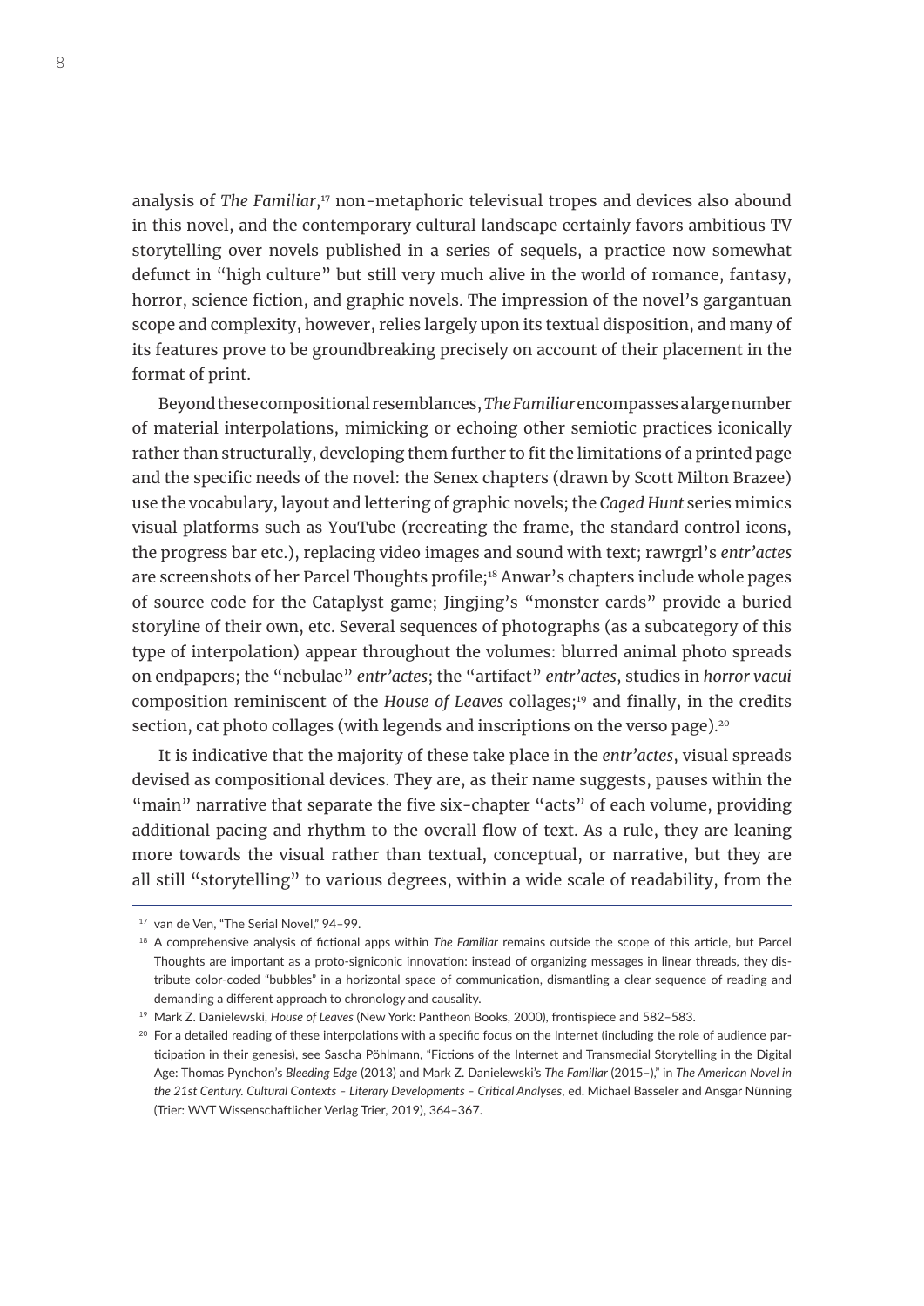analysis of *The Familiar*,[17] non-metaphoric televisual tropes and devices also abound in this novel, and the contemporary cultural landscape certainly favors ambitious TV storytelling over novels published in a series of sequels, a practice now somewhat defunct in "high culture" but still very much alive in the world of romance, fantasy, horror, science fiction, and graphic novels. The impression of the novel's gargantuan scope and complexity, however, relies largely upon its textual disposition, and many of its features prove to be groundbreaking precisely on account of their placement in the format of print.

Beyond these compositional resemblances, *The Familiar* encompasses a large number of material interpolations, mimicking or echoing other semiotic practices iconically rather than structurally, developing them further to fit the limitations of a printed page and the specific needs of the novel: the Senex chapters (drawn by Scott Milton Brazee) use the vocabulary, layout and lettering of graphic novels; the *Caged Hunt* series mimics visual platforms such as YouTube (recreating the frame, the standard control icons, the progress bar etc.), replacing video images and sound with text; rawrgrl's *entr'actes* are screenshots of her Parcel Thoughts profile;[18] Anwar's chapters include whole pages of source code for the Cataplyst game; Jingjing's "monster cards" provide a buried storyline of their own, etc. Several sequences of photographs (as a subcategory of this type of interpolation) appear throughout the volumes: blurred animal photo spreads on endpapers; the "nebulae" *entr'actes*; the "artifact" *entr'actes*, studies in *horror vacui* composition reminiscent of the *House of Leaves* collages;[19] and finally, in the credits section, cat photo collages (with legends and inscriptions on the verso page).[20]

It is indicative that the majority of these take place in the *entr'actes*, visual spreads devised as compositional devices. They are, as their name suggests, pauses within the "main" narrative that separate the five six-chapter "acts" of each volume, providing additional pacing and rhythm to the overall flow of text. As a rule, they are leaning more towards the visual rather than textual, conceptual, or narrative, but they are all still "storytelling" to various degrees, within a wide scale of readability, from the

---

[17] van de Ven, "The Serial Novel," 94–99.

[18] A comprehensive analysis of fictional apps within *The Familiar* remains outside the scope of this article, but Parcel Thoughts are important as a proto-signiconic innovation: instead of organizing messages in linear threads, they distribute color-coded "bubbles" in a horizontal space of communication, dismantling a clear sequence of reading and demanding a different approach to chronology and causality.

[19] Mark Z. Danielewski, *House of Leaves* (New York: Pantheon Books, 2000), frontispiece and 582–583.

[20] For a detailed reading of these interpolations with a specific focus on the Internet (including the role of audience participation in their genesis), see Sascha Pöhlmann, "Fictions of the Internet and Transmedial Storytelling in the Digital Age: Thomas Pynchon's *Bleeding Edge* (2013) and Mark Z. Danielewski's *The Familiar* (2015–)," in *The American Novel in the 21st Century. Cultural Contexts – Literary Developments – Critical Analyses*, ed. Michael Basseler and Ansgar Nünning (Trier: WVT Wissenschaftlicher Verlag Trier, 2019), 364–367.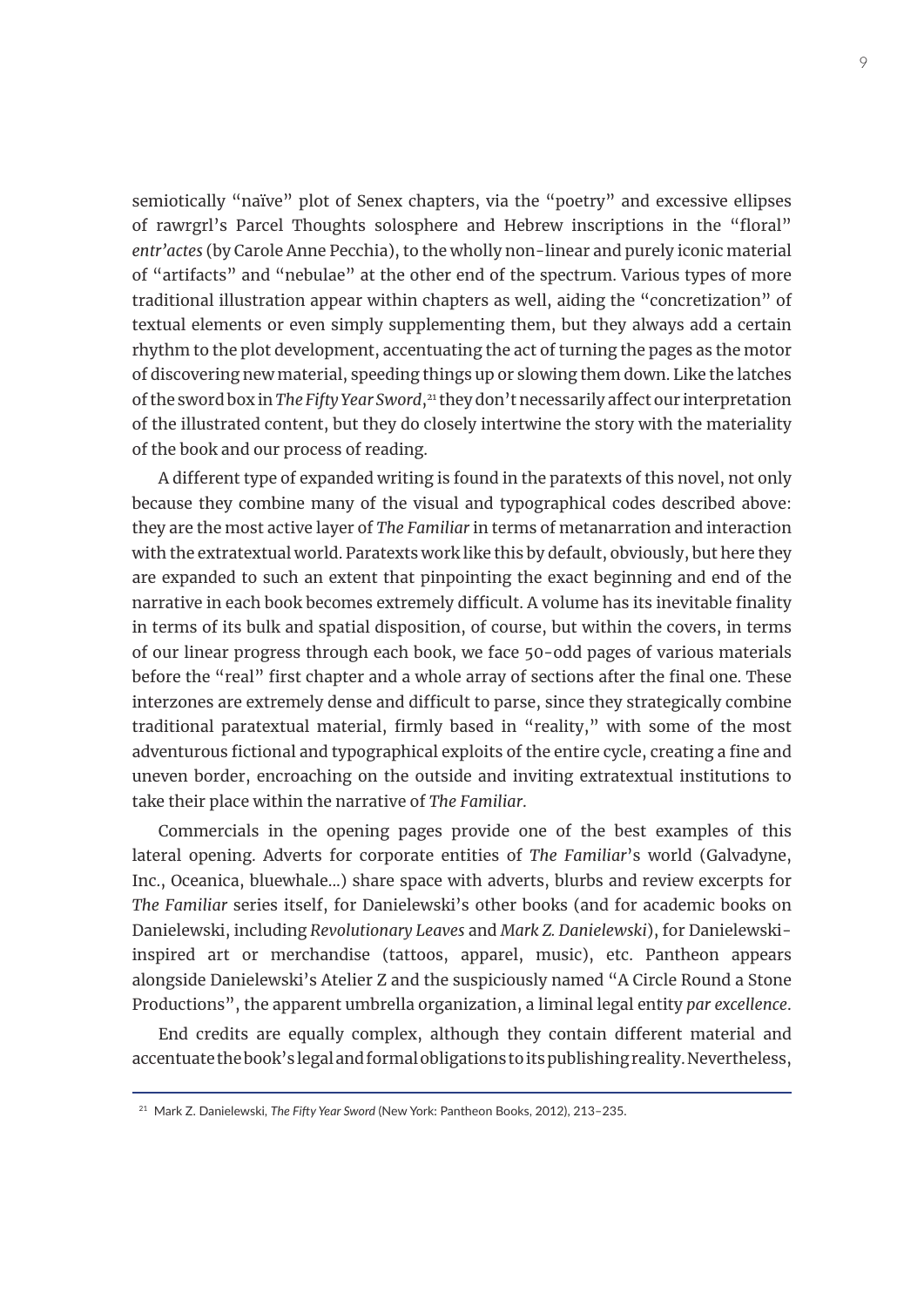semiotically "naïve" plot of Senex chapters, via the "poetry" and excessive ellipses of rawrgrl's Parcel Thoughts solosphere and Hebrew inscriptions in the "floral" *entr'actes* (by Carole Anne Pecchia), to the wholly non-linear and purely iconic material of "artifacts" and "nebulae" at the other end of the spectrum. Various types of more traditional illustration appear within chapters as well, aiding the "concretization" of textual elements or even simply supplementing them, but they always add a certain rhythm to the plot development, accentuating the act of turning the pages as the motor of discovering new material, speeding things up or slowing them down. Like the latches of the sword box in *The Fifty Year Sword*,[21] they don't necessarily affect our interpretation of the illustrated content, but they do closely intertwine the story with the materiality of the book and our process of reading.

A different type of expanded writing is found in the paratexts of this novel, not only because they combine many of the visual and typographical codes described above: they are the most active layer of *The Familiar* in terms of metanarration and interaction with the extratextual world. Paratexts work like this by default, obviously, but here they are expanded to such an extent that pinpointing the exact beginning and end of the narrative in each book becomes extremely difficult. A volume has its inevitable finality in terms of its bulk and spatial disposition, of course, but within the covers, in terms of our linear progress through each book, we face 50-odd pages of various materials before the "real" first chapter and a whole array of sections after the final one. These interzones are extremely dense and difficult to parse, since they strategically combine traditional paratextual material, firmly based in "reality," with some of the most adventurous fictional and typographical exploits of the entire cycle, creating a fine and uneven border, encroaching on the outside and inviting extratextual institutions to take their place within the narrative of *The Familiar*.

Commercials in the opening pages provide one of the best examples of this lateral opening. Adverts for corporate entities of *The Familiar*'s world (Galvadyne, Inc., Oceanica, bluewhale…) share space with adverts, blurbs and review excerpts for *The Familiar* series itself, for Danielewski's other books (and for academic books on Danielewski, including *Revolutionary Leaves* and *Mark Z. Danielewski*), for Danielewski-inspired art or merchandise (tattoos, apparel, music), etc. Pantheon appears alongside Danielewski's Atelier Z and the suspiciously named "A Circle Round a Stone Productions", the apparent umbrella organization, a liminal legal entity *par excellence*.

End credits are equally complex, although they contain different material and accentuate the book's legal and formal obligations to its publishing reality. Nevertheless,

---

[21] Mark Z. Danielewski, *The Fifty Year Sword* (New York: Pantheon Books, 2012), 213–235.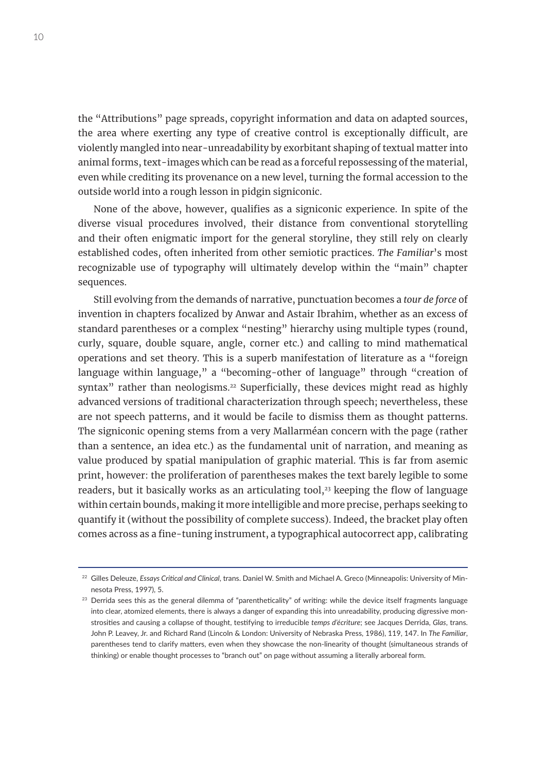the “Attributions” page spreads, copyright information and data on adapted sources, the area where exerting any type of creative control is exceptionally difficult, are violently mangled into near-unreadability by exorbitant shaping of textual matter into animal forms, text-images which can be read as a forceful repossessing of the material, even while crediting its provenance on a new level, turning the formal accession to the outside world into a rough lesson in pidgin signiconic.

None of the above, however, qualifies as a signiconic experience. In spite of the diverse visual procedures involved, their distance from conventional storytelling and their often enigmatic import for the general storyline, they still rely on clearly established codes, often inherited from other semiotic practices. *The Familiar*’s most recognizable use of typography will ultimately develop within the “main” chapter sequences.

Still evolving from the demands of narrative, punctuation becomes a *tour de force* of invention in chapters focalized by Anwar and Astair Ibrahim, whether as an excess of standard parentheses or a complex “nesting” hierarchy using multiple types (round, curly, square, double square, angle, corner etc.) and calling to mind mathematical operations and set theory. This is a superb manifestation of literature as a “foreign language within language,” a “becoming-other of language” through “creation of syntax” rather than neologisms.[22] Superficially, these devices might read as highly advanced versions of traditional characterization through speech; nevertheless, these are not speech patterns, and it would be facile to dismiss them as thought patterns. The signiconic opening stems from a very Mallarméan concern with the page (rather than a sentence, an idea etc.) as the fundamental unit of narration, and meaning as value produced by spatial manipulation of graphic material. This is far from asemic print, however: the proliferation of parentheses makes the text barely legible to some readers, but it basically works as an articulating tool,[23] keeping the flow of language within certain bounds, making it more intelligible and more precise, perhaps seeking to quantify it (without the possibility of complete success). Indeed, the bracket play often comes across as a fine-tuning instrument, a typographical autocorrect app, calibrating

---

[22] Gilles Deleuze, *Essays Critical and Clinical*, trans. Daniel W. Smith and Michael A. Greco (Minneapolis: University of Minnesota Press, 1997), 5.

[23] Derrida sees this as the general dilemma of “parentheticality” of writing: while the device itself fragments language into clear, atomized elements, there is always a danger of expanding this into unreadability, producing digressive monstrosities and causing a collapse of thought, testifying to irreducible *temps d’écriture*; see Jacques Derrida, *Glas*, trans. John P. Leavey, Jr. and Richard Rand (Lincoln & London: University of Nebraska Press, 1986), 119, 147. In *The Familiar*, parentheses tend to clarify matters, even when they showcase the non-linearity of thought (simultaneous strands of thinking) or enable thought processes to “branch out” on page without assuming a literally arboreal form.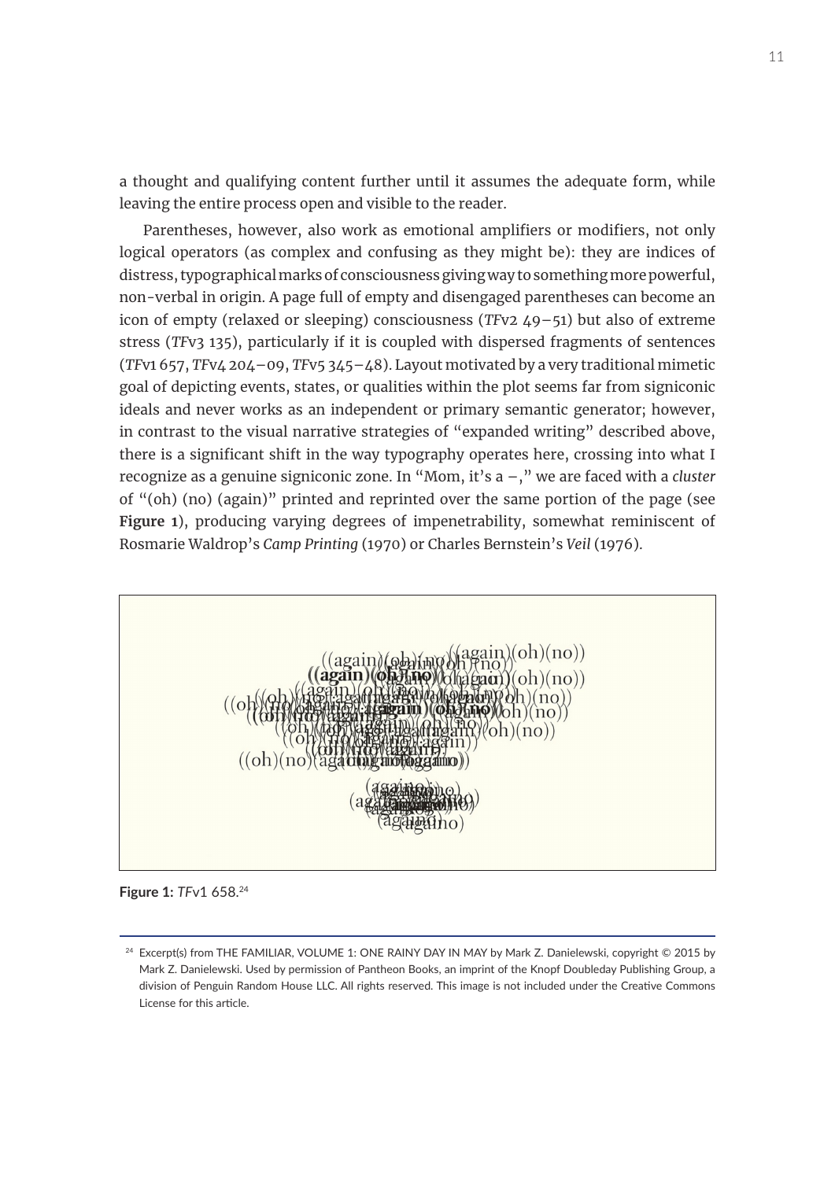a thought and qualifying content further until it assumes the adequate form, while leaving the entire process open and visible to the reader.

Parentheses, however, also work as emotional amplifiers or modifiers, not only logical operators (as complex and confusing as they might be): they are indices of distress, typographical marks of consciousness giving way to something more powerful, non-verbal in origin. A page full of empty and disengaged parentheses can become an icon of empty (relaxed or sleeping) consciousness (*TF*v2 49–51) but also of extreme stress (*TF*v3 135), particularly if it is coupled with dispersed fragments of sentences (*TF*v1 657, *TF*v4 204–09, *TF*v5 345–48). Layout motivated by a very traditional mimetic goal of depicting events, states, or qualities within the plot seems far from signiconic ideals and never works as an independent or primary semantic generator; however, in contrast to the visual narrative strategies of "expanded writing" described above, there is a significant shift in the way typography operates here, crossing into what I recognize as a genuine signiconic zone. In "Mom, it's a –," we are faced with a *cluster* of "(oh) (no) (again)" printed and reprinted over the same portion of the page (see **Figure 1**), producing varying degrees of impenetrability, somewhat reminiscent of Rosmarie Waldrop's *Camp Printing* (1970) or Charles Bernstein's *Veil* (1976).

**Figure 1:** *TF*v1 658.[24]

[24] Excerpt(s) from THE FAMILIAR, VOLUME 1: ONE RAINY DAY IN MAY by Mark Z. Danielewski, copyright © 2015 by Mark Z. Danielewski. Used by permission of Pantheon Books, an imprint of the Knopf Doubleday Publishing Group, a division of Penguin Random House LLC. All rights reserved. This image is not included under the Creative Commons License for this article.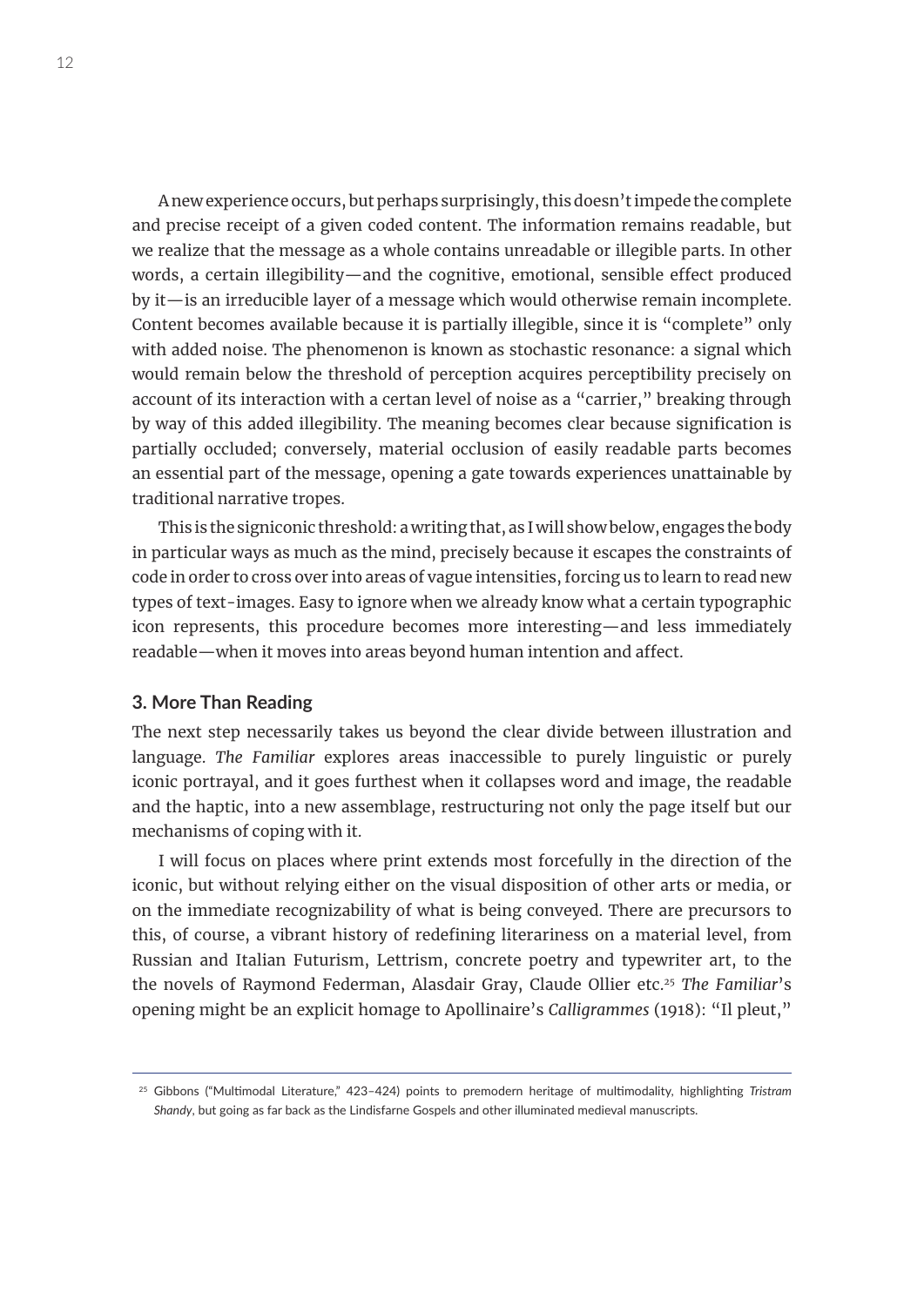A new experience occurs, but perhaps surprisingly, this doesn't impede the complete and precise receipt of a given coded content. The information remains readable, but we realize that the message as a whole contains unreadable or illegible parts. In other words, a certain illegibility—and the cognitive, emotional, sensible effect produced by it—is an irreducible layer of a message which would otherwise remain incomplete. Content becomes available because it is partially illegible, since it is "complete" only with added noise. The phenomenon is known as stochastic resonance: a signal which would remain below the threshold of perception acquires perceptibility precisely on account of its interaction with a certan level of noise as a "carrier," breaking through by way of this added illegibility. The meaning becomes clear because signification is partially occluded; conversely, material occlusion of easily readable parts becomes an essential part of the message, opening a gate towards experiences unattainable by traditional narrative tropes.

This is the signiconic threshold: a writing that, as I will show below, engages the body in particular ways as much as the mind, precisely because it escapes the constraints of code in order to cross over into areas of vague intensities, forcing us to learn to read new types of text-images. Easy to ignore when we already know what a certain typographic icon represents, this procedure becomes more interesting—and less immediately readable—when it moves into areas beyond human intention and affect.

### 3. More Than Reading

The next step necessarily takes us beyond the clear divide between illustration and language. *The Familiar* explores areas inaccessible to purely linguistic or purely iconic portrayal, and it goes furthest when it collapses word and image, the readable and the haptic, into a new assemblage, restructuring not only the page itself but our mechanisms of coping with it.

I will focus on places where print extends most forcefully in the direction of the iconic, but without relying either on the visual disposition of other arts or media, or on the immediate recognizability of what is being conveyed. There are precursors to this, of course, a vibrant history of redefining literariness on a material level, from Russian and Italian Futurism, Lettrism, concrete poetry and typewriter art, to the the novels of Raymond Federman, Alasdair Gray, Claude Ollier etc.[25] *The Familiar*'s opening might be an explicit homage to Apollinaire's *Calligrammes* (1918): "Il pleut,"

[25] Gibbons ("Multimodal Literature," 423–424) points to premodern heritage of multimodality, highlighting *Tristram Shandy*, but going as far back as the Lindisfarne Gospels and other illuminated medieval manuscripts.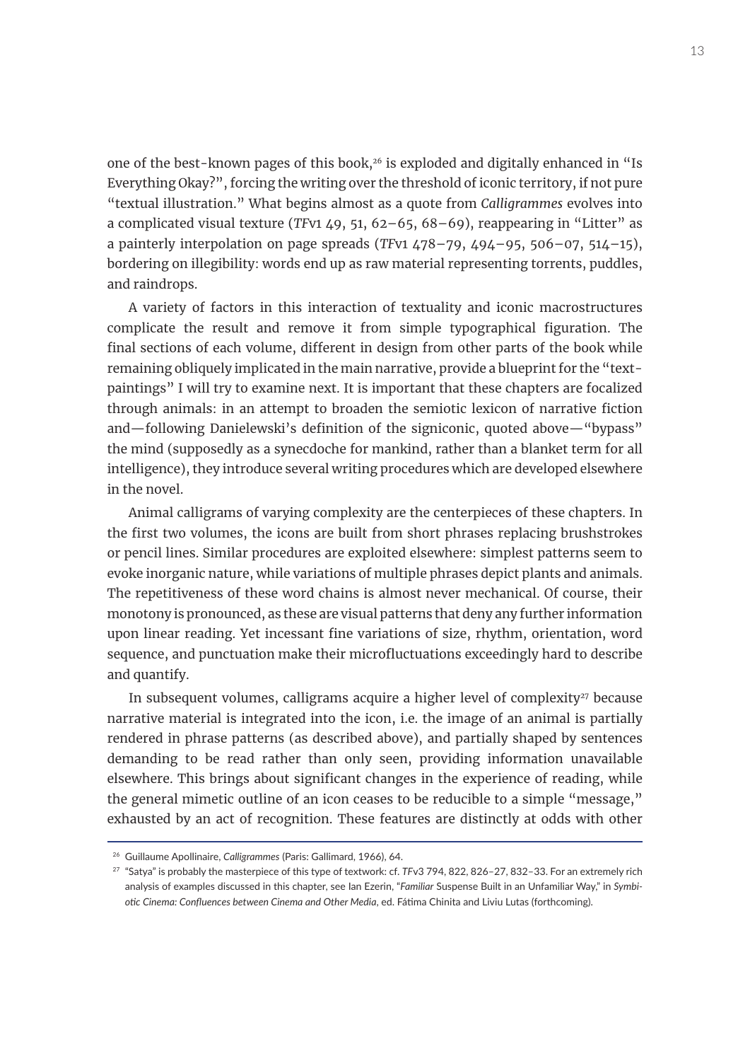one of the best-known pages of this book,[26] is exploded and digitally enhanced in "Is Everything Okay?", forcing the writing over the threshold of iconic territory, if not pure "textual illustration." What begins almost as a quote from *Calligrammes* evolves into a complicated visual texture (*TF*v1 49, 51, 62–65, 68–69), reappearing in "Litter" as a painterly interpolation on page spreads (*TF*v1 478–79, 494–95, 506–07, 514–15), bordering on illegibility: words end up as raw material representing torrents, puddles, and raindrops.

A variety of factors in this interaction of textuality and iconic macrostructures complicate the result and remove it from simple typographical figuration. The final sections of each volume, different in design from other parts of the book while remaining obliquely implicated in the main narrative, provide a blueprint for the "text-paintings" I will try to examine next. It is important that these chapters are focalized through animals: in an attempt to broaden the semiotic lexicon of narrative fiction and—following Danielewski's definition of the signiconic, quoted above—"bypass" the mind (supposedly as a synecdoche for mankind, rather than a blanket term for all intelligence), they introduce several writing procedures which are developed elsewhere in the novel.

Animal calligrams of varying complexity are the centerpieces of these chapters. In the first two volumes, the icons are built from short phrases replacing brushstrokes or pencil lines. Similar procedures are exploited elsewhere: simplest patterns seem to evoke inorganic nature, while variations of multiple phrases depict plants and animals. The repetitiveness of these word chains is almost never mechanical. Of course, their monotony is pronounced, as these are visual patterns that deny any further information upon linear reading. Yet incessant fine variations of size, rhythm, orientation, word sequence, and punctuation make their microfluctuations exceedingly hard to describe and quantify.

In subsequent volumes, calligrams acquire a higher level of complexity[27] because narrative material is integrated into the icon, i.e. the image of an animal is partially rendered in phrase patterns (as described above), and partially shaped by sentences demanding to be read rather than only seen, providing information unavailable elsewhere. This brings about significant changes in the experience of reading, while the general mimetic outline of an icon ceases to be reducible to a simple "message," exhausted by an act of recognition. These features are distinctly at odds with other

---

[26] Guillaume Apollinaire, *Calligrammes* (Paris: Gallimard, 1966), 64.

[27] "Satya" is probably the masterpiece of this type of textwork: cf. *TF*v3 794, 822, 826–27, 832–33. For an extremely rich analysis of examples discussed in this chapter, see Ian Ezerin, "*Familiar* Suspense Built in an Unfamiliar Way," in *Symbiotic Cinema: Confluences between Cinema and Other Media*, ed. Fátima Chinita and Liviu Lutas (forthcoming).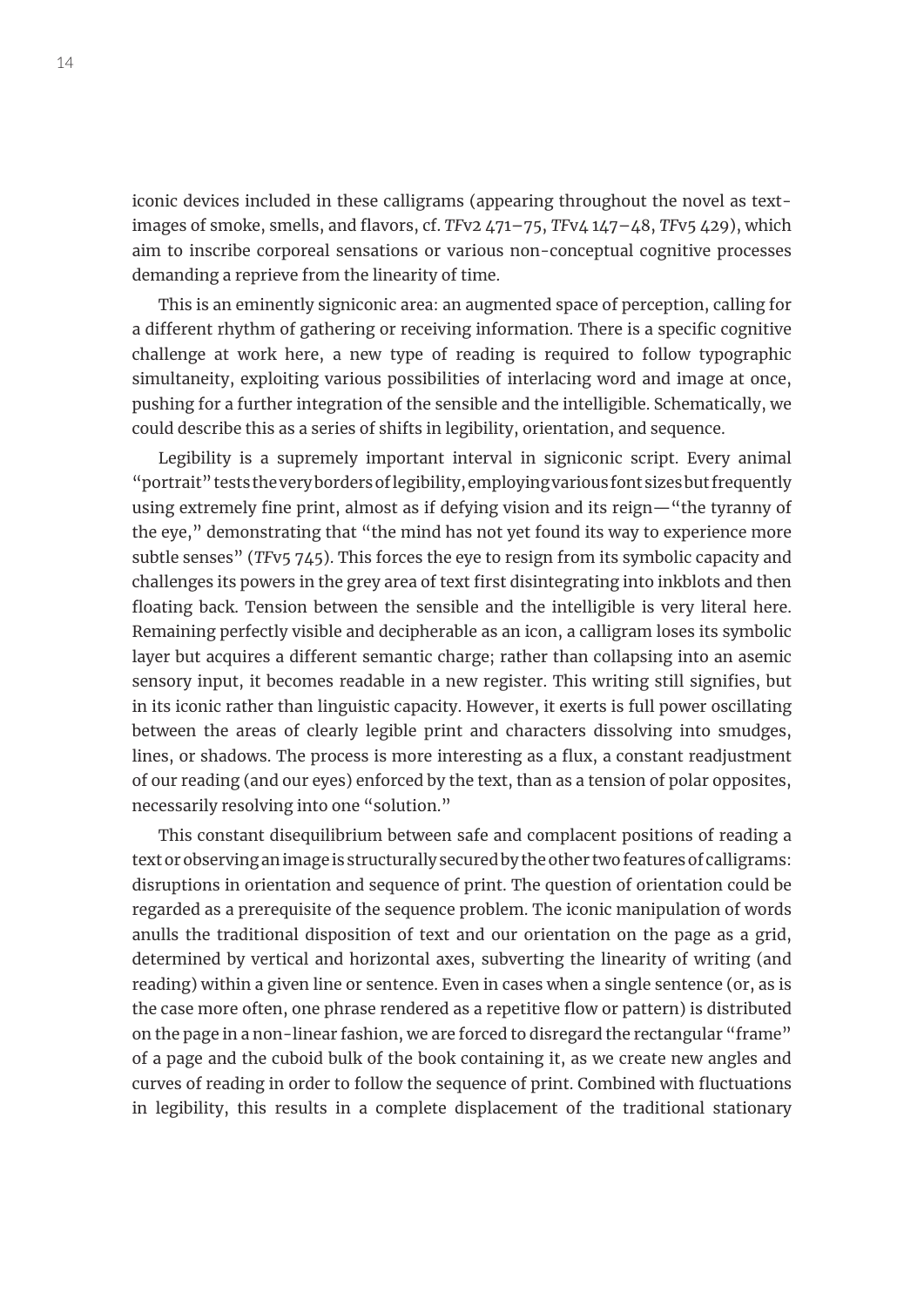iconic devices included in these calligrams (appearing throughout the novel as text-images of smoke, smells, and flavors, cf. *TF*v2 471–75, *TF*v4 147–48, *TF*v5 429), which aim to inscribe corporeal sensations or various non-conceptual cognitive processes demanding a reprieve from the linearity of time.

This is an eminently signiconic area: an augmented space of perception, calling for a different rhythm of gathering or receiving information. There is a specific cognitive challenge at work here, a new type of reading is required to follow typographic simultaneity, exploiting various possibilities of interlacing word and image at once, pushing for a further integration of the sensible and the intelligible. Schematically, we could describe this as a series of shifts in legibility, orientation, and sequence.

Legibility is a supremely important interval in signiconic script. Every animal "portrait" tests the very borders of legibility, employing various font sizes but frequently using extremely fine print, almost as if defying vision and its reign—"the tyranny of the eye," demonstrating that "the mind has not yet found its way to experience more subtle senses" (*TF*v5 745). This forces the eye to resign from its symbolic capacity and challenges its powers in the grey area of text first disintegrating into inkblots and then floating back. Tension between the sensible and the intelligible is very literal here. Remaining perfectly visible and decipherable as an icon, a calligram loses its symbolic layer but acquires a different semantic charge; rather than collapsing into an asemic sensory input, it becomes readable in a new register. This writing still signifies, but in its iconic rather than linguistic capacity. However, it exerts is full power oscillating between the areas of clearly legible print and characters dissolving into smudges, lines, or shadows. The process is more interesting as a flux, a constant readjustment of our reading (and our eyes) enforced by the text, than as a tension of polar opposites, necessarily resolving into one "solution."

This constant disequilibrium between safe and complacent positions of reading a text or observing an image is structurally secured by the other two features of calligrams: disruptions in orientation and sequence of print. The question of orientation could be regarded as a prerequisite of the sequence problem. The iconic manipulation of words anulls the traditional disposition of text and our orientation on the page as a grid, determined by vertical and horizontal axes, subverting the linearity of writing (and reading) within a given line or sentence. Even in cases when a single sentence (or, as is the case more often, one phrase rendered as a repetitive flow or pattern) is distributed on the page in a non-linear fashion, we are forced to disregard the rectangular "frame" of a page and the cuboid bulk of the book containing it, as we create new angles and curves of reading in order to follow the sequence of print. Combined with fluctuations in legibility, this results in a complete displacement of the traditional stationary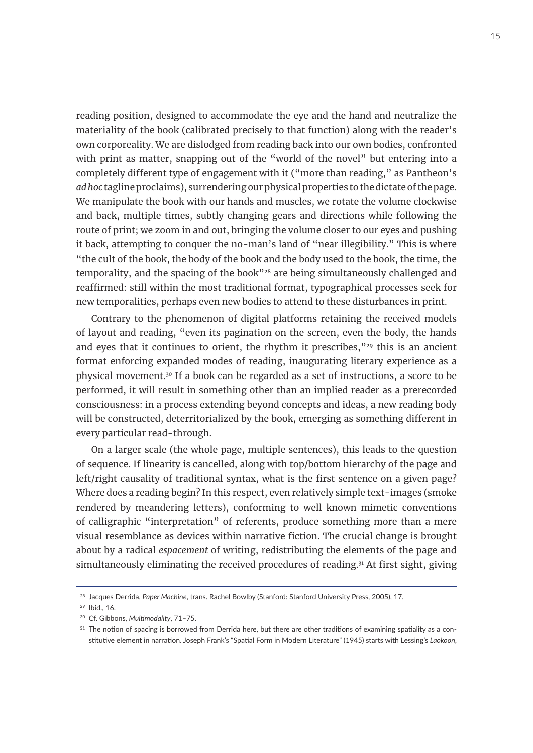reading position, designed to accommodate the eye and the hand and neutralize the materiality of the book (calibrated precisely to that function) along with the reader's own corporeality. We are dislodged from reading back into our own bodies, confronted with print as matter, snapping out of the "world of the novel" but entering into a completely different type of engagement with it ("more than reading," as Pantheon's *ad hoc* tagline proclaims), surrendering our physical properties to the dictate of the page. We manipulate the book with our hands and muscles, we rotate the volume clockwise and back, multiple times, subtly changing gears and directions while following the route of print; we zoom in and out, bringing the volume closer to our eyes and pushing it back, attempting to conquer the no-man's land of "near illegibility." This is where "the cult of the book, the body of the book and the body used to the book, the time, the temporality, and the spacing of the book"[28] are being simultaneously challenged and reaffirmed: still within the most traditional format, typographical processes seek for new temporalities, perhaps even new bodies to attend to these disturbances in print.

Contrary to the phenomenon of digital platforms retaining the received models of layout and reading, "even its pagination on the screen, even the body, the hands and eyes that it continues to orient, the rhythm it prescribes,"[29] this is an ancient format enforcing expanded modes of reading, inaugurating literary experience as a physical movement.[30] If a book can be regarded as a set of instructions, a score to be performed, it will result in something other than an implied reader as a prerecorded consciousness: in a process extending beyond concepts and ideas, a new reading body will be constructed, deterritorialized by the book, emerging as something different in every particular read-through.

On a larger scale (the whole page, multiple sentences), this leads to the question of sequence. If linearity is cancelled, along with top/bottom hierarchy of the page and left/right causality of traditional syntax, what is the first sentence on a given page? Where does a reading begin? In this respect, even relatively simple text-images (smoke rendered by meandering letters), conforming to well known mimetic conventions of calligraphic "interpretation" of referents, produce something more than a mere visual resemblance as devices within narrative fiction. The crucial change is brought about by a radical *espacement* of writing, redistributing the elements of the page and simultaneously eliminating the received procedures of reading.[31] At first sight, giving

---

[28] Jacques Derrida, *Paper Machine*, trans. Rachel Bowlby (Stanford: Stanford University Press, 2005), 17.

[29] Ibid., 16.

[30] Cf. Gibbons, *Multimodality*, 71–75.

[31] The notion of spacing is borrowed from Derrida here, but there are other traditions of examining spatiality as a constitutive element in narration. Joseph Frank's "Spatial Form in Modern Literature" (1945) starts with Lessing's *Laokoon*,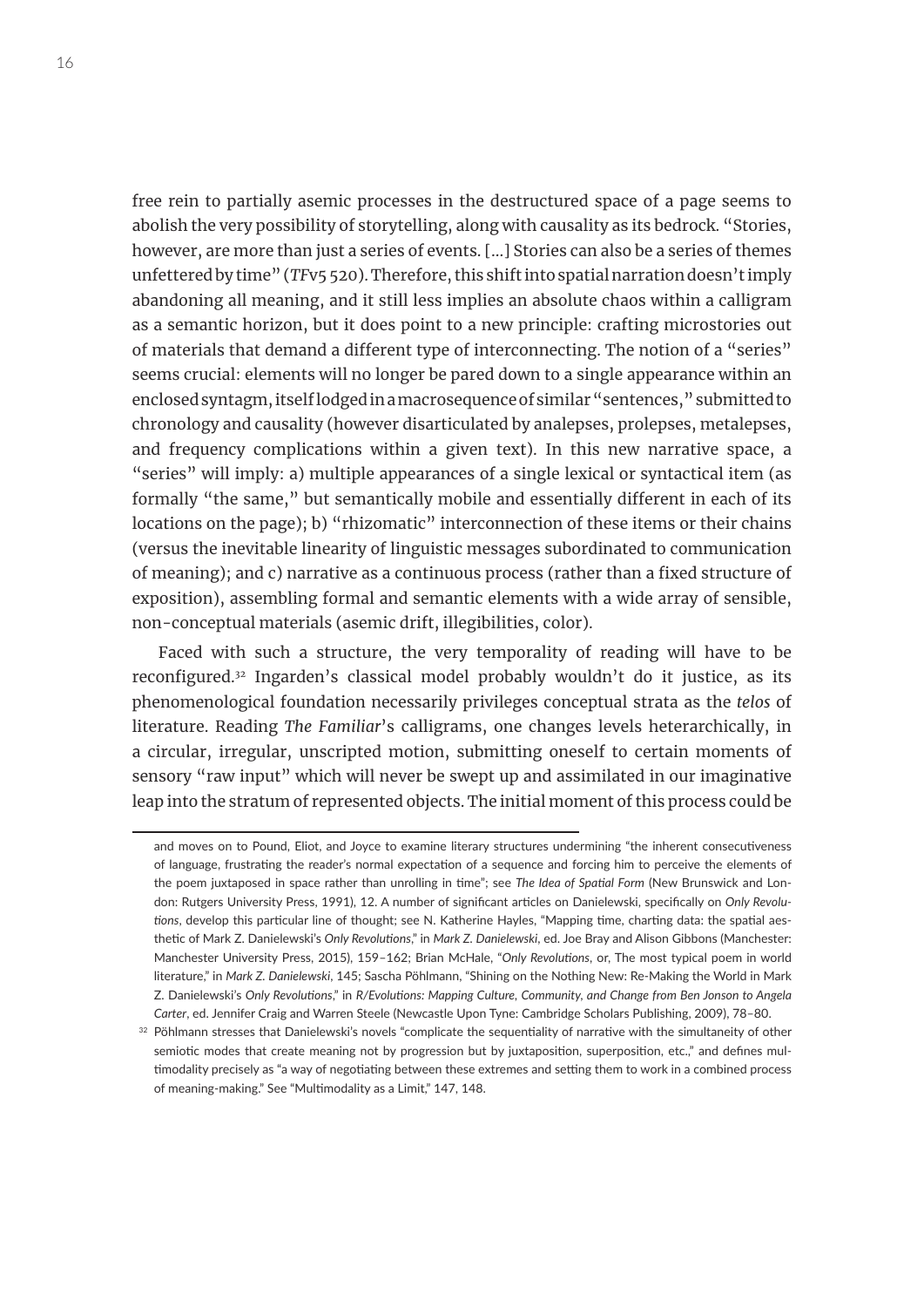free rein to partially asemic processes in the destructured space of a page seems to abolish the very possibility of storytelling, along with causality as its bedrock. "Stories, however, are more than just a series of events. [...] Stories can also be a series of themes unfettered by time" (*TF*v5 520). Therefore, this shift into spatial narration doesn't imply abandoning all meaning, and it still less implies an absolute chaos within a calligram as a semantic horizon, but it does point to a new principle: crafting microstories out of materials that demand a different type of interconnecting. The notion of a "series" seems crucial: elements will no longer be pared down to a single appearance within an enclosed syntagm, itself lodged in a macrosequence of similar "sentences," submitted to chronology and causality (however disarticulated by analepses, prolepses, metalepses, and frequency complications within a given text). In this new narrative space, a "series" will imply: a) multiple appearances of a single lexical or syntactical item (as formally "the same," but semantically mobile and essentially different in each of its locations on the page); b) "rhizomatic" interconnection of these items or their chains (versus the inevitable linearity of linguistic messages subordinated to communication of meaning); and c) narrative as a continuous process (rather than a fixed structure of exposition), assembling formal and semantic elements with a wide array of sensible, non-conceptual materials (asemic drift, illegibilities, color).

Faced with such a structure, the very temporality of reading will have to be reconfigured.[32] Ingarden's classical model probably wouldn't do it justice, as its phenomenological foundation necessarily privileges conceptual strata as the *telos* of literature. Reading *The Familiar*'s calligrams, one changes levels heterarchically, in a circular, irregular, unscripted motion, submitting oneself to certain moments of sensory "raw input" which will never be swept up and assimilated in our imaginative leap into the stratum of represented objects. The initial moment of this process could be

---

and moves on to Pound, Eliot, and Joyce to examine literary structures undermining "the inherent consecutiveness of language, frustrating the reader's normal expectation of a sequence and forcing him to perceive the elements of the poem juxtaposed in space rather than unrolling in time"; see *The Idea of Spatial Form* (New Brunswick and London: Rutgers University Press, 1991), 12. A number of significant articles on Danielewski, specifically on *Only Revolutions*, develop this particular line of thought; see N. Katherine Hayles, "Mapping time, charting data: the spatial aesthetic of Mark Z. Danielewski's *Only Revolutions*," in *Mark Z. Danielewski*, ed. Joe Bray and Alison Gibbons (Manchester: Manchester University Press, 2015), 159–162; Brian McHale, "*Only Revolutions*, or, The most typical poem in world literature," in *Mark Z. Danielewski*, 145; Sascha Pöhlmann, "Shining on the Nothing New: Re-Making the World in Mark Z. Danielewski's *Only Revolutions*," in *R/Evolutions: Mapping Culture, Community, and Change from Ben Jonson to Angela Carter*, ed. Jennifer Craig and Warren Steele (Newcastle Upon Tyne: Cambridge Scholars Publishing, 2009), 78–80.

[32] Pöhlmann stresses that Danielewski's novels "complicate the sequentiality of narrative with the simultaneity of other semiotic modes that create meaning not by progression but by juxtaposition, superposition, etc.," and defines multimodality precisely as "a way of negotiating between these extremes and setting them to work in a combined process of meaning-making." See "Multimodality as a Limit," 147, 148.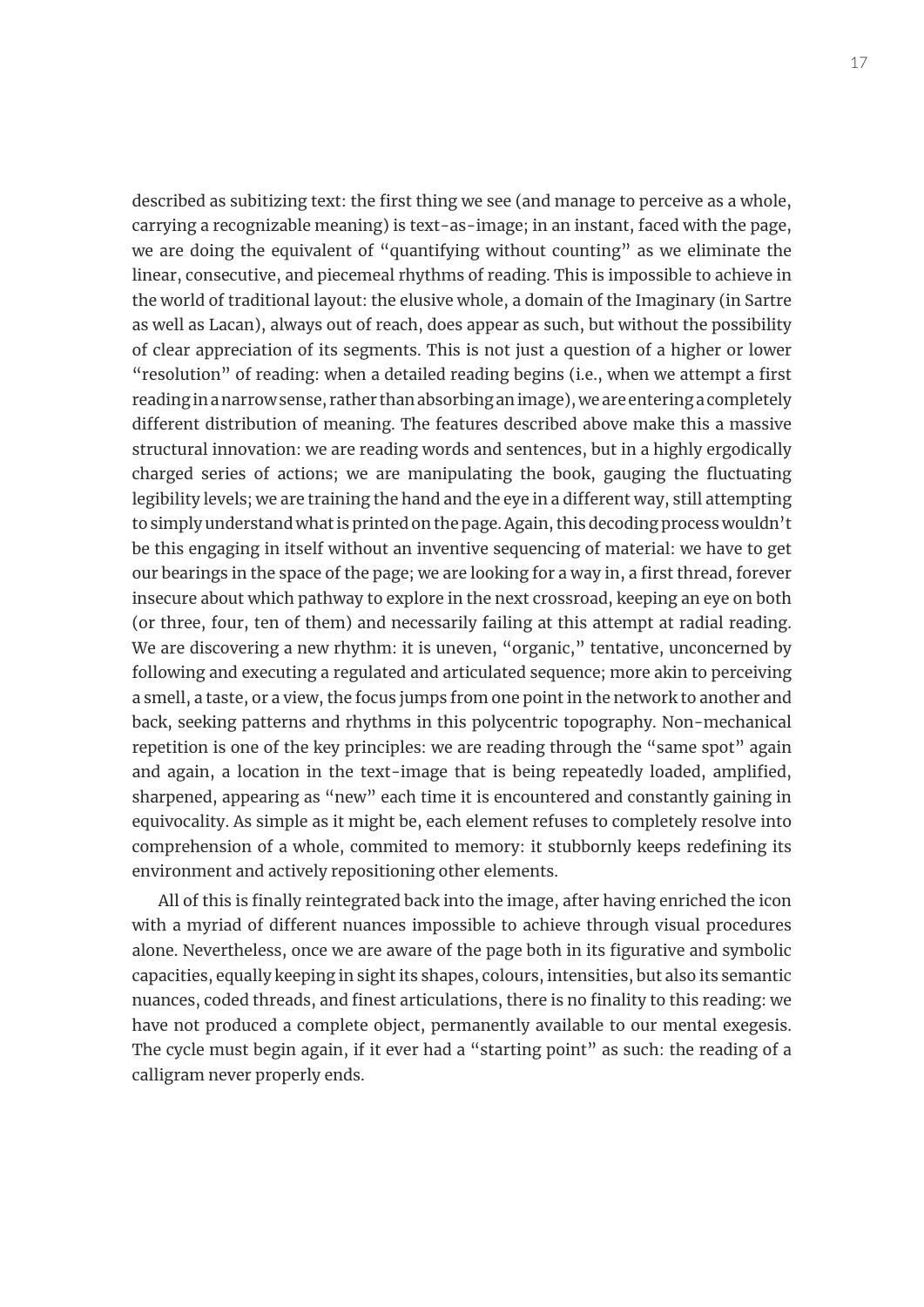described as subitizing text: the first thing we see (and manage to perceive as a whole, carrying a recognizable meaning) is text-as-image; in an instant, faced with the page, we are doing the equivalent of "quantifying without counting" as we eliminate the linear, consecutive, and piecemeal rhythms of reading. This is impossible to achieve in the world of traditional layout: the elusive whole, a domain of the Imaginary (in Sartre as well as Lacan), always out of reach, does appear as such, but without the possibility of clear appreciation of its segments. This is not just a question of a higher or lower "resolution" of reading: when a detailed reading begins (i.e., when we attempt a first reading in a narrow sense, rather than absorbing an image), we are entering a completely different distribution of meaning. The features described above make this a massive structural innovation: we are reading words and sentences, but in a highly ergodically charged series of actions; we are manipulating the book, gauging the fluctuating legibility levels; we are training the hand and the eye in a different way, still attempting to simply understand what is printed on the page. Again, this decoding process wouldn't be this engaging in itself without an inventive sequencing of material: we have to get our bearings in the space of the page; we are looking for a way in, a first thread, forever insecure about which pathway to explore in the next crossroad, keeping an eye on both (or three, four, ten of them) and necessarily failing at this attempt at radial reading. We are discovering a new rhythm: it is uneven, "organic," tentative, unconcerned by following and executing a regulated and articulated sequence; more akin to perceiving a smell, a taste, or a view, the focus jumps from one point in the network to another and back, seeking patterns and rhythms in this polycentric topography. Non-mechanical repetition is one of the key principles: we are reading through the "same spot" again and again, a location in the text-image that is being repeatedly loaded, amplified, sharpened, appearing as "new" each time it is encountered and constantly gaining in equivocality. As simple as it might be, each element refuses to completely resolve into comprehension of a whole, commited to memory: it stubbornly keeps redefining its environment and actively repositioning other elements.

All of this is finally reintegrated back into the image, after having enriched the icon with a myriad of different nuances impossible to achieve through visual procedures alone. Nevertheless, once we are aware of the page both in its figurative and symbolic capacities, equally keeping in sight its shapes, colours, intensities, but also its semantic nuances, coded threads, and finest articulations, there is no finality to this reading: we have not produced a complete object, permanently available to our mental exegesis. The cycle must begin again, if it ever had a "starting point" as such: the reading of a calligram never properly ends.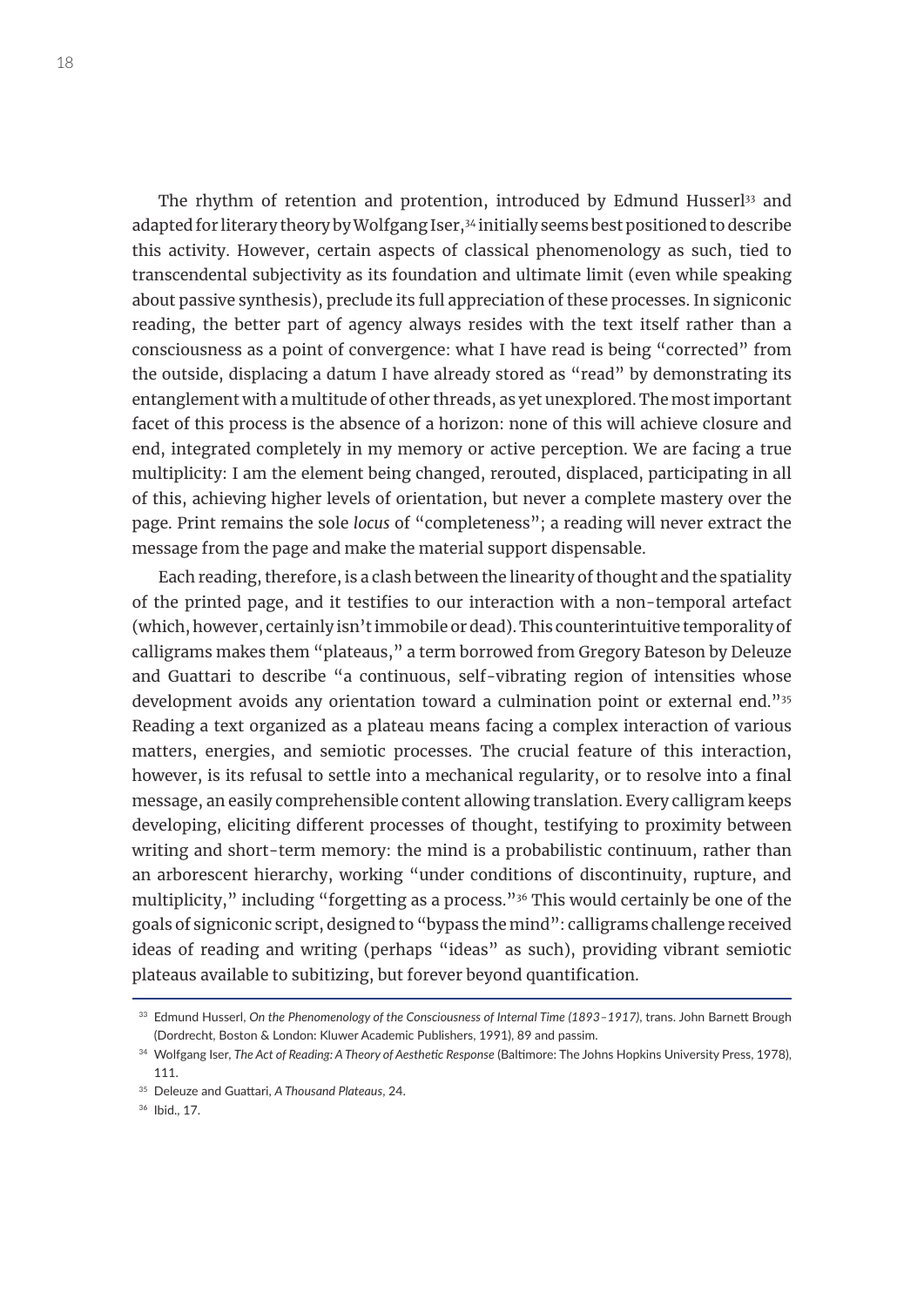The rhythm of retention and protention, introduced by Edmund Husserl[33] and adapted for literary theory by Wolfgang Iser,[34] initially seems best positioned to describe this activity. However, certain aspects of classical phenomenology as such, tied to transcendental subjectivity as its foundation and ultimate limit (even while speaking about passive synthesis), preclude its full appreciation of these processes. In signiconic reading, the better part of agency always resides with the text itself rather than a consciousness as a point of convergence: what I have read is being "corrected" from the outside, displacing a datum I have already stored as "read" by demonstrating its entanglement with a multitude of other threads, as yet unexplored. The most important facet of this process is the absence of a horizon: none of this will achieve closure and end, integrated completely in my memory or active perception. We are facing a true multiplicity: I am the element being changed, rerouted, displaced, participating in all of this, achieving higher levels of orientation, but never a complete mastery over the page. Print remains the sole *locus* of "completeness"; a reading will never extract the message from the page and make the material support dispensable.

Each reading, therefore, is a clash between the linearity of thought and the spatiality of the printed page, and it testifies to our interaction with a non-temporal artefact (which, however, certainly isn't immobile or dead). This counterintuitive temporality of calligrams makes them "plateaus," a term borrowed from Gregory Bateson by Deleuze and Guattari to describe "a continuous, self-vibrating region of intensities whose development avoids any orientation toward a culmination point or external end."[35] Reading a text organized as a plateau means facing a complex interaction of various matters, energies, and semiotic processes. The crucial feature of this interaction, however, is its refusal to settle into a mechanical regularity, or to resolve into a final message, an easily comprehensible content allowing translation. Every calligram keeps developing, eliciting different processes of thought, testifying to proximity between writing and short-term memory: the mind is a probabilistic continuum, rather than an arborescent hierarchy, working "under conditions of discontinuity, rupture, and multiplicity," including "forgetting as a process."[36] This would certainly be one of the goals of signiconic script, designed to "bypass the mind": calligrams challenge received ideas of reading and writing (perhaps "ideas" as such), providing vibrant semiotic plateaus available to subitizing, but forever beyond quantification.

---

[33] Edmund Husserl, *On the Phenomenology of the Consciousness of Internal Time (1893–1917)*, trans. John Barnett Brough (Dordrecht, Boston & London: Kluwer Academic Publishers, 1991), 89 and passim.

[34] Wolfgang Iser, *The Act of Reading: A Theory of Aesthetic Response* (Baltimore: The Johns Hopkins University Press, 1978), 111.

[35] Deleuze and Guattari, *A Thousand Plateaus*, 24.

[36] Ibid., 17.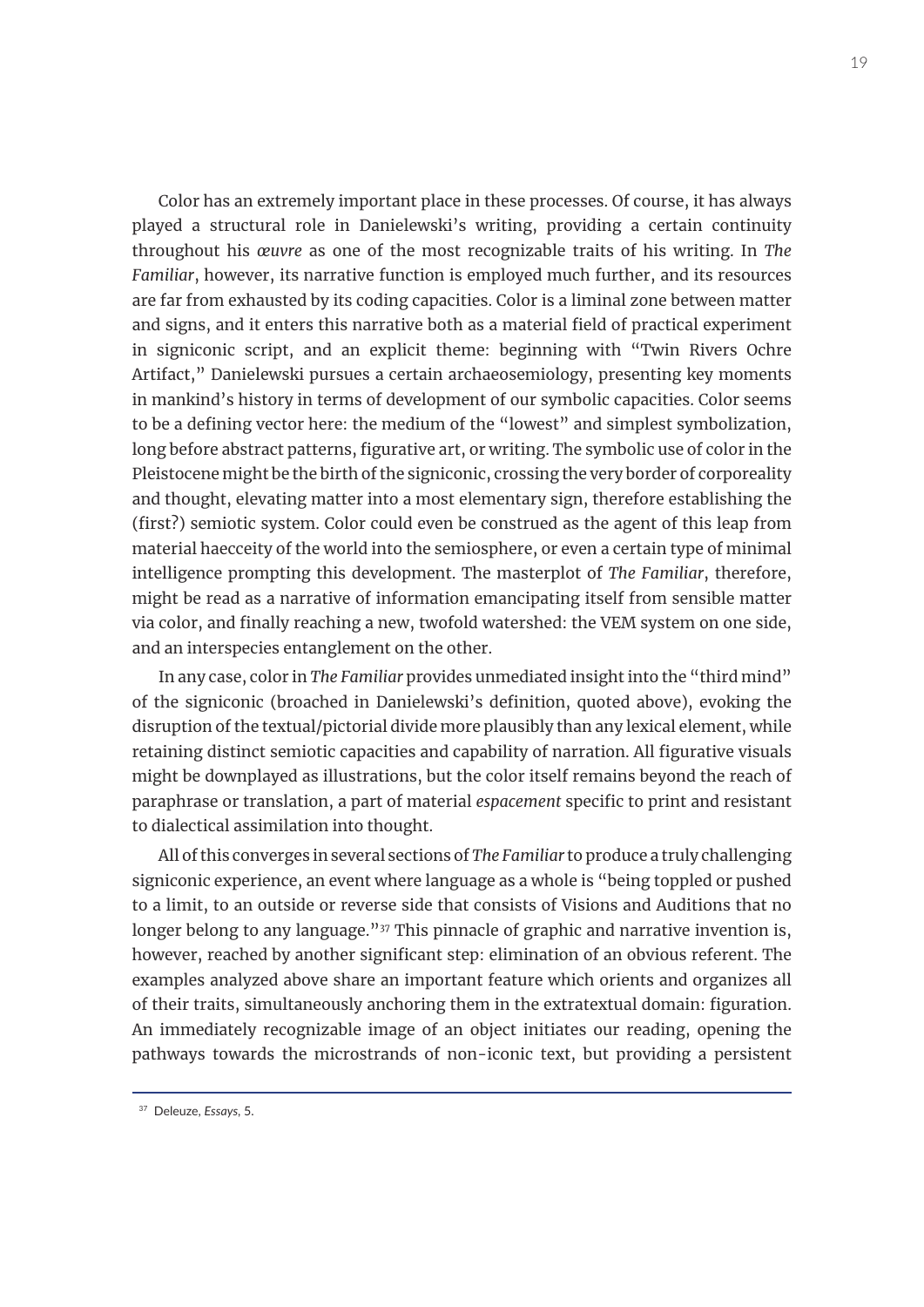Color has an extremely important place in these processes. Of course, it has always played a structural role in Danielewski's writing, providing a certain continuity throughout his *œuvre* as one of the most recognizable traits of his writing. In *The Familiar*, however, its narrative function is employed much further, and its resources are far from exhausted by its coding capacities. Color is a liminal zone between matter and signs, and it enters this narrative both as a material field of practical experiment in signiconic script, and an explicit theme: beginning with "Twin Rivers Ochre Artifact," Danielewski pursues a certain archaeosemiology, presenting key moments in mankind's history in terms of development of our symbolic capacities. Color seems to be a defining vector here: the medium of the "lowest" and simplest symbolization, long before abstract patterns, figurative art, or writing. The symbolic use of color in the Pleistocene might be the birth of the signiconic, crossing the very border of corporeality and thought, elevating matter into a most elementary sign, therefore establishing the (first?) semiotic system. Color could even be construed as the agent of this leap from material haecceity of the world into the semiosphere, or even a certain type of minimal intelligence prompting this development. The masterplot of *The Familiar*, therefore, might be read as a narrative of information emancipating itself from sensible matter via color, and finally reaching a new, twofold watershed: the VEM system on one side, and an interspecies entanglement on the other.

In any case, color in *The Familiar* provides unmediated insight into the "third mind" of the signiconic (broached in Danielewski's definition, quoted above), evoking the disruption of the textual/pictorial divide more plausibly than any lexical element, while retaining distinct semiotic capacities and capability of narration. All figurative visuals might be downplayed as illustrations, but the color itself remains beyond the reach of paraphrase or translation, a part of material *espacement* specific to print and resistant to dialectical assimilation into thought.

All of this converges in several sections of *The Familiar* to produce a truly challenging signiconic experience, an event where language as a whole is "being toppled or pushed to a limit, to an outside or reverse side that consists of Visions and Auditions that no longer belong to any language."[37] This pinnacle of graphic and narrative invention is, however, reached by another significant step: elimination of an obvious referent. The examples analyzed above share an important feature which orients and organizes all of their traits, simultaneously anchoring them in the extratextual domain: figuration. An immediately recognizable image of an object initiates our reading, opening the pathways towards the microstrands of non-iconic text, but providing a persistent

---

[37] Deleuze, *Essays*, 5.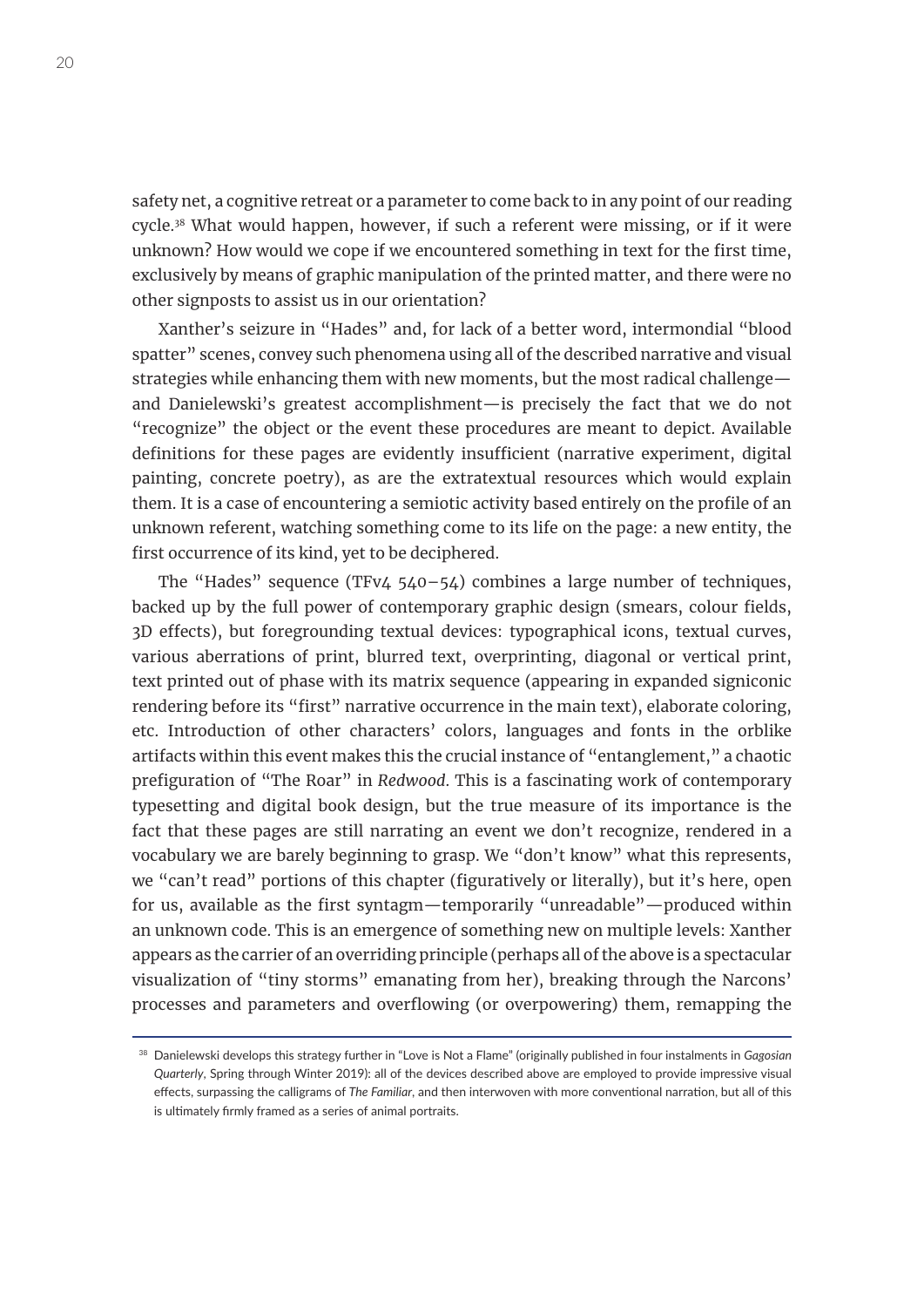safety net, a cognitive retreat or a parameter to come back to in any point of our reading cycle.[38] What would happen, however, if such a referent were missing, or if it were unknown? How would we cope if we encountered something in text for the first time, exclusively by means of graphic manipulation of the printed matter, and there were no other signposts to assist us in our orientation?

Xanther's seizure in "Hades" and, for lack of a better word, intermondial "blood spatter" scenes, convey such phenomena using all of the described narrative and visual strategies while enhancing them with new moments, but the most radical challenge—and Danielewski's greatest accomplishment—is precisely the fact that we do not "recognize" the object or the event these procedures are meant to depict. Available definitions for these pages are evidently insufficient (narrative experiment, digital painting, concrete poetry), as are the extratextual resources which would explain them. It is a case of encountering a semiotic activity based entirely on the profile of an unknown referent, watching something come to its life on the page: a new entity, the first occurrence of its kind, yet to be deciphered.

The "Hades" sequence (TFv4 540–54) combines a large number of techniques, backed up by the full power of contemporary graphic design (smears, colour fields, 3D effects), but foregrounding textual devices: typographical icons, textual curves, various aberrations of print, blurred text, overprinting, diagonal or vertical print, text printed out of phase with its matrix sequence (appearing in expanded signiconic rendering before its "first" narrative occurrence in the main text), elaborate coloring, etc. Introduction of other characters' colors, languages and fonts in the orblike artifacts within this event makes this the crucial instance of "entanglement," a chaotic prefiguration of "The Roar" in *Redwood*. This is a fascinating work of contemporary typesetting and digital book design, but the true measure of its importance is the fact that these pages are still narrating an event we don't recognize, rendered in a vocabulary we are barely beginning to grasp. We "don't know" what this represents, we "can't read" portions of this chapter (figuratively or literally), but it's here, open for us, available as the first syntagm—temporarily "unreadable"—produced within an unknown code. This is an emergence of something new on multiple levels: Xanther appears as the carrier of an overriding principle (perhaps all of the above is a spectacular visualization of "tiny storms" emanating from her), breaking through the Narcons' processes and parameters and overflowing (or overpowering) them, remapping the

[38] Danielewski develops this strategy further in "Love is Not a Flame" (originally published in four instalments in *Gagosian Quarterly*, Spring through Winter 2019): all of the devices described above are employed to provide impressive visual effects, surpassing the calligrams of *The Familiar*, and then interwoven with more conventional narration, but all of this is ultimately firmly framed as a series of animal portraits.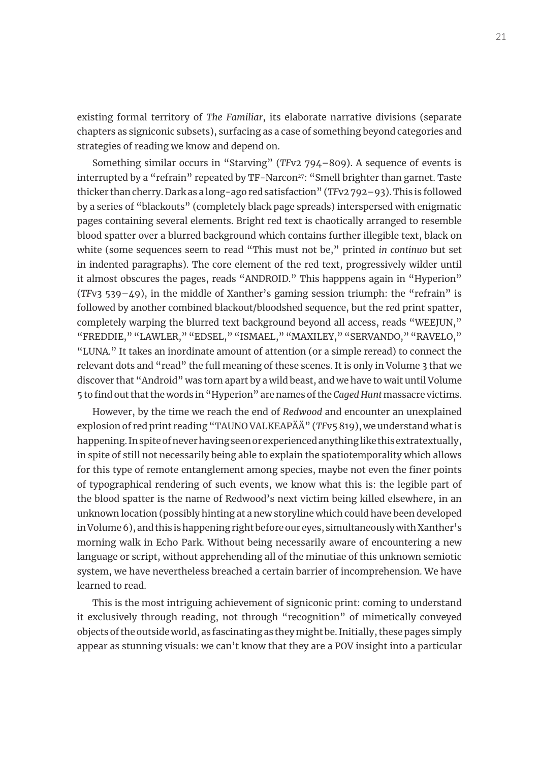existing formal territory of *The Familiar*, its elaborate narrative divisions (separate chapters as signiconic subsets), surfacing as a case of something beyond categories and strategies of reading we know and depend on.

Something similar occurs in "Starving" (*TF*v2 794–809). A sequence of events is interrupted by a "refrain" repeated by TF-Narcon[27]: "Smell brighter than garnet. Taste thicker than cherry. Dark as a long-ago red satisfaction" (*TF*v2 792–93). This is followed by a series of "blackouts" (completely black page spreads) interspersed with enigmatic pages containing several elements. Bright red text is chaotically arranged to resemble blood spatter over a blurred background which contains further illegible text, black on white (some sequences seem to read "This must not be," printed *in continuo* but set in indented paragraphs). The core element of the red text, progressively wilder until it almost obscures the pages, reads "ANDROID." This happpens again in "Hyperion" (*TF*v3 539–49), in the middle of Xanther's gaming session triumph: the "refrain" is followed by another combined blackout/bloodshed sequence, but the red print spatter, completely warping the blurred text background beyond all access, reads "WEEJUN," "FREDDIE," "LAWLER," "EDSEL," "ISMAEL," "MAXILEY," "SERVANDO," "RAVELO," "LUNA." It takes an inordinate amount of attention (or a simple reread) to connect the relevant dots and "read" the full meaning of these scenes. It is only in Volume 3 that we discover that "Android" was torn apart by a wild beast, and we have to wait until Volume 5 to find out that the words in "Hyperion" are names of the *Caged Hunt* massacre victims.

However, by the time we reach the end of *Redwood* and encounter an unexplained explosion of red print reading "TAUNO VALKEAPÄÄ" (*TF*v5 819), we understand what is happening. In spite of never having seen or experienced anything like this extratextually, in spite of still not necessarily being able to explain the spatiotemporality which allows for this type of remote entanglement among species, maybe not even the finer points of typographical rendering of such events, we know what this is: the legible part of the blood spatter is the name of Redwood's next victim being killed elsewhere, in an unknown location (possibly hinting at a new storyline which could have been developed in Volume 6), and this is happening right before our eyes, simultaneously with Xanther's morning walk in Echo Park. Without being necessarily aware of encountering a new language or script, without apprehending all of the minutiae of this unknown semiotic system, we have nevertheless breached a certain barrier of incomprehension. We have learned to read.

This is the most intriguing achievement of signiconic print: coming to understand it exclusively through reading, not through "recognition" of mimetically conveyed objects of the outside world, as fascinating as they might be. Initially, these pages simply appear as stunning visuals: we can't know that they are a POV insight into a particular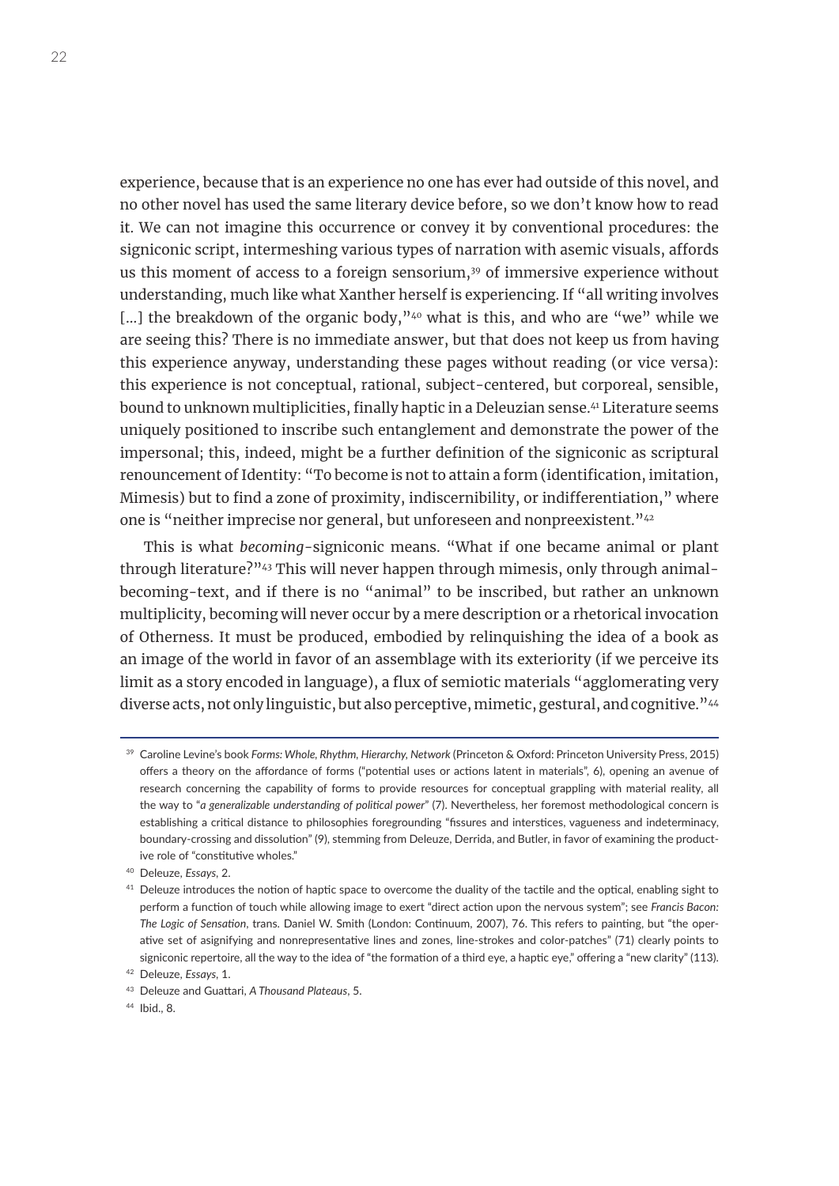experience, because that is an experience no one has ever had outside of this novel, and no other novel has used the same literary device before, so we don't know how to read it. We can not imagine this occurrence or convey it by conventional procedures: the signiconic script, intermeshing various types of narration with asemic visuals, affords us this moment of access to a foreign sensorium,[39] of immersive experience without understanding, much like what Xanther herself is experiencing. If "all writing involves [...] the breakdown of the organic body,"[40] what is this, and who are "we" while we are seeing this? There is no immediate answer, but that does not keep us from having this experience anyway, understanding these pages without reading (or vice versa): this experience is not conceptual, rational, subject-centered, but corporeal, sensible, bound to unknown multiplicities, finally haptic in a Deleuzian sense.[41] Literature seems uniquely positioned to inscribe such entanglement and demonstrate the power of the impersonal; this, indeed, might be a further definition of the signiconic as scriptural renouncement of Identity: "To become is not to attain a form (identification, imitation, Mimesis) but to find a zone of proximity, indiscernibility, or indifferentiation," where one is "neither imprecise nor general, but unforeseen and nonpreexistent."[42]

This is what *becoming*-signiconic means. "What if one became animal or plant through literature?"[43] This will never happen through mimesis, only through animal-becoming-text, and if there is no "animal" to be inscribed, but rather an unknown multiplicity, becoming will never occur by a mere description or a rhetorical invocation of Otherness. It must be produced, embodied by relinquishing the idea of a book as an image of the world in favor of an assemblage with its exteriority (if we perceive its limit as a story encoded in language), a flux of semiotic materials "agglomerating very diverse acts, not only linguistic, but also perceptive, mimetic, gestural, and cognitive."[44]

---

[39] Caroline Levine's book *Forms: Whole, Rhythm, Hierarchy, Network* (Princeton & Oxford: Princeton University Press, 2015) offers a theory on the affordance of forms ("potential uses or actions latent in materials", 6), opening an avenue of research concerning the capability of forms to provide resources for conceptual grappling with material reality, all the way to "*a generalizable understanding of political power*" (7). Nevertheless, her foremost methodological concern is establishing a critical distance to philosophies foregrounding "fissures and interstices, vagueness and indeterminacy, boundary-crossing and dissolution" (9), stemming from Deleuze, Derrida, and Butler, in favor of examining the productive role of "constitutive wholes."

[40] Deleuze, *Essays*, 2.

[41] Deleuze introduces the notion of haptic space to overcome the duality of the tactile and the optical, enabling sight to perform a function of touch while allowing image to exert "direct action upon the nervous system"; see *Francis Bacon: The Logic of Sensation*, trans. Daniel W. Smith (London: Continuum, 2007), 76. This refers to painting, but "the operative set of asignifying and nonrepresentative lines and zones, line-strokes and color-patches" (71) clearly points to signiconic repertoire, all the way to the idea of "the formation of a third eye, a haptic eye," offering a "new clarity" (113).

[42] Deleuze, *Essays*, 1.

[43] Deleuze and Guattari, *A Thousand Plateaus*, 5.

[44] Ibid., 8.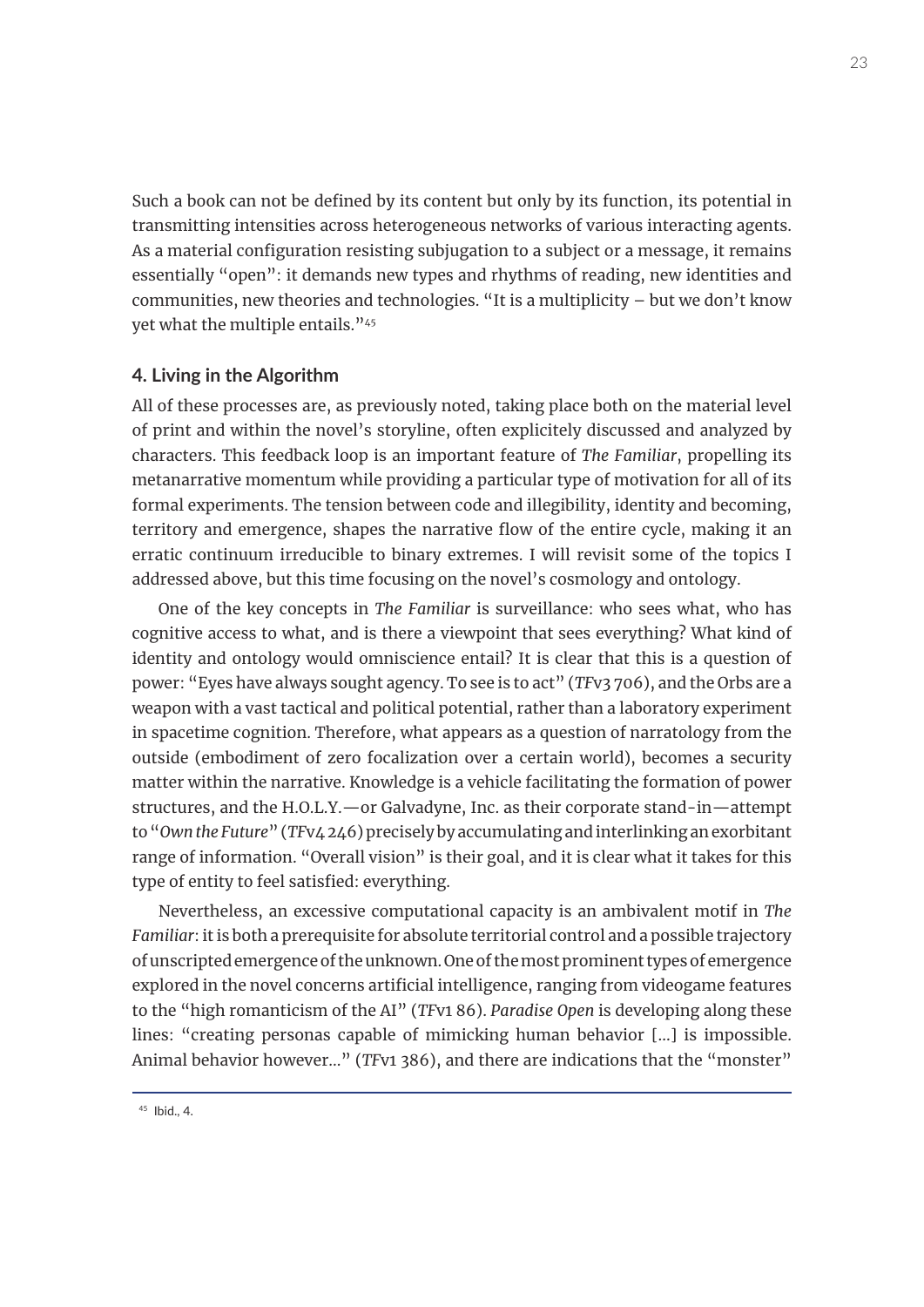Such a book can not be defined by its content but only by its function, its potential in transmitting intensities across heterogeneous networks of various interacting agents. As a material configuration resisting subjugation to a subject or a message, it remains essentially "open": it demands new types and rhythms of reading, new identities and communities, new theories and technologies. "It is a multiplicity – but we don't know yet what the multiple entails."[45]

## 4. Living in the Algorithm

All of these processes are, as previously noted, taking place both on the material level of print and within the novel's storyline, often explicitely discussed and analyzed by characters. This feedback loop is an important feature of *The Familiar*, propelling its metanarrative momentum while providing a particular type of motivation for all of its formal experiments. The tension between code and illegibility, identity and becoming, territory and emergence, shapes the narrative flow of the entire cycle, making it an erratic continuum irreducible to binary extremes. I will revisit some of the topics I addressed above, but this time focusing on the novel's cosmology and ontology.

One of the key concepts in *The Familiar* is surveillance: who sees what, who has cognitive access to what, and is there a viewpoint that sees everything? What kind of identity and ontology would omniscience entail? It is clear that this is a question of power: "Eyes have always sought agency. To see is to act" (*TF*v3 706), and the Orbs are a weapon with a vast tactical and political potential, rather than a laboratory experiment in spacetime cognition. Therefore, what appears as a question of narratology from the outside (embodiment of zero focalization over a certain world), becomes a security matter within the narrative. Knowledge is a vehicle facilitating the formation of power structures, and the H.O.L.Y.—or Galvadyne, Inc. as their corporate stand-in—attempt to "*Own the Future*" (*TF*v4 246) precisely by accumulating and interlinking an exorbitant range of information. "Overall vision" is their goal, and it is clear what it takes for this type of entity to feel satisfied: everything.

Nevertheless, an excessive computational capacity is an ambivalent motif in *The Familiar*: it is both a prerequisite for absolute territorial control and a possible trajectory of unscripted emergence of the unknown. One of the most prominent types of emergence explored in the novel concerns artificial intelligence, ranging from videogame features to the "high romanticism of the AI" (*TF*v1 86). *Paradise Open* is developing along these lines: "creating personas capable of mimicking human behavior [...] is impossible. Animal behavior however..." (*TF*v1 386), and there are indications that the "monster"

[45] Ibid., 4.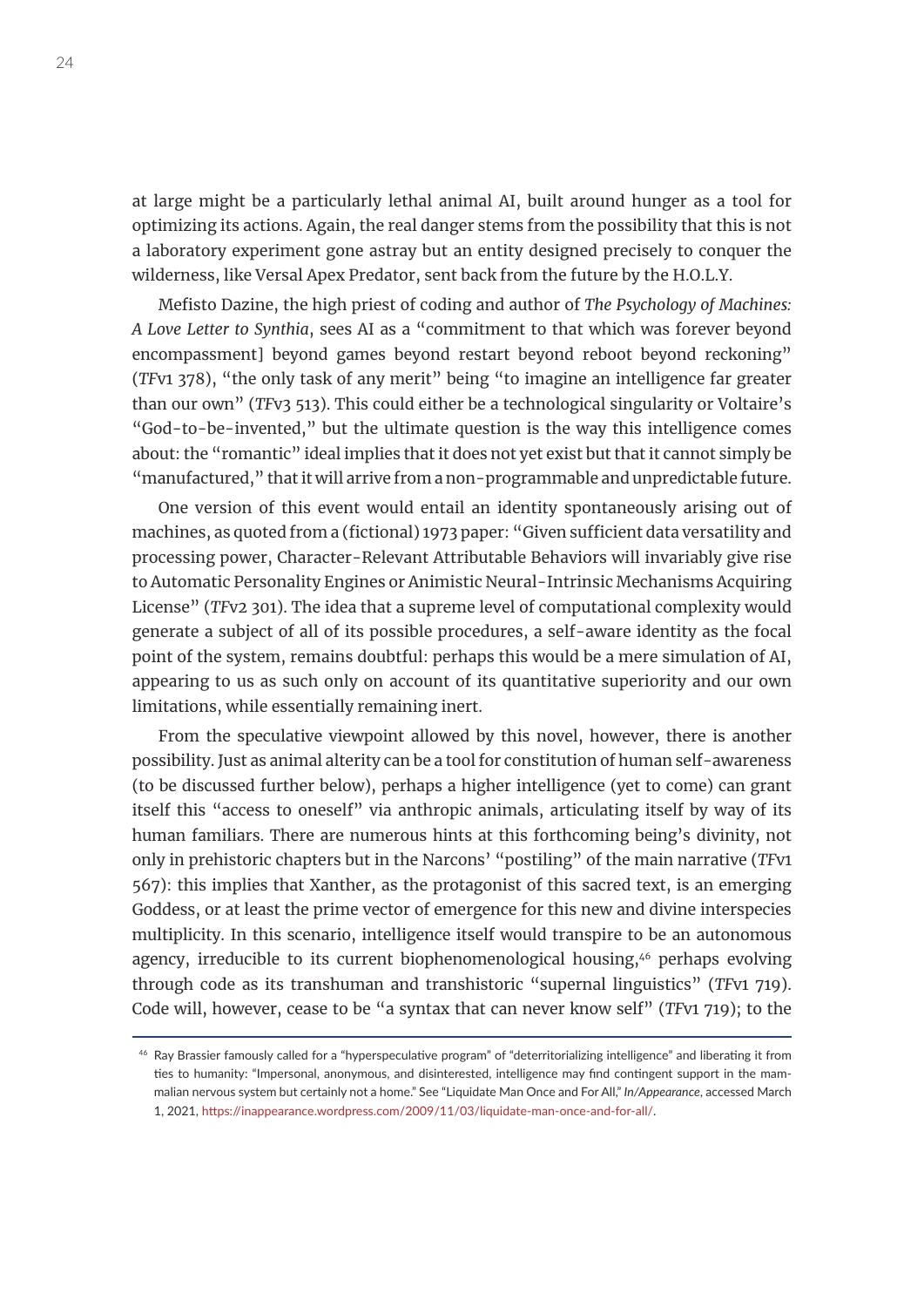at large might be a particularly lethal animal AI, built around hunger as a tool for optimizing its actions. Again, the real danger stems from the possibility that this is not a laboratory experiment gone astray but an entity designed precisely to conquer the wilderness, like Versal Apex Predator, sent back from the future by the H.O.L.Y.

Mefisto Dazine, the high priest of coding and author of *The Psychology of Machines: A Love Letter to Synthia*, sees AI as a "commitment to that which was forever beyond encompassment] beyond games beyond restart beyond reboot beyond reckoning" (*TF*v1 378), "the only task of any merit" being "to imagine an intelligence far greater than our own" (*TF*v3 513). This could either be a technological singularity or Voltaire's "God-to-be-invented," but the ultimate question is the way this intelligence comes about: the "romantic" ideal implies that it does not yet exist but that it cannot simply be "manufactured," that it will arrive from a non-programmable and unpredictable future.

One version of this event would entail an identity spontaneously arising out of machines, as quoted from a (fictional) 1973 paper: "Given sufficient data versatility and processing power, Character-Relevant Attributable Behaviors will invariably give rise to Automatic Personality Engines or Animistic Neural-Intrinsic Mechanisms Acquiring License" (*TF*v2 301). The idea that a supreme level of computational complexity would generate a subject of all of its possible procedures, a self-aware identity as the focal point of the system, remains doubtful: perhaps this would be a mere simulation of AI, appearing to us as such only on account of its quantitative superiority and our own limitations, while essentially remaining inert.

From the speculative viewpoint allowed by this novel, however, there is another possibility. Just as animal alterity can be a tool for constitution of human self-awareness (to be discussed further below), perhaps a higher intelligence (yet to come) can grant itself this "access to oneself" via anthropic animals, articulating itself by way of its human familiars. There are numerous hints at this forthcoming being's divinity, not only in prehistoric chapters but in the Narcons' "postiling" of the main narrative (*TF*v1 567): this implies that Xanther, as the protagonist of this sacred text, is an emerging Goddess, or at least the prime vector of emergence for this new and divine interspecies multiplicity. In this scenario, intelligence itself would transpire to be an autonomous agency, irreducible to its current biophenomenological housing,[46] perhaps evolving through code as its transhuman and transhistoric "supernal linguistics" (*TF*v1 719). Code will, however, cease to be "a syntax that can never know self" (*TF*v1 719); to the

[46] Ray Brassier famously called for a "hyperspeculative program" of "deterritorializing intelligence" and liberating it from ties to humanity: "Impersonal, anonymous, and disinterested, intelligence may find contingent support in the mammalian nervous system but certainly not a home." See "Liquidate Man Once and For All," *In/Appearance*, accessed March 1, 2021, https://inappearance.wordpress.com/2009/11/03/liquidate-man-once-and-for-all/.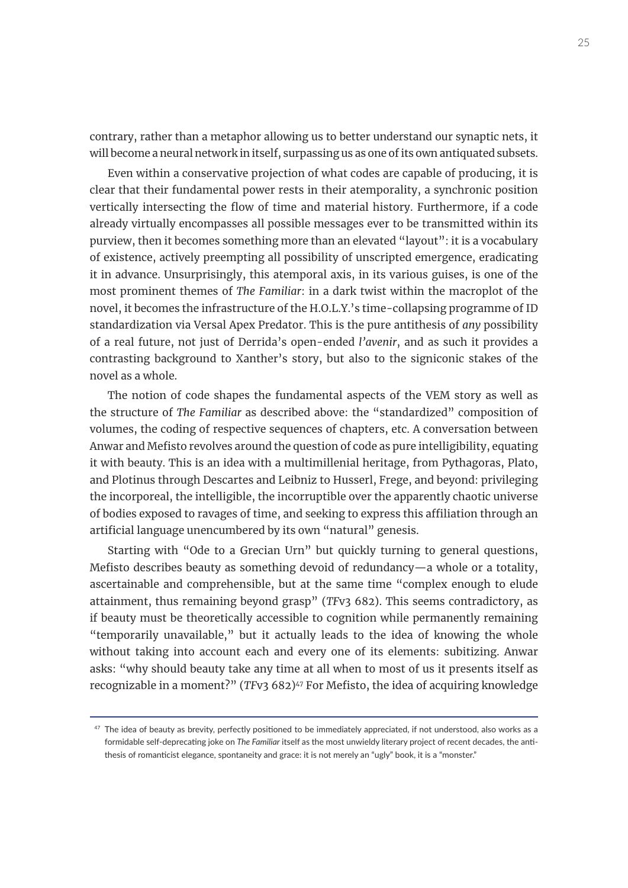contrary, rather than a metaphor allowing us to better understand our synaptic nets, it will become a neural network in itself, surpassing us as one of its own antiquated subsets.

Even within a conservative projection of what codes are capable of producing, it is clear that their fundamental power rests in their atemporality, a synchronic position vertically intersecting the flow of time and material history. Furthermore, if a code already virtually encompasses all possible messages ever to be transmitted within its purview, then it becomes something more than an elevated "layout": it is a vocabulary of existence, actively preempting all possibility of unscripted emergence, eradicating it in advance. Unsurprisingly, this atemporal axis, in its various guises, is one of the most prominent themes of *The Familiar*: in a dark twist within the macroplot of the novel, it becomes the infrastructure of the H.O.L.Y.'s time-collapsing programme of ID standardization via Versal Apex Predator. This is the pure antithesis of *any* possibility of a real future, not just of Derrida's open-ended *l'avenir*, and as such it provides a contrasting background to Xanther's story, but also to the signiconic stakes of the novel as a whole.

The notion of code shapes the fundamental aspects of the VEM story as well as the structure of *The Familiar* as described above: the "standardized" composition of volumes, the coding of respective sequences of chapters, etc. A conversation between Anwar and Mefisto revolves around the question of code as pure intelligibility, equating it with beauty. This is an idea with a multimillenial heritage, from Pythagoras, Plato, and Plotinus through Descartes and Leibniz to Husserl, Frege, and beyond: privileging the incorporeal, the intelligible, the incorruptible over the apparently chaotic universe of bodies exposed to ravages of time, and seeking to express this affiliation through an artificial language unencumbered by its own "natural" genesis.

Starting with "Ode to a Grecian Urn" but quickly turning to general questions, Mefisto describes beauty as something devoid of redundancy—a whole or a totality, ascertainable and comprehensible, but at the same time "complex enough to elude attainment, thus remaining beyond grasp" (*TF*v3 682). This seems contradictory, as if beauty must be theoretically accessible to cognition while permanently remaining "temporarily unavailable," but it actually leads to the idea of knowing the whole without taking into account each and every one of its elements: subitizing. Anwar asks: "why should beauty take any time at all when to most of us it presents itself as recognizable in a moment?" (*TF*v3 682)[47] For Mefisto, the idea of acquiring knowledge

[47] The idea of beauty as brevity, perfectly positioned to be immediately appreciated, if not understood, also works as a formidable self-deprecating joke on *The Familiar* itself as the most unwieldy literary project of recent decades, the antithesis of romanticist elegance, spontaneity and grace: it is not merely an "ugly" book, it is a "monster."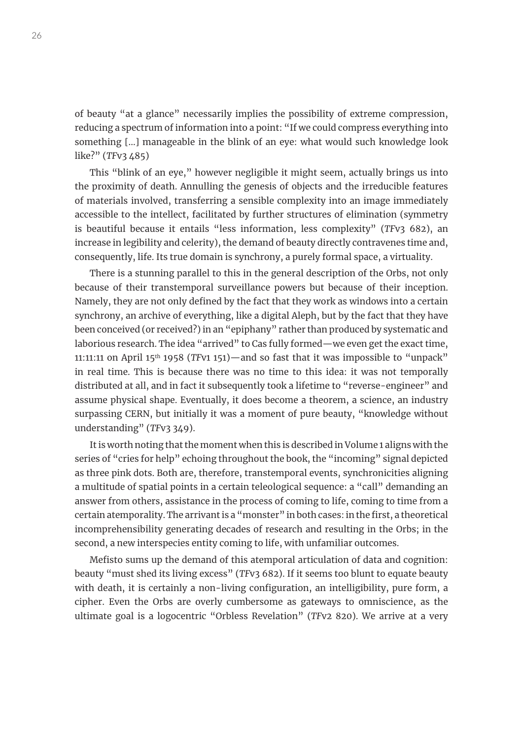of beauty "at a glance" necessarily implies the possibility of extreme compression, reducing a spectrum of information into a point: "If we could compress everything into something [...] manageable in the blink of an eye: what would such knowledge look like?" (*TF*v3 485)

This "blink of an eye," however negligible it might seem, actually brings us into the proximity of death. Annulling the genesis of objects and the irreducible features of materials involved, transferring a sensible complexity into an image immediately accessible to the intellect, facilitated by further structures of elimination (symmetry is beautiful because it entails "less information, less complexity" (*TF*v3 682), an increase in legibility and celerity), the demand of beauty directly contravenes time and, consequently, life. Its true domain is synchrony, a purely formal space, a virtuality.

There is a stunning parallel to this in the general description of the Orbs, not only because of their transtemporal surveillance powers but because of their inception. Namely, they are not only defined by the fact that they work as windows into a certain synchrony, an archive of everything, like a digital Aleph, but by the fact that they have been conceived (or received?) in an "epiphany" rather than produced by systematic and laborious research. The idea "arrived" to Cas fully formed—we even get the exact time, 11:11:11 on April 15th 1958 (*TF*v1 151)—and so fast that it was impossible to "unpack" in real time. This is because there was no time to this idea: it was not temporally distributed at all, and in fact it subsequently took a lifetime to "reverse-engineer" and assume physical shape. Eventually, it does become a theorem, a science, an industry surpassing CERN, but initially it was a moment of pure beauty, "knowledge without understanding" (*TF*v3 349).

It is worth noting that the moment when this is described in Volume 1 aligns with the series of "cries for help" echoing throughout the book, the "incoming" signal depicted as three pink dots. Both are, therefore, transtemporal events, synchronicities aligning a multitude of spatial points in a certain teleological sequence: a "call" demanding an answer from others, assistance in the process of coming to life, coming to time from a certain atemporality. The arrivant is a "monster" in both cases: in the first, a theoretical incomprehensibility generating decades of research and resulting in the Orbs; in the second, a new interspecies entity coming to life, with unfamiliar outcomes.

Mefisto sums up the demand of this atemporal articulation of data and cognition: beauty "must shed its living excess" (*TF*v3 682). If it seems too blunt to equate beauty with death, it is certainly a non-living configuration, an intelligibility, pure form, a cipher. Even the Orbs are overly cumbersome as gateways to omniscience, as the ultimate goal is a logocentric "Orbless Revelation" (*TF*v2 820). We arrive at a very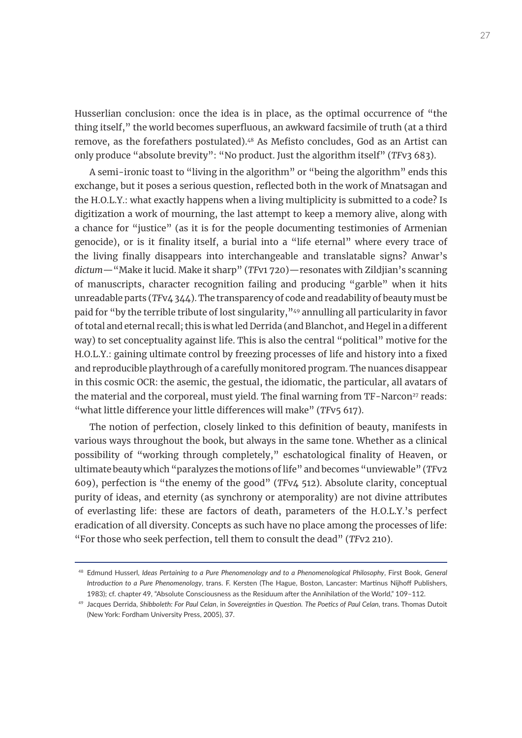Husserlian conclusion: once the idea is in place, as the optimal occurrence of "the thing itself," the world becomes superfluous, an awkward facsimile of truth (at a third remove, as the forefathers postulated).[48] As Mefisto concludes, God as an Artist can only produce "absolute brevity": "No product. Just the algorithm itself" (*TF*v3 683).

A semi-ironic toast to "living in the algorithm" or "being the algorithm" ends this exchange, but it poses a serious question, reflected both in the work of Mnatsagan and the H.O.L.Y.: what exactly happens when a living multiplicity is submitted to a code? Is digitization a work of mourning, the last attempt to keep a memory alive, along with a chance for "justice" (as it is for the people documenting testimonies of Armenian genocide), or is it finality itself, a burial into a "life eternal" where every trace of the living finally disappears into interchangeable and translatable signs? Anwar's *dictum*—"Make it lucid. Make it sharp" (*TF*v1 720)—resonates with Zildjian's scanning of manuscripts, character recognition failing and producing "garble" when it hits unreadable parts (*TF*v4 344). The transparency of code and readability of beauty must be paid for "by the terrible tribute of lost singularity,"[49] annulling all particularity in favor of total and eternal recall; this is what led Derrida (and Blanchot, and Hegel in a different way) to set conceptuality against life. This is also the central "political" motive for the H.O.L.Y.: gaining ultimate control by freezing processes of life and history into a fixed and reproducible playthrough of a carefully monitored program. The nuances disappear in this cosmic OCR: the asemic, the gestual, the idiomatic, the particular, all avatars of the material and the corporeal, must yield. The final warning from TF-Narcon[27] reads: "what little difference your little differences will make" (*TF*v5 617).

The notion of perfection, closely linked to this definition of beauty, manifests in various ways throughout the book, but always in the same tone. Whether as a clinical possibility of "working through completely," eschatological finality of Heaven, or ultimate beauty which "paralyzes the motions of life" and becomes "unviewable" (*TF*v2 609), perfection is "the enemy of the good" (*TF*v4 512). Absolute clarity, conceptual purity of ideas, and eternity (as synchrony or atemporality) are not divine attributes of everlasting life: these are factors of death, parameters of the H.O.L.Y.'s perfect eradication of all diversity. Concepts as such have no place among the processes of life: "For those who seek perfection, tell them to consult the dead" (*TF*v2 210).

---

[48] Edmund Husserl, *Ideas Pertaining to a Pure Phenomenology and to a Phenomenological Philosophy*, First Book, *General Introduction to a Pure Phenomenology*, trans. F. Kersten (The Hague, Boston, Lancaster: Martinus Nijhoff Publishers, 1983); cf. chapter 49, "Absolute Consciousness as the Residuum after the Annihilation of the World," 109–112.

[49] Jacques Derrida, *Shibboleth: For Paul Celan*, in *Sovereignties in Question. The Poetics of Paul Celan*, trans. Thomas Dutoit (New York: Fordham University Press, 2005), 37.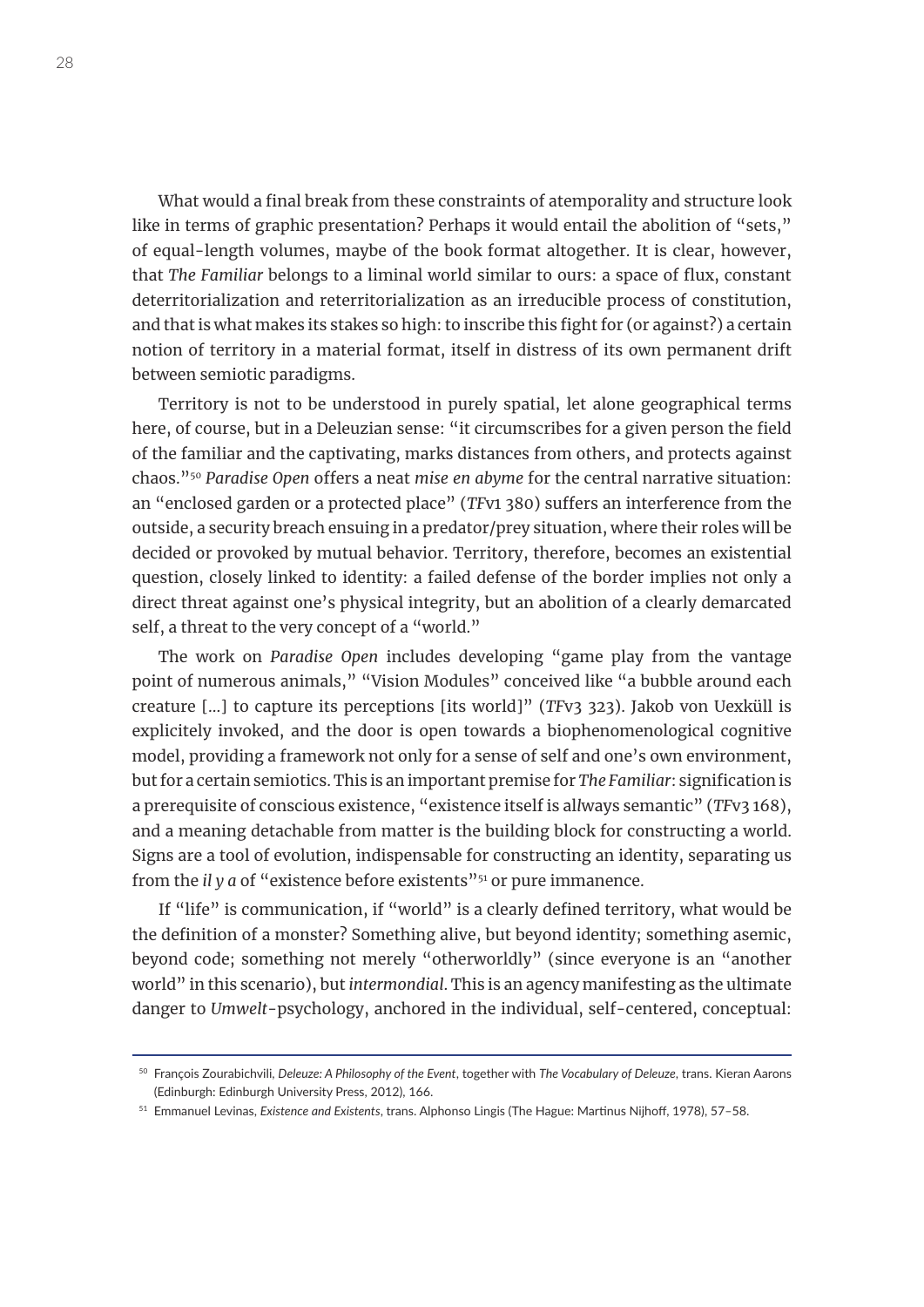What would a final break from these constraints of atemporality and structure look like in terms of graphic presentation? Perhaps it would entail the abolition of "sets," of equal-length volumes, maybe of the book format altogether. It is clear, however, that *The Familiar* belongs to a liminal world similar to ours: a space of flux, constant deterritorialization and reterritorialization as an irreducible process of constitution, and that is what makes its stakes so high: to inscribe this fight for (or against?) a certain notion of territory in a material format, itself in distress of its own permanent drift between semiotic paradigms.

Territory is not to be understood in purely spatial, let alone geographical terms here, of course, but in a Deleuzian sense: "it circumscribes for a given person the field of the familiar and the captivating, marks distances from others, and protects against chaos."[50] *Paradise Open* offers a neat *mise en abyme* for the central narrative situation: an "enclosed garden or a protected place" (*TF*v1 380) suffers an interference from the outside, a security breach ensuing in a predator/prey situation, where their roles will be decided or provoked by mutual behavior. Territory, therefore, becomes an existential question, closely linked to identity: a failed defense of the border implies not only a direct threat against one's physical integrity, but an abolition of a clearly demarcated self, a threat to the very concept of a "world."

The work on *Paradise Open* includes developing "game play from the vantage point of numerous animals," "Vision Modules" conceived like "a bubble around each creature […] to capture its perceptions [its world]" (*TF*v3 323). Jakob von Uexküll is explicitely invoked, and the door is open towards a biophenomenological cognitive model, providing a framework not only for a sense of self and one's own environment, but for a certain semiotics. This is an important premise for *The Familiar*: signification is a prerequisite of conscious existence, "existence itself is al*l*ways semantic" (*TF*v3 168), and a meaning detachable from matter is the building block for constructing a world. Signs are a tool of evolution, indispensable for constructing an identity, separating us from the *il y a* of "existence before existents"[51] or pure immanence.

If "life" is communication, if "world" is a clearly defined territory, what would be the definition of a monster? Something alive, but beyond identity; something asemic, beyond code; something not merely "otherworldly" (since everyone is an "another world" in this scenario), but *intermondial*. This is an agency manifesting as the ultimate danger to *Umwelt*-psychology, anchored in the individual, self-centered, conceptual:

---

[50] François Zourabichvili, *Deleuze: A Philosophy of the Event*, together with *The Vocabulary of Deleuze*, trans. Kieran Aarons (Edinburgh: Edinburgh University Press, 2012), 166.

[51] Emmanuel Levinas, *Existence and Existents*, trans. Alphonso Lingis (The Hague: Martinus Nijhoff, 1978), 57–58.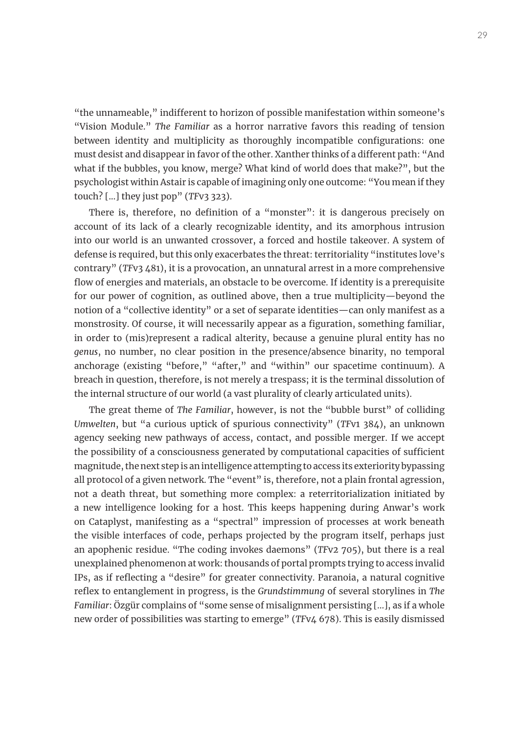"the unnameable," indifferent to horizon of possible manifestation within someone's "Vision Module." *The Familiar* as a horror narrative favors this reading of tension between identity and multiplicity as thoroughly incompatible configurations: one must desist and disappear in favor of the other. Xanther thinks of a different path: "And what if the bubbles, you know, merge? What kind of world does that make?", but the psychologist within Astair is capable of imagining only one outcome: "You mean if they touch? [...] they just pop" (*TF*v3 323).

There is, therefore, no definition of a "monster": it is dangerous precisely on account of its lack of a clearly recognizable identity, and its amorphous intrusion into our world is an unwanted crossover, a forced and hostile takeover. A system of defense is required, but this only exacerbates the threat: territoriality "institutes love's contrary" (*TF*v3 481), it is a provocation, an unnatural arrest in a more comprehensive flow of energies and materials, an obstacle to be overcome. If identity is a prerequisite for our power of cognition, as outlined above, then a true multiplicity—beyond the notion of a "collective identity" or a set of separate identities—can only manifest as a monstrosity. Of course, it will necessarily appear as a figuration, something familiar, in order to (mis)represent a radical alterity, because a genuine plural entity has no *genus*, no number, no clear position in the presence/absence binarity, no temporal anchorage (existing "before," "after," and "within" our spacetime continuum). A breach in question, therefore, is not merely a trespass; it is the terminal dissolution of the internal structure of our world (a vast plurality of clearly articulated units).

The great theme of *The Familiar*, however, is not the "bubble burst" of colliding *Umwelten*, but "a curious uptick of spurious connectivity" (*TF*v1 384), an unknown agency seeking new pathways of access, contact, and possible merger. If we accept the possibility of a consciousness generated by computational capacities of sufficient magnitude, the next step is an intelligence attempting to access its exteriority bypassing all protocol of a given network. The "event" is, therefore, not a plain frontal agression, not a death threat, but something more complex: a reterritorialization initiated by a new intelligence looking for a host. This keeps happening during Anwar's work on Cataplyst, manifesting as a "spectral" impression of processes at work beneath the visible interfaces of code, perhaps projected by the program itself, perhaps just an apophenic residue. "The coding invokes daemons" (*TF*v2 705), but there is a real unexplained phenomenon at work: thousands of portal prompts trying to access invalid IPs, as if reflecting a "desire" for greater connectivity. Paranoia, a natural cognitive reflex to entanglement in progress, is the *Grundstimmung* of several storylines in *The Familiar*: Özgür complains of "some sense of misalignment persisting [...], as if a whole new order of possibilities was starting to emerge" (*TF*v4 678). This is easily dismissed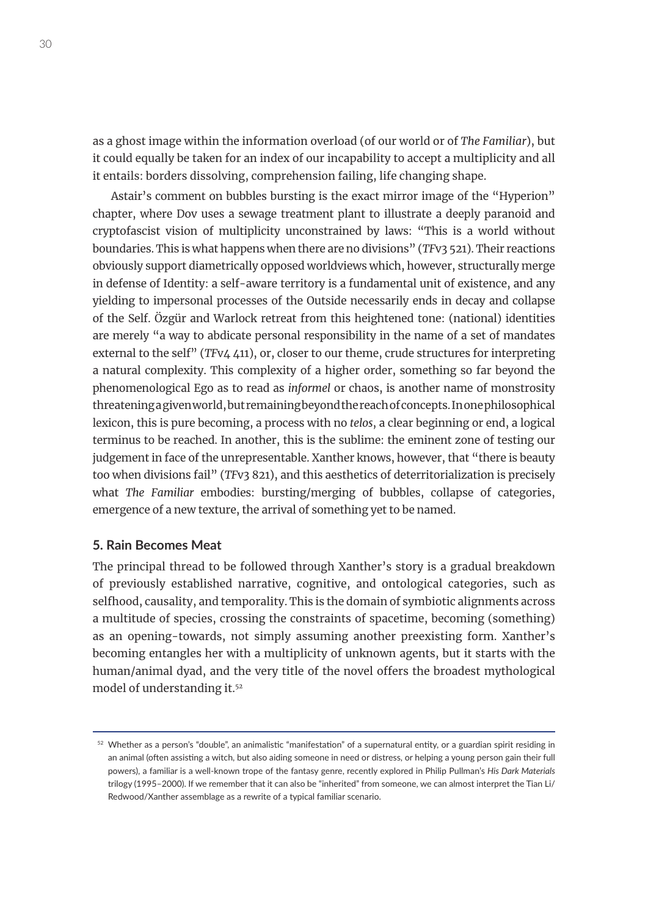as a ghost image within the information overload (of our world or of *The Familiar*), but it could equally be taken for an index of our incapability to accept a multiplicity and all it entails: borders dissolving, comprehension failing, life changing shape.

Astair's comment on bubbles bursting is the exact mirror image of the "Hyperion" chapter, where Dov uses a sewage treatment plant to illustrate a deeply paranoid and cryptofascist vision of multiplicity unconstrained by laws: "This is a world without boundaries. This is what happens when there are no divisions" (*TF*v3 521). Their reactions obviously support diametrically opposed worldviews which, however, structurally merge in defense of Identity: a self-aware territory is a fundamental unit of existence, and any yielding to impersonal processes of the Outside necessarily ends in decay and collapse of the Self. Özgür and Warlock retreat from this heightened tone: (national) identities are merely "a way to abdicate personal responsibility in the name of a set of mandates external to the self" (*TF*v4 411), or, closer to our theme, crude structures for interpreting a natural complexity. This complexity of a higher order, something so far beyond the phenomenological Ego as to read as *informel* or chaos, is another name of monstrosity threatening a given world, but remaining beyond the reach of concepts. In one philosophical lexicon, this is pure becoming, a process with no *telos*, a clear beginning or end, a logical terminus to be reached. In another, this is the sublime: the eminent zone of testing our judgement in face of the unrepresentable. Xanther knows, however, that "there is beauty too when divisions fail" (*TF*v3 821), and this aesthetics of deterritorialization is precisely what *The Familiar* embodies: bursting/merging of bubbles, collapse of categories, emergence of a new texture, the arrival of something yet to be named.

## 5. Rain Becomes Meat

The principal thread to be followed through Xanther's story is a gradual breakdown of previously established narrative, cognitive, and ontological categories, such as selfhood, causality, and temporality. This is the domain of symbiotic alignments across a multitude of species, crossing the constraints of spacetime, becoming (something) as an opening-towards, not simply assuming another preexisting form. Xanther's becoming entangles her with a multiplicity of unknown agents, but it starts with the human/animal dyad, and the very title of the novel offers the broadest mythological model of understanding it.[52]

---

[52] Whether as a person's "double", an animalistic "manifestation" of a supernatural entity, or a guardian spirit residing in an animal (often assisting a witch, but also aiding someone in need or distress, or helping a young person gain their full powers), a familiar is a well-known trope of the fantasy genre, recently explored in Philip Pullman's *His Dark Materials* trilogy (1995–2000). If we remember that it can also be "inherited" from someone, we can almost interpret the Tian Li/Redwood/Xanther assemblage as a rewrite of a typical familiar scenario.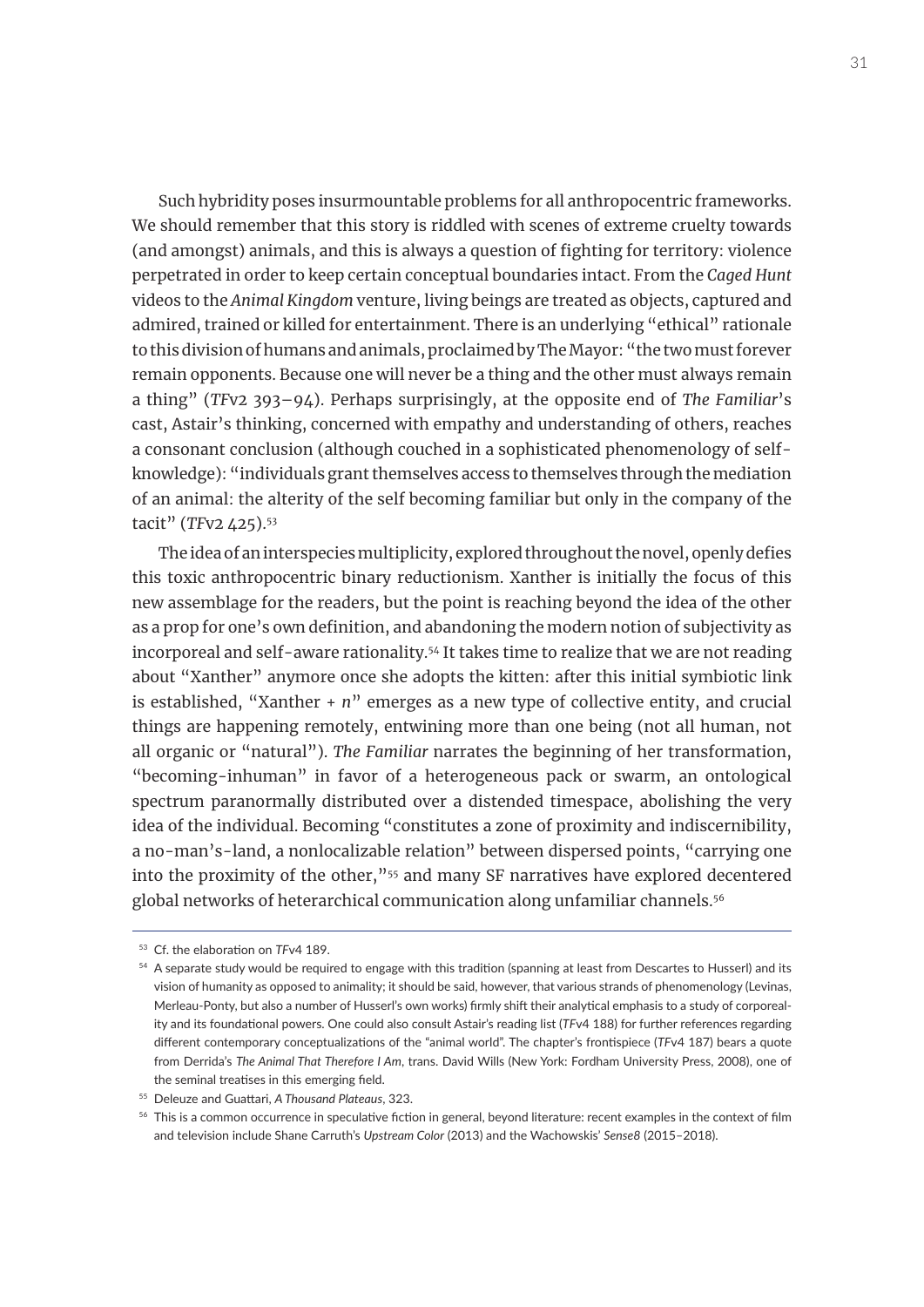Such hybridity poses insurmountable problems for all anthropocentric frameworks. We should remember that this story is riddled with scenes of extreme cruelty towards (and amongst) animals, and this is always a question of fighting for territory: violence perpetrated in order to keep certain conceptual boundaries intact. From the *Caged Hunt* videos to the *Animal Kingdom* venture, living beings are treated as objects, captured and admired, trained or killed for entertainment. There is an underlying "ethical" rationale to this division of humans and animals, proclaimed by The Mayor: "the two must forever remain opponents. Because one will never be a thing and the other must always remain a thing" (*TF*v2 393–94). Perhaps surprisingly, at the opposite end of *The Familiar*'s cast, Astair's thinking, concerned with empathy and understanding of others, reaches a consonant conclusion (although couched in a sophisticated phenomenology of self-knowledge): "individuals grant themselves access to themselves through the mediation of an animal: the alterity of the self becoming familiar but only in the company of the tacit" (*TF*v2 425).[53]

The idea of an interspecies multiplicity, explored throughout the novel, openly defies this toxic anthropocentric binary reductionism. Xanther is initially the focus of this new assemblage for the readers, but the point is reaching beyond the idea of the other as a prop for one's own definition, and abandoning the modern notion of subjectivity as incorporeal and self-aware rationality.[54] It takes time to realize that we are not reading about "Xanther" anymore once she adopts the kitten: after this initial symbiotic link is established, "Xanther + *n*" emerges as a new type of collective entity, and crucial things are happening remotely, entwining more than one being (not all human, not all organic or "natural"). *The Familiar* narrates the beginning of her transformation, "becoming-inhuman" in favor of a heterogeneous pack or swarm, an ontological spectrum paranormally distributed over a distended timespace, abolishing the very idea of the individual. Becoming "constitutes a zone of proximity and indiscernibility, a no-man's-land, a nonlocalizable relation" between dispersed points, "carrying one into the proximity of the other,"[55] and many SF narratives have explored decentered global networks of heterarchical communication along unfamiliar channels.[56]

---

[53] Cf. the elaboration on *TF*v4 189.

[54] A separate study would be required to engage with this tradition (spanning at least from Descartes to Husserl) and its vision of humanity as opposed to animality; it should be said, however, that various strands of phenomenology (Levinas, Merleau-Ponty, but also a number of Husserl's own works) firmly shift their analytical emphasis to a study of corporeality and its foundational powers. One could also consult Astair's reading list (*TF*v4 188) for further references regarding different contemporary conceptualizations of the "animal world". The chapter's frontispiece (*TF*v4 187) bears a quote from Derrida's *The Animal That Therefore I Am*, trans. David Wills (New York: Fordham University Press, 2008), one of the seminal treatises in this emerging field.

[55] Deleuze and Guattari, *A Thousand Plateaus*, 323.

[56] This is a common occurrence in speculative fiction in general, beyond literature: recent examples in the context of film and television include Shane Carruth's *Upstream Color* (2013) and the Wachowskis' *Sense8* (2015–2018).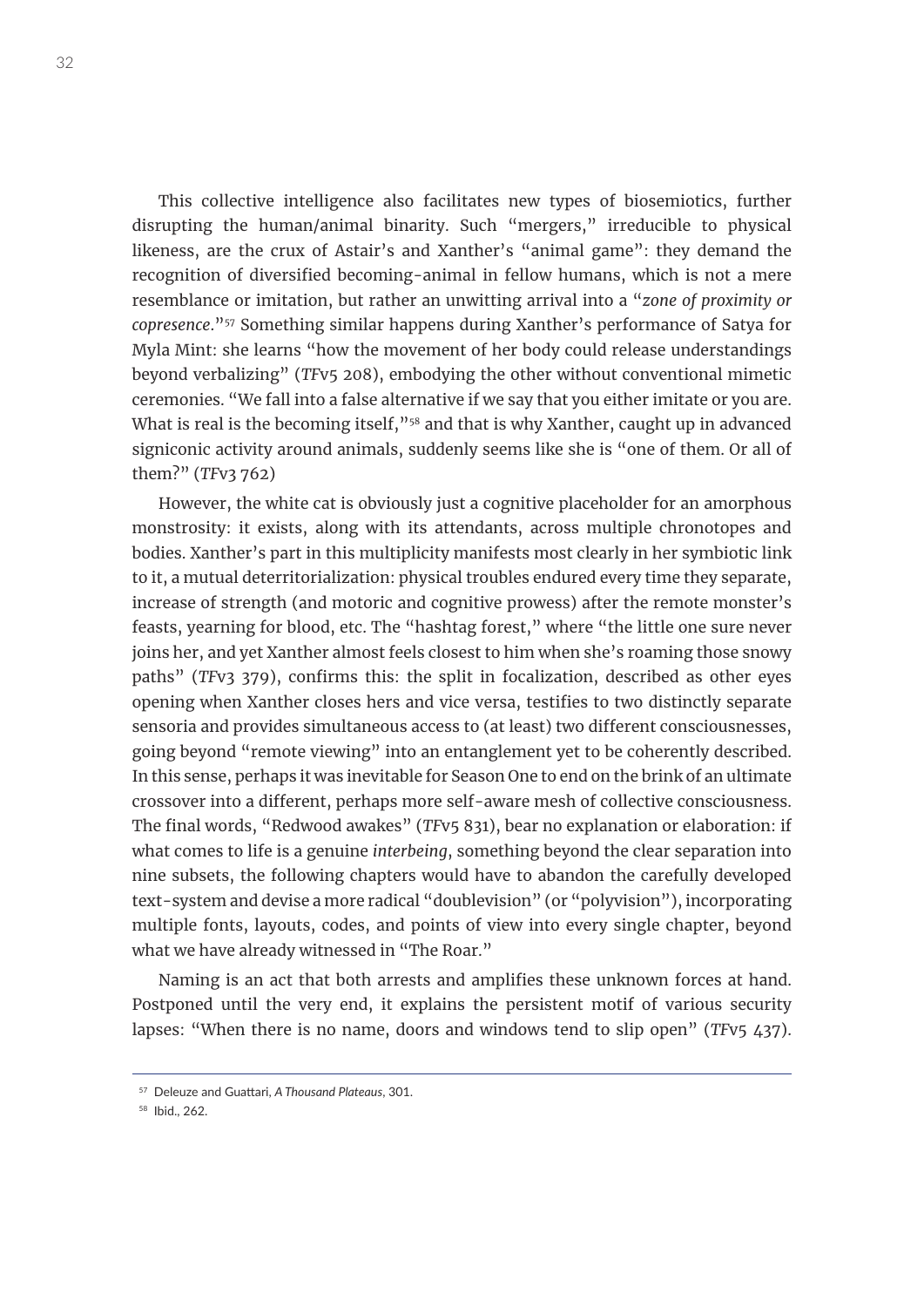This collective intelligence also facilitates new types of biosemiotics, further disrupting the human/animal binarity. Such "mergers," irreducible to physical likeness, are the crux of Astair's and Xanther's "animal game": they demand the recognition of diversified becoming-animal in fellow humans, which is not a mere resemblance or imitation, but rather an unwitting arrival into a "*zone of proximity or copresence*."[57] Something similar happens during Xanther's performance of Satya for Myla Mint: she learns "how the movement of her body could release understandings beyond verbalizing" (*TF*v5 208), embodying the other without conventional mimetic ceremonies. "We fall into a false alternative if we say that you either imitate or you are. What is real is the becoming itself,"[58] and that is why Xanther, caught up in advanced signiconic activity around animals, suddenly seems like she is "one of them. Or all of them?" (*TF*v3 762)

However, the white cat is obviously just a cognitive placeholder for an amorphous monstrosity: it exists, along with its attendants, across multiple chronotopes and bodies. Xanther's part in this multiplicity manifests most clearly in her symbiotic link to it, a mutual deterritorialization: physical troubles endured every time they separate, increase of strength (and motoric and cognitive prowess) after the remote monster's feasts, yearning for blood, etc. The "hashtag forest," where "the little one sure never joins her, and yet Xanther almost feels closest to him when she's roaming those snowy paths" (*TF*v3 379), confirms this: the split in focalization, described as other eyes opening when Xanther closes hers and vice versa, testifies to two distinctly separate sensoria and provides simultaneous access to (at least) two different consciousnesses, going beyond "remote viewing" into an entanglement yet to be coherently described. In this sense, perhaps it was inevitable for Season One to end on the brink of an ultimate crossover into a different, perhaps more self-aware mesh of collective consciousness. The final words, "Redwood awakes" (*TF*v5 831), bear no explanation or elaboration: if what comes to life is a genuine *interbeing*, something beyond the clear separation into nine subsets, the following chapters would have to abandon the carefully developed text-system and devise a more radical "doublevision" (or "polyvision"), incorporating multiple fonts, layouts, codes, and points of view into every single chapter, beyond what we have already witnessed in "The Roar."

Naming is an act that both arrests and amplifies these unknown forces at hand. Postponed until the very end, it explains the persistent motif of various security lapses: "When there is no name, doors and windows tend to slip open" (*TF*v5 437).

---

[57] Deleuze and Guattari, *A Thousand Plateaus*, 301.

[58] Ibid., 262.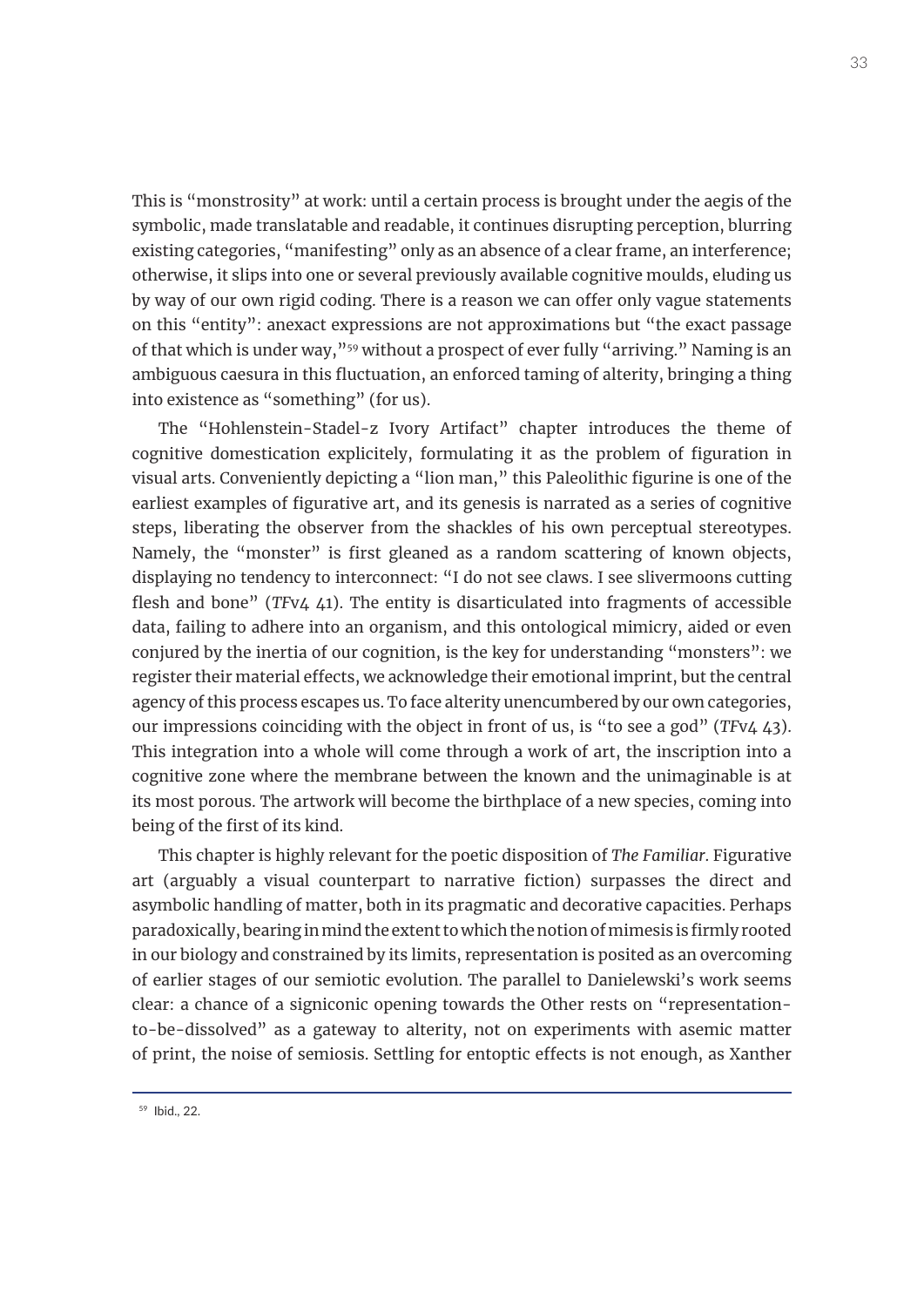This is "monstrosity" at work: until a certain process is brought under the aegis of the symbolic, made translatable and readable, it continues disrupting perception, blurring existing categories, "manifesting" only as an absence of a clear frame, an interference; otherwise, it slips into one or several previously available cognitive moulds, eluding us by way of our own rigid coding. There is a reason we can offer only vague statements on this "entity": anexact expressions are not approximations but "the exact passage of that which is under way,"[59] without a prospect of ever fully "arriving." Naming is an ambiguous caesura in this fluctuation, an enforced taming of alterity, bringing a thing into existence as "something" (for us).

The "Hohlenstein-Stadel-z Ivory Artifact" chapter introduces the theme of cognitive domestication explicitely, formulating it as the problem of figuration in visual arts. Conveniently depicting a "lion man," this Paleolithic figurine is one of the earliest examples of figurative art, and its genesis is narrated as a series of cognitive steps, liberating the observer from the shackles of his own perceptual stereotypes. Namely, the "monster" is first gleaned as a random scattering of known objects, displaying no tendency to interconnect: "I do not see claws. I see slivermoons cutting flesh and bone" (*TF*v4 41). The entity is disarticulated into fragments of accessible data, failing to adhere into an organism, and this ontological mimicry, aided or even conjured by the inertia of our cognition, is the key for understanding "monsters": we register their material effects, we acknowledge their emotional imprint, but the central agency of this process escapes us. To face alterity unencumbered by our own categories, our impressions coinciding with the object in front of us, is "to see a god" (*TF*v4 43). This integration into a whole will come through a work of art, the inscription into a cognitive zone where the membrane between the known and the unimaginable is at its most porous. The artwork will become the birthplace of a new species, coming into being of the first of its kind.

This chapter is highly relevant for the poetic disposition of *The Familiar*. Figurative art (arguably a visual counterpart to narrative fiction) surpasses the direct and asymbolic handling of matter, both in its pragmatic and decorative capacities. Perhaps paradoxically, bearing in mind the extent to which the notion of mimesis is firmly rooted in our biology and constrained by its limits, representation is posited as an overcoming of earlier stages of our semiotic evolution. The parallel to Danielewski's work seems clear: a chance of a signiconic opening towards the Other rests on "representation-to-be-dissolved" as a gateway to alterity, not on experiments with asemic matter of print, the noise of semiosis. Settling for entoptic effects is not enough, as Xanther

[59] Ibid., 22.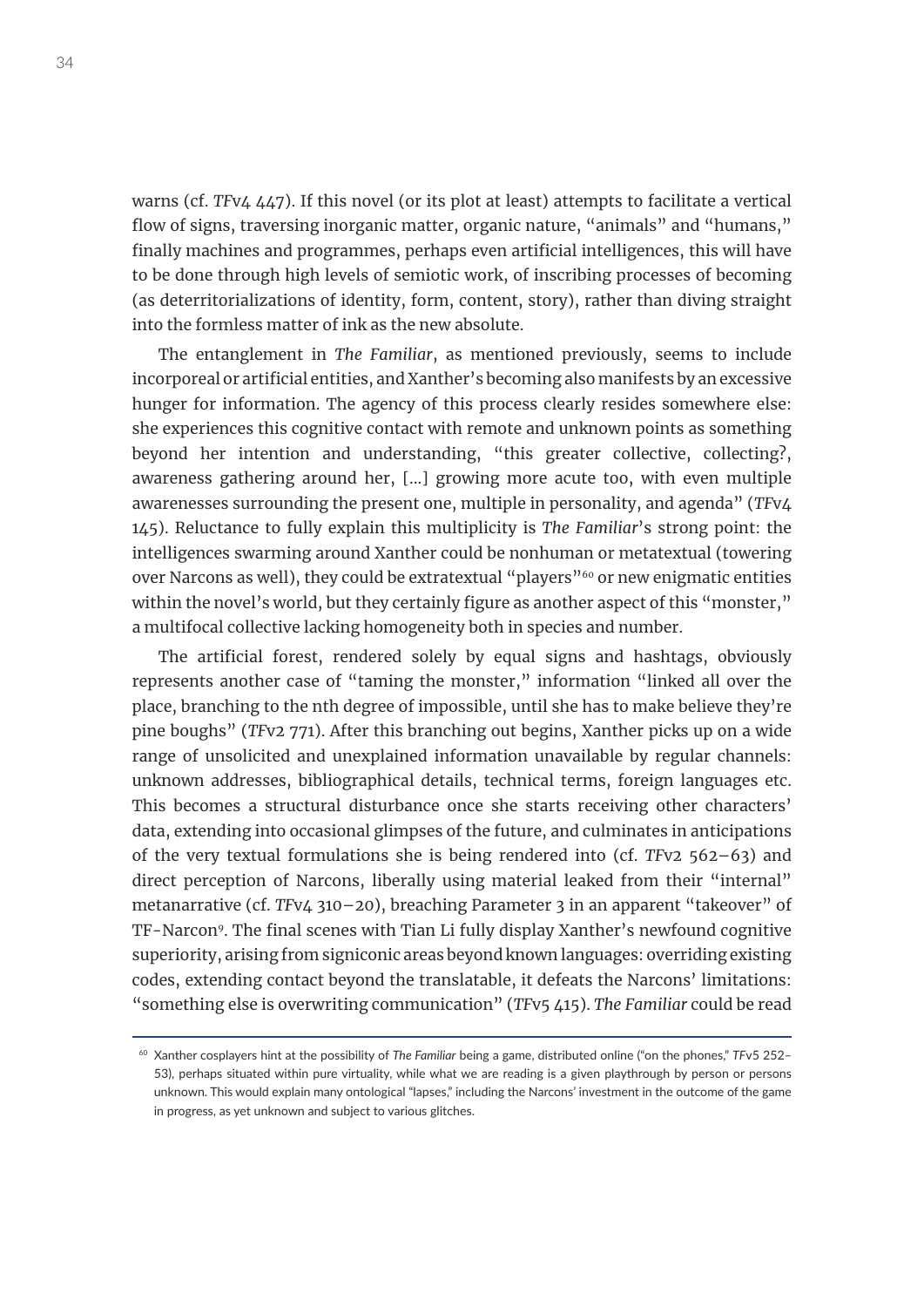warns (cf. *TF*v4 447). If this novel (or its plot at least) attempts to facilitate a vertical flow of signs, traversing inorganic matter, organic nature, "animals" and "humans," finally machines and programmes, perhaps even artificial intelligences, this will have to be done through high levels of semiotic work, of inscribing processes of becoming (as deterritorializations of identity, form, content, story), rather than diving straight into the formless matter of ink as the new absolute.

The entanglement in *The Familiar*, as mentioned previously, seems to include incorporeal or artificial entities, and Xanther's becoming also manifests by an excessive hunger for information. The agency of this process clearly resides somewhere else: she experiences this cognitive contact with remote and unknown points as something beyond her intention and understanding, "this greater collective, collecting?, awareness gathering around her, […] growing more acute too, with even multiple awarenesses surrounding the present one, multiple in personality, and agenda" (*TF*v4 145). Reluctance to fully explain this multiplicity is *The Familiar*'s strong point: the intelligences swarming around Xanther could be nonhuman or metatextual (towering over Narcons as well), they could be extratextual "players"[60] or new enigmatic entities within the novel's world, but they certainly figure as another aspect of this "monster," a multifocal collective lacking homogeneity both in species and number.

The artificial forest, rendered solely by equal signs and hashtags, obviously represents another case of "taming the monster," information "linked all over the place, branching to the nth degree of impossible, until she has to make believe they're pine boughs" (*TF*v2 771). After this branching out begins, Xanther picks up on a wide range of unsolicited and unexplained information unavailable by regular channels: unknown addresses, bibliographical details, technical terms, foreign languages etc. This becomes a structural disturbance once she starts receiving other characters' data, extending into occasional glimpses of the future, and culminates in anticipations of the very textual formulations she is being rendered into (cf. *TF*v2 562–63) and direct perception of Narcons, liberally using material leaked from their "internal" metanarrative (cf. *TF*v4 310–20), breaching Parameter 3 in an apparent "takeover" of TF-Narcon[9]. The final scenes with Tian Li fully display Xanther's newfound cognitive superiority, arising from signiconic areas beyond known languages: overriding existing codes, extending contact beyond the translatable, it defeats the Narcons' limitations: "something else is overwriting communication" (*TF*v5 415). *The Familiar* could be read

---

[60] Xanther cosplayers hint at the possibility of *The Familiar* being a game, distributed online ("on the phones," *TF*v5 252–53), perhaps situated within pure virtuality, while what we are reading is a given playthrough by person or persons unknown. This would explain many ontological "lapses," including the Narcons' investment in the outcome of the game in progress, as yet unknown and subject to various glitches.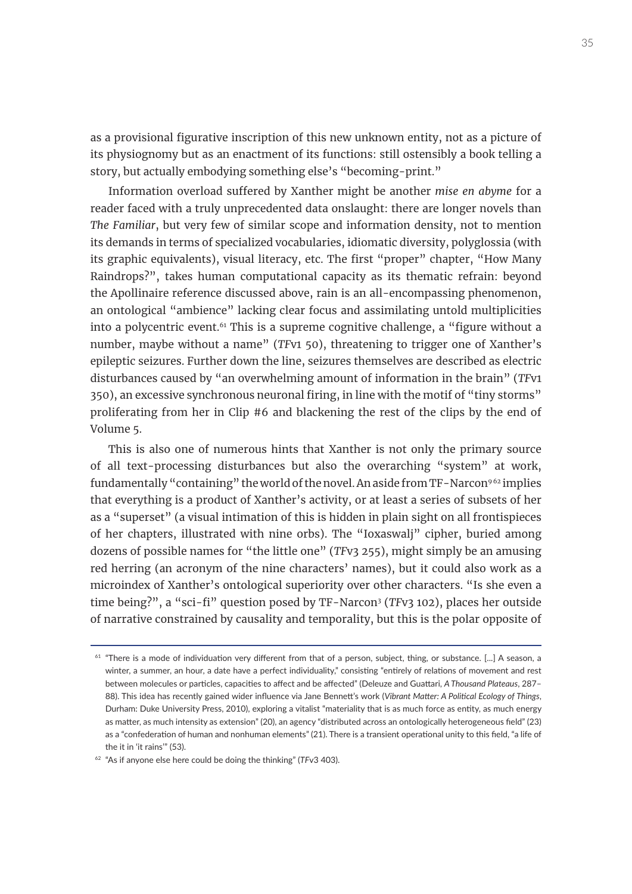as a provisional figurative inscription of this new unknown entity, not as a picture of its physiognomy but as an enactment of its functions: still ostensibly a book telling a story, but actually embodying something else's "becoming-print."

Information overload suffered by Xanther might be another *mise en abyme* for a reader faced with a truly unprecedented data onslaught: there are longer novels than *The Familiar*, but very few of similar scope and information density, not to mention its demands in terms of specialized vocabularies, idiomatic diversity, polyglossia (with its graphic equivalents), visual literacy, etc. The first "proper" chapter, "How Many Raindrops?", takes human computational capacity as its thematic refrain: beyond the Apollinaire reference discussed above, rain is an all-encompassing phenomenon, an ontological "ambience" lacking clear focus and assimilating untold multiplicities into a polycentric event.[61] This is a supreme cognitive challenge, a "figure without a number, maybe without a name" (*TF*v1 50), threatening to trigger one of Xanther's epileptic seizures. Further down the line, seizures themselves are described as electric disturbances caused by "an overwhelming amount of information in the brain" (*TF*v1 350), an excessive synchronous neuronal firing, in line with the motif of "tiny storms" proliferating from her in Clip #6 and blackening the rest of the clips by the end of Volume 5.

This is also one of numerous hints that Xanther is not only the primary source of all text-processing disturbances but also the overarching "system" at work, fundamentally "containing" the world of the novel. An aside from TF-Narcon$^9$[62] implies that everything is a product of Xanther's activity, or at least a series of subsets of her as a "superset" (a visual intimation of this is hidden in plain sight on all frontispieces of her chapters, illustrated with nine orbs). The "Ioxaswalj" cipher, buried among dozens of possible names for "the little one" (*TF*v3 255), might simply be an amusing red herring (an acronym of the nine characters' names), but it could also work as a microindex of Xanther's ontological superiority over other characters. "Is she even a time being?", a "sci-fi" question posed by TF-Narcon$^3$ (*TF*v3 102), places her outside of narrative constrained by causality and temporality, but this is the polar opposite of

[61] "There is a mode of individuation very different from that of a person, subject, thing, or substance. [...] A season, a winter, a summer, an hour, a date have a perfect individuality," consisting "entirely of relations of movement and rest between molecules or particles, capacities to affect and be affected" (Deleuze and Guattari, *A Thousand Plateaus*, 287–88). This idea has recently gained wider influence via Jane Bennett's work (*Vibrant Matter: A Political Ecology of Things*, Durham: Duke University Press, 2010), exploring a vitalist "materiality that is as much force as entity, as much energy as matter, as much intensity as extension" (20), an agency "distributed across an ontologically heterogeneous field" (23) as a "confederation of human and nonhuman elements" (21). There is a transient operational unity to this field, "a life of the it in 'it rains'" (53).

[62] "As if anyone else here could be doing the thinking" (*TF*v3 403).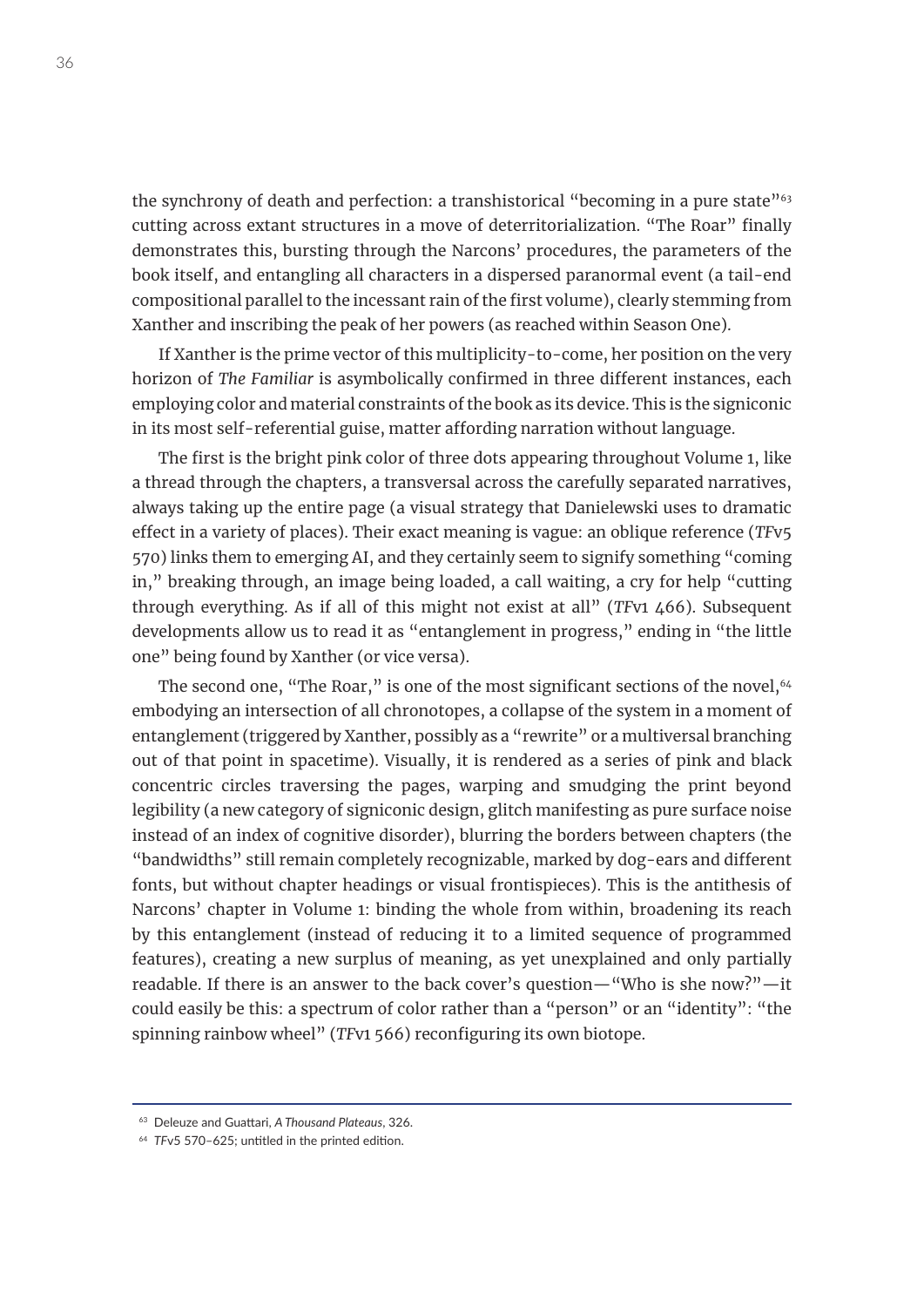the synchrony of death and perfection: a transhistorical "becoming in a pure state"[63] cutting across extant structures in a move of deterritorialization. "The Roar" finally demonstrates this, bursting through the Narcons' procedures, the parameters of the book itself, and entangling all characters in a dispersed paranormal event (a tail-end compositional parallel to the incessant rain of the first volume), clearly stemming from Xanther and inscribing the peak of her powers (as reached within Season One).

If Xanther is the prime vector of this multiplicity-to-come, her position on the very horizon of *The Familiar* is asymbolically confirmed in three different instances, each employing color and material constraints of the book as its device. This is the signiconic in its most self-referential guise, matter affording narration without language.

The first is the bright pink color of three dots appearing throughout Volume 1, like a thread through the chapters, a transversal across the carefully separated narratives, always taking up the entire page (a visual strategy that Danielewski uses to dramatic effect in a variety of places). Their exact meaning is vague: an oblique reference (*TF*v5 570) links them to emerging AI, and they certainly seem to signify something "coming in," breaking through, an image being loaded, a call waiting, a cry for help "cutting through everything. As if all of this might not exist at all" (*TF*v1 466). Subsequent developments allow us to read it as "entanglement in progress," ending in "the little one" being found by Xanther (or vice versa).

The second one, "The Roar," is one of the most significant sections of the novel,[64] embodying an intersection of all chronotopes, a collapse of the system in a moment of entanglement (triggered by Xanther, possibly as a "rewrite" or a multiversal branching out of that point in spacetime). Visually, it is rendered as a series of pink and black concentric circles traversing the pages, warping and smudging the print beyond legibility (a new category of signiconic design, glitch manifesting as pure surface noise instead of an index of cognitive disorder), blurring the borders between chapters (the "bandwidths" still remain completely recognizable, marked by dog-ears and different fonts, but without chapter headings or visual frontispieces). This is the antithesis of Narcons' chapter in Volume 1: binding the whole from within, broadening its reach by this entanglement (instead of reducing it to a limited sequence of programmed features), creating a new surplus of meaning, as yet unexplained and only partially readable. If there is an answer to the back cover's question—"Who is she now?"—it could easily be this: a spectrum of color rather than a "person" or an "identity": "the spinning rainbow wheel" (*TF*v1 566) reconfiguring its own biotope.

---

[63] Deleuze and Guattari, *A Thousand Plateaus*, 326.

[64] *TF*v5 570–625; untitled in the printed edition.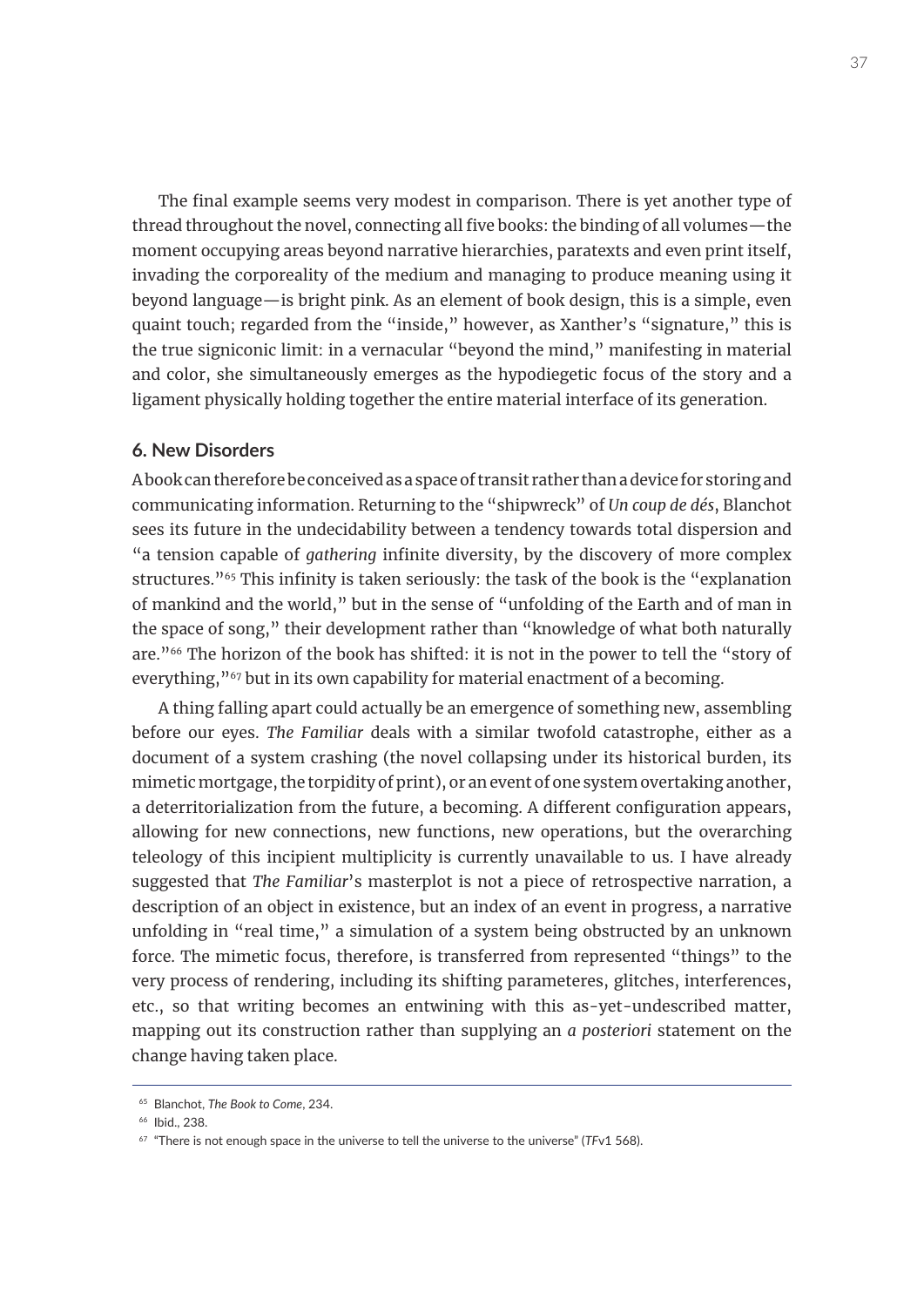The final example seems very modest in comparison. There is yet another type of thread throughout the novel, connecting all five books: the binding of all volumes—the moment occupying areas beyond narrative hierarchies, paratexts and even print itself, invading the corporeality of the medium and managing to produce meaning using it beyond language—is bright pink. As an element of book design, this is a simple, even quaint touch; regarded from the "inside," however, as Xanther's "signature," this is the true signiconic limit: in a vernacular "beyond the mind," manifesting in material and color, she simultaneously emerges as the hypodiegetic focus of the story and a ligament physically holding together the entire material interface of its generation.

### 6. New Disorders

A book can therefore be conceived as a space of transit rather than a device for storing and communicating information. Returning to the "shipwreck" of *Un coup de dés*, Blanchot sees its future in the undecidability between a tendency towards total dispersion and "a tension capable of *gathering* infinite diversity, by the discovery of more complex structures."[65] This infinity is taken seriously: the task of the book is the "explanation of mankind and the world," but in the sense of "unfolding of the Earth and of man in the space of song," their development rather than "knowledge of what both naturally are."[66] The horizon of the book has shifted: it is not in the power to tell the "story of everything,"[67] but in its own capability for material enactment of a becoming.

A thing falling apart could actually be an emergence of something new, assembling before our eyes. *The Familiar* deals with a similar twofold catastrophe, either as a document of a system crashing (the novel collapsing under its historical burden, its mimetic mortgage, the torpidity of print), or an event of one system overtaking another, a deterritorialization from the future, a becoming. A different configuration appears, allowing for new connections, new functions, new operations, but the overarching teleology of this incipient multiplicity is currently unavailable to us. I have already suggested that *The Familiar*'s masterplot is not a piece of retrospective narration, a description of an object in existence, but an index of an event in progress, a narrative unfolding in "real time," a simulation of a system being obstructed by an unknown force. The mimetic focus, therefore, is transferred from represented "things" to the very process of rendering, including its shifting parameteres, glitches, interferences, etc., so that writing becomes an entwining with this as-yet-undescribed matter, mapping out its construction rather than supplying an *a posteriori* statement on the change having taken place.

---

[65] Blanchot, *The Book to Come*, 234.

[66] Ibid., 238.

[67] "There is not enough space in the universe to tell the universe to the universe" (*TF*v1 568).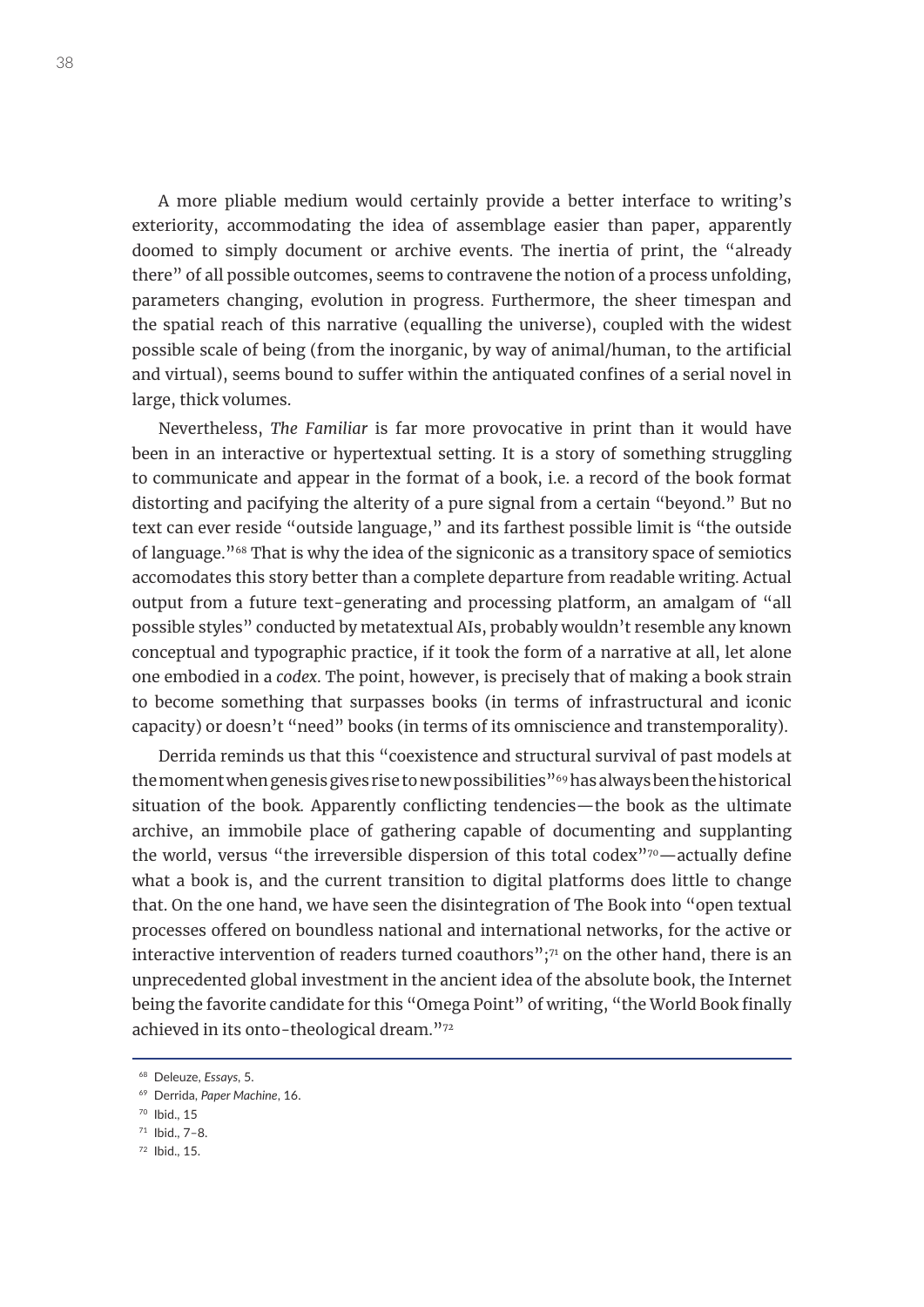A more pliable medium would certainly provide a better interface to writing's exteriority, accommodating the idea of assemblage easier than paper, apparently doomed to simply document or archive events. The inertia of print, the "already there" of all possible outcomes, seems to contravene the notion of a process unfolding, parameters changing, evolution in progress. Furthermore, the sheer timespan and the spatial reach of this narrative (equalling the universe), coupled with the widest possible scale of being (from the inorganic, by way of animal/human, to the artificial and virtual), seems bound to suffer within the antiquated confines of a serial novel in large, thick volumes.

Nevertheless, *The Familiar* is far more provocative in print than it would have been in an interactive or hypertextual setting. It is a story of something struggling to communicate and appear in the format of a book, i.e. a record of the book format distorting and pacifying the alterity of a pure signal from a certain "beyond." But no text can ever reside "outside language," and its farthest possible limit is "the outside of language."[68] That is why the idea of the signiconic as a transitory space of semiotics accomodates this story better than a complete departure from readable writing. Actual output from a future text-generating and processing platform, an amalgam of "all possible styles" conducted by metatextual AIs, probably wouldn't resemble any known conceptual and typographic practice, if it took the form of a narrative at all, let alone one embodied in a *codex*. The point, however, is precisely that of making a book strain to become something that surpasses books (in terms of infrastructural and iconic capacity) or doesn't "need" books (in terms of its omniscience and transtemporality).

Derrida reminds us that this "coexistence and structural survival of past models at the moment when genesis gives rise to new possibilities"[69] has always been the historical situation of the book. Apparently conflicting tendencies—the book as the ultimate archive, an immobile place of gathering capable of documenting and supplanting the world, versus "the irreversible dispersion of this total codex"[70]—actually define what a book is, and the current transition to digital platforms does little to change that. On the one hand, we have seen the disintegration of The Book into "open textual processes offered on boundless national and international networks, for the active or interactive intervention of readers turned coauthors";[71] on the other hand, there is an unprecedented global investment in the ancient idea of the absolute book, the Internet being the favorite candidate for this "Omega Point" of writing, "the World Book finally achieved in its onto-theological dream."[72]

---

[68] Deleuze, *Essays*, 5.

[69] Derrida, *Paper Machine*, 16.

[70] Ibid., 15

[71] Ibid., 7–8.

[72] Ibid., 15.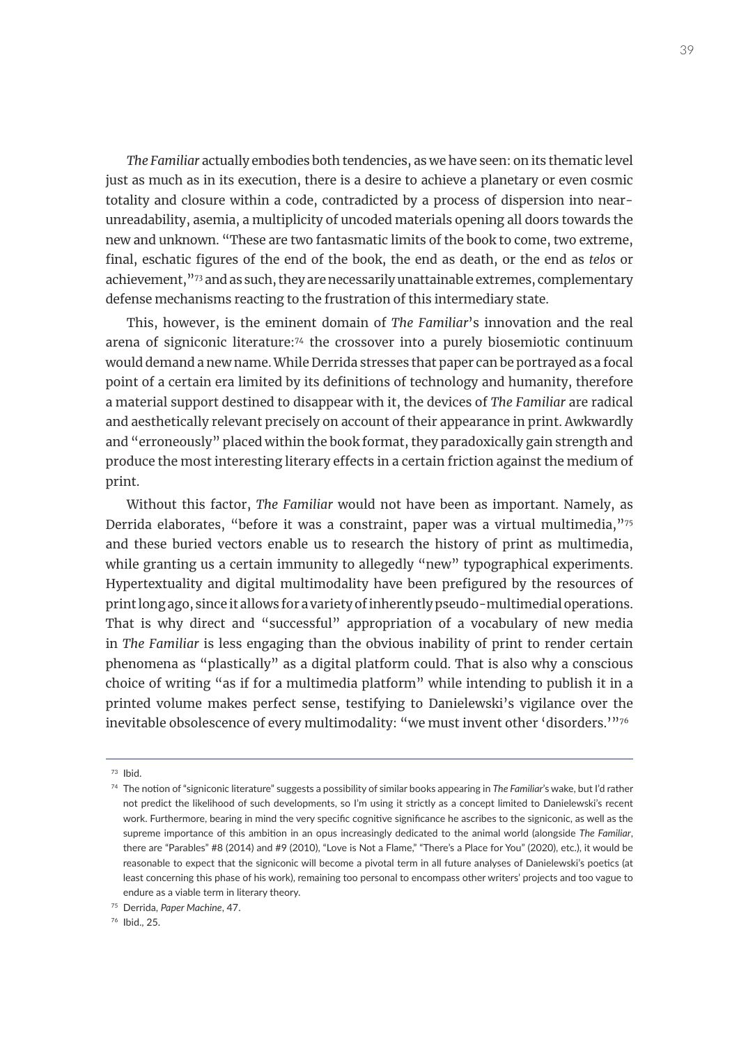*The Familiar* actually embodies both tendencies, as we have seen: on its thematic level just as much as in its execution, there is a desire to achieve a planetary or even cosmic totality and closure within a code, contradicted by a process of dispersion into near-unreadability, asemia, a multiplicity of uncoded materials opening all doors towards the new and unknown. "These are two fantasmatic limits of the book to come, two extreme, final, eschatic figures of the end of the book, the end as death, or the end as *telos* or achievement,"[73] and as such, they are necessarily unattainable extremes, complementary defense mechanisms reacting to the frustration of this intermediary state.

This, however, is the eminent domain of *The Familiar*'s innovation and the real arena of signiconic literature:[74] the crossover into a purely biosemiotic continuum would demand a new name. While Derrida stresses that paper can be portrayed as a focal point of a certain era limited by its definitions of technology and humanity, therefore a material support destined to disappear with it, the devices of *The Familiar* are radical and aesthetically relevant precisely on account of their appearance in print. Awkwardly and "erroneously" placed within the book format, they paradoxically gain strength and produce the most interesting literary effects in a certain friction against the medium of print.

Without this factor, *The Familiar* would not have been as important. Namely, as Derrida elaborates, "before it was a constraint, paper was a virtual multimedia,"[75] and these buried vectors enable us to research the history of print as multimedia, while granting us a certain immunity to allegedly "new" typographical experiments. Hypertextuality and digital multimodality have been prefigured by the resources of print long ago, since it allows for a variety of inherently pseudo-multimedial operations. That is why direct and "successful" appropriation of a vocabulary of new media in *The Familiar* is less engaging than the obvious inability of print to render certain phenomena as "plastically" as a digital platform could. That is also why a conscious choice of writing "as if for a multimedia platform" while intending to publish it in a printed volume makes perfect sense, testifying to Danielewski's vigilance over the inevitable obsolescence of every multimodality: "we must invent other 'disorders.'"[76]

---

[73] Ibid.

[74] The notion of "signiconic literature" suggests a possibility of similar books appearing in *The Familiar*'s wake, but I'd rather not predict the likelihood of such developments, so I'm using it strictly as a concept limited to Danielewski's recent work. Furthermore, bearing in mind the very specific cognitive significance he ascribes to the signiconic, as well as the supreme importance of this ambition in an opus increasingly dedicated to the animal world (alongside *The Familiar*, there are "Parables" #8 (2014) and #9 (2010), "Love is Not a Flame," "There's a Place for You" (2020), etc.), it would be reasonable to expect that the signiconic will become a pivotal term in all future analyses of Danielewski's poetics (at least concerning this phase of his work), remaining too personal to encompass other writers' projects and too vague to endure as a viable term in literary theory.

[75] Derrida, *Paper Machine*, 47.

[76] Ibid., 25.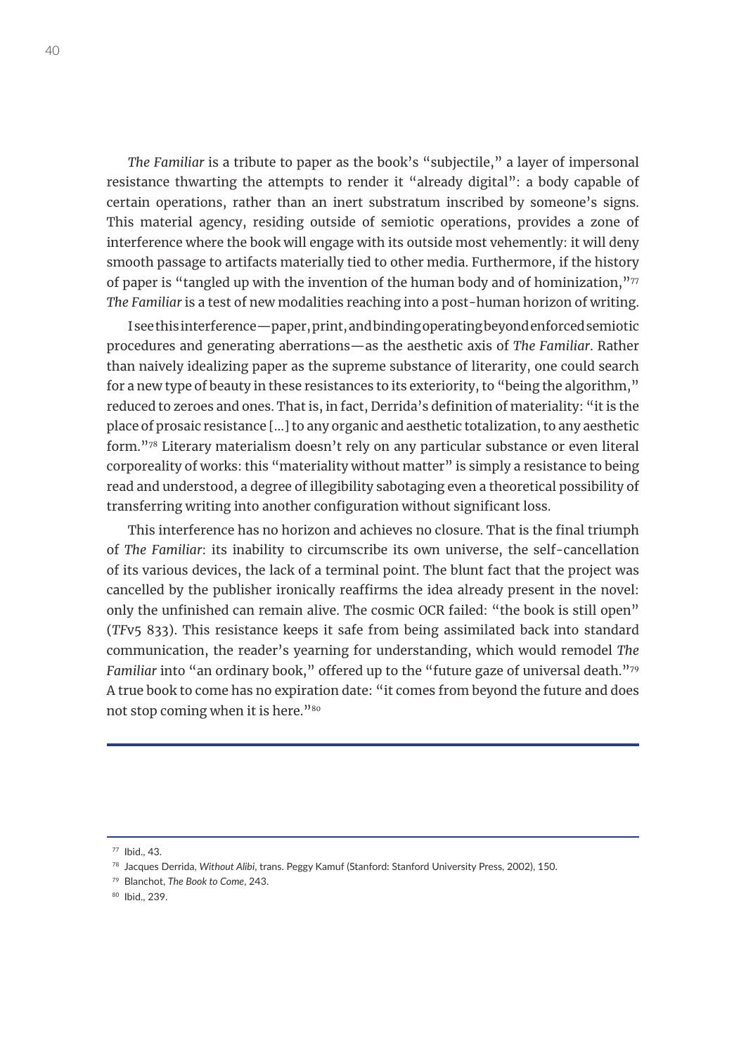*The Familiar* is a tribute to paper as the book's "subjectile," a layer of impersonal resistance thwarting the attempts to render it "already digital": a body capable of certain operations, rather than an inert substratum inscribed by someone's signs. This material agency, residing outside of semiotic operations, provides a zone of interference where the book will engage with its outside most vehemently: it will deny smooth passage to artifacts materially tied to other media. Furthermore, if the history of paper is "tangled up with the invention of the human body and of hominization,"[77] *The Familiar* is a test of new modalities reaching into a post-human horizon of writing.

I see this interference—paper, print, and binding operating beyond enforced semiotic procedures and generating aberrations—as the aesthetic axis of *The Familiar*. Rather than naively idealizing paper as the supreme substance of literarity, one could search for a new type of beauty in these resistances to its exteriority, to "being the algorithm," reduced to zeroes and ones. That is, in fact, Derrida's definition of materiality: "it is the place of prosaic resistance [...] to any organic and aesthetic totalization, to any aesthetic form."[78] Literary materialism doesn't rely on any particular substance or even literal corporeality of works: this "materiality without matter" is simply a resistance to being read and understood, a degree of illegibility sabotaging even a theoretical possibility of transferring writing into another configuration without significant loss.

This interference has no horizon and achieves no closure. That is the final triumph of *The Familiar*: its inability to circumscribe its own universe, the self-cancellation of its various devices, the lack of a terminal point. The blunt fact that the project was cancelled by the publisher ironically reaffirms the idea already present in the novel: only the unfinished can remain alive. The cosmic OCR failed: "the book is still open" (*TF*v5 833). This resistance keeps it safe from being assimilated back into standard communication, the reader's yearning for understanding, which would remodel *The Familiar* into "an ordinary book," offered up to the "future gaze of universal death."[79] A true book to come has no expiration date: "it comes from beyond the future and does not stop coming when it is here."[80]

---

[77] Ibid., 43.

[78] Jacques Derrida, *Without Alibi*, trans. Peggy Kamuf (Stanford: Stanford University Press, 2002), 150.

[79] Blanchot, *The Book to Come*, 243.

[80] Ibid., 239.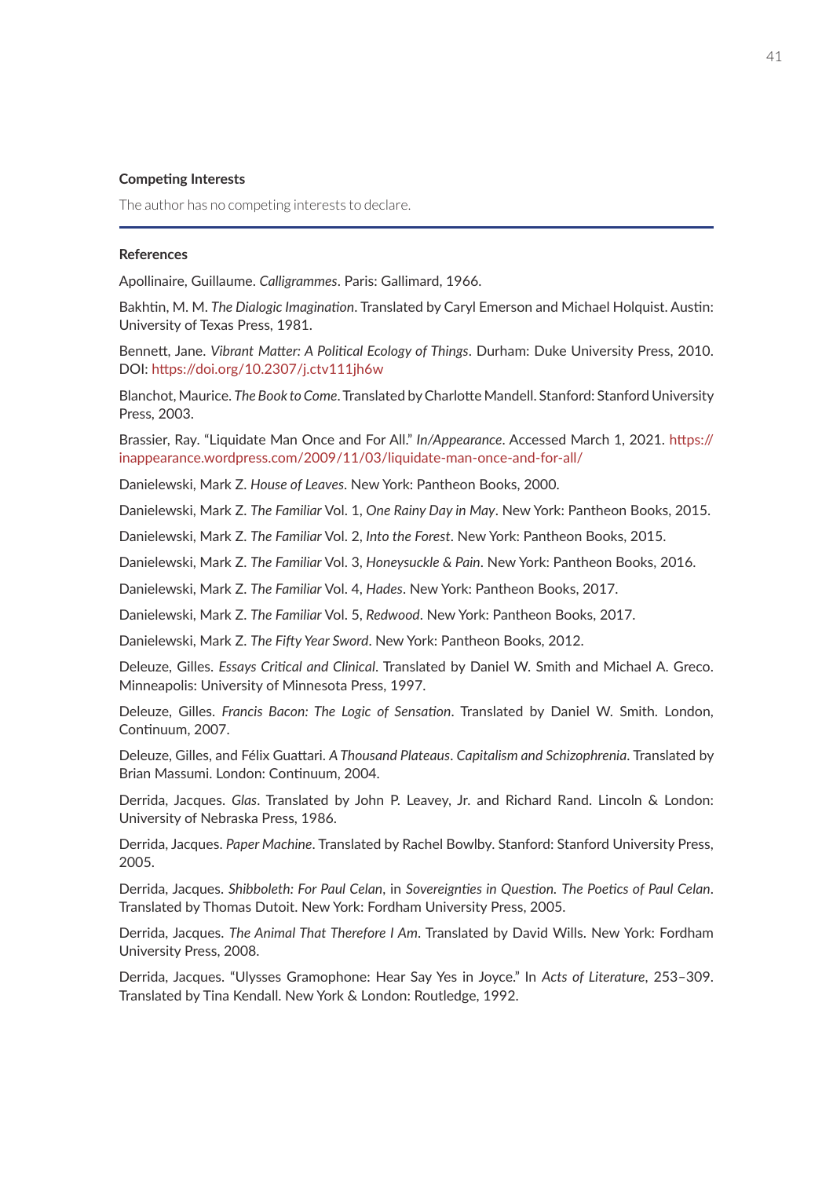### Competing Interests

The author has no competing interests to declare.

---

### References

Apollinaire, Guillaume. *Calligrammes*. Paris: Gallimard, 1966.

Bakhtin, M. M. *The Dialogic Imagination*. Translated by Caryl Emerson and Michael Holquist. Austin: University of Texas Press, 1981.

Bennett, Jane. *Vibrant Matter: A Political Ecology of Things*. Durham: Duke University Press, 2010. DOI: https://doi.org/10.2307/j.ctv111jh6w

Blanchot, Maurice. *The Book to Come*. Translated by Charlotte Mandell. Stanford: Stanford University Press, 2003.

Brassier, Ray. "Liquidate Man Once and For All." *In/Appearance*. Accessed March 1, 2021. https://inappearance.wordpress.com/2009/11/03/liquidate-man-once-and-for-all/

Danielewski, Mark Z. *House of Leaves*. New York: Pantheon Books, 2000.

Danielewski, Mark Z. *The Familiar* Vol. 1, *One Rainy Day in May*. New York: Pantheon Books, 2015.

Danielewski, Mark Z. *The Familiar* Vol. 2, *Into the Forest*. New York: Pantheon Books, 2015.

Danielewski, Mark Z. *The Familiar* Vol. 3, *Honeysuckle & Pain*. New York: Pantheon Books, 2016.

Danielewski, Mark Z. *The Familiar* Vol. 4, *Hades*. New York: Pantheon Books, 2017.

Danielewski, Mark Z. *The Familiar* Vol. 5, *Redwood*. New York: Pantheon Books, 2017.

Danielewski, Mark Z. *The Fifty Year Sword*. New York: Pantheon Books, 2012.

Deleuze, Gilles. *Essays Critical and Clinical*. Translated by Daniel W. Smith and Michael A. Greco. Minneapolis: University of Minnesota Press, 1997.

Deleuze, Gilles. *Francis Bacon: The Logic of Sensation*. Translated by Daniel W. Smith. London, Continuum, 2007.

Deleuze, Gilles, and Félix Guattari. *A Thousand Plateaus*. *Capitalism and Schizophrenia*. Translated by Brian Massumi. London: Continuum, 2004.

Derrida, Jacques. *Glas*. Translated by John P. Leavey, Jr. and Richard Rand. Lincoln & London: University of Nebraska Press, 1986.

Derrida, Jacques. *Paper Machine*. Translated by Rachel Bowlby. Stanford: Stanford University Press, 2005.

Derrida, Jacques. *Shibboleth: For Paul Celan*, in *Sovereignties in Question. The Poetics of Paul Celan*. Translated by Thomas Dutoit. New York: Fordham University Press, 2005.

Derrida, Jacques. *The Animal That Therefore I Am*. Translated by David Wills. New York: Fordham University Press, 2008.

Derrida, Jacques. "Ulysses Gramophone: Hear Say Yes in Joyce." In *Acts of Literature*, 253–309. Translated by Tina Kendall. New York & London: Routledge, 1992.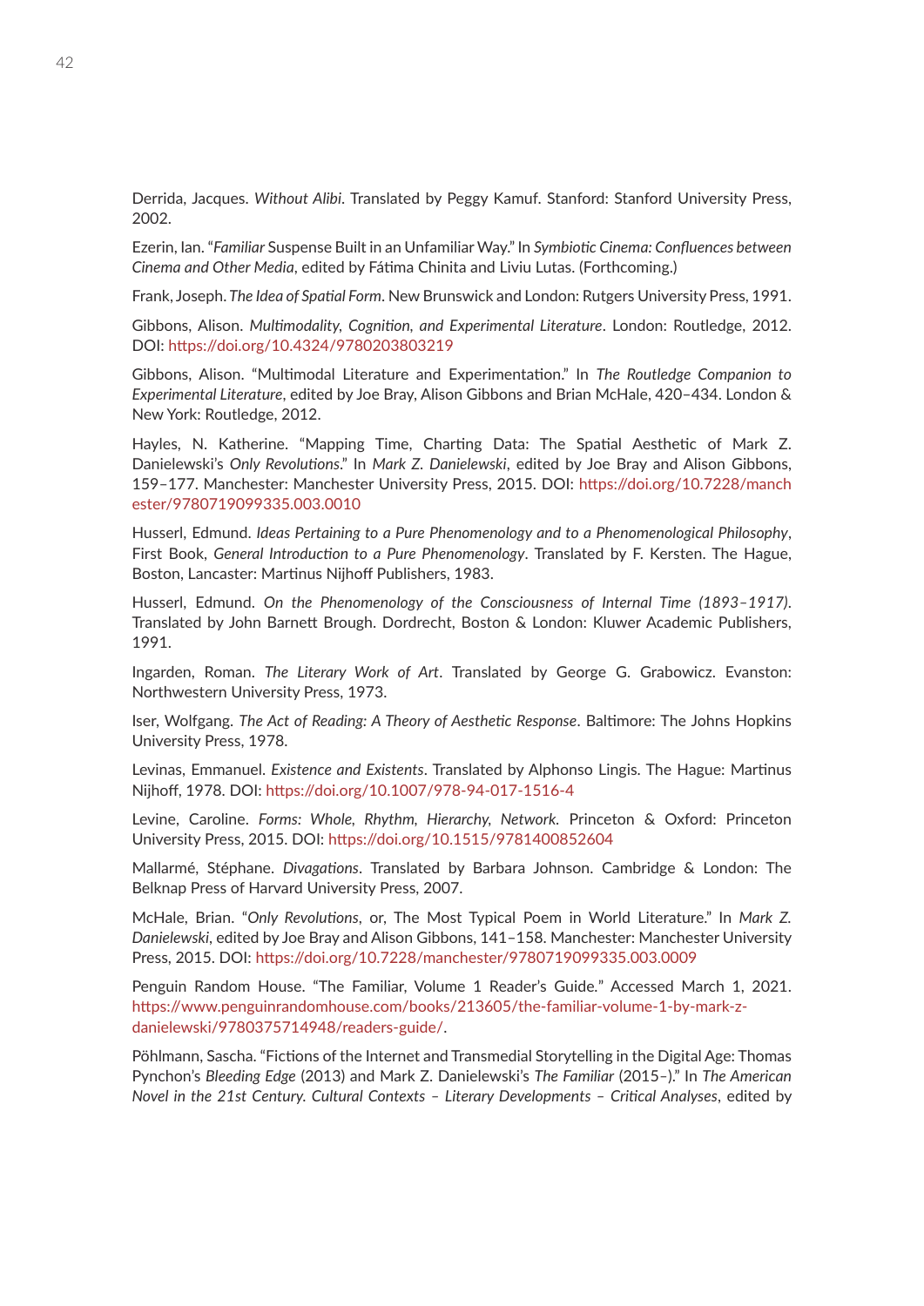Derrida, Jacques. *Without Alibi*. Translated by Peggy Kamuf. Stanford: Stanford University Press, 2002.

Ezerin, Ian. "*Familiar* Suspense Built in an Unfamiliar Way." In *Symbiotic Cinema: Confluences between Cinema and Other Media*, edited by Fátima Chinita and Liviu Lutas. (Forthcoming.)

Frank, Joseph. *The Idea of Spatial Form*. New Brunswick and London: Rutgers University Press, 1991.

Gibbons, Alison. *Multimodality, Cognition, and Experimental Literature*. London: Routledge, 2012. DOI: https://doi.org/10.4324/9780203803219

Gibbons, Alison. "Multimodal Literature and Experimentation." In *The Routledge Companion to Experimental Literature*, edited by Joe Bray, Alison Gibbons and Brian McHale, 420–434. London & New York: Routledge, 2012.

Hayles, N. Katherine. "Mapping Time, Charting Data: The Spatial Aesthetic of Mark Z. Danielewski's *Only Revolutions*." In *Mark Z. Danielewski*, edited by Joe Bray and Alison Gibbons, 159–177. Manchester: Manchester University Press, 2015. DOI: https://doi.org/10.7228/manchester/9780719099335.003.0010

Husserl, Edmund. *Ideas Pertaining to a Pure Phenomenology and to a Phenomenological Philosophy*, First Book, *General Introduction to a Pure Phenomenology*. Translated by F. Kersten. The Hague, Boston, Lancaster: Martinus Nijhoff Publishers, 1983.

Husserl, Edmund. *On the Phenomenology of the Consciousness of Internal Time (1893–1917)*. Translated by John Barnett Brough. Dordrecht, Boston & London: Kluwer Academic Publishers, 1991.

Ingarden, Roman. *The Literary Work of Art*. Translated by George G. Grabowicz. Evanston: Northwestern University Press, 1973.

Iser, Wolfgang. *The Act of Reading: A Theory of Aesthetic Response*. Baltimore: The Johns Hopkins University Press, 1978.

Levinas, Emmanuel. *Existence and Existents*. Translated by Alphonso Lingis. The Hague: Martinus Nijhoff, 1978. DOI: https://doi.org/10.1007/978-94-017-1516-4

Levine, Caroline. *Forms: Whole, Rhythm, Hierarchy, Network*. Princeton & Oxford: Princeton University Press, 2015. DOI: https://doi.org/10.1515/9781400852604

Mallarmé, Stéphane. *Divagations*. Translated by Barbara Johnson. Cambridge & London: The Belknap Press of Harvard University Press, 2007.

McHale, Brian. "*Only Revolutions*, or, The Most Typical Poem in World Literature." In *Mark Z. Danielewski*, edited by Joe Bray and Alison Gibbons, 141–158. Manchester: Manchester University Press, 2015. DOI: https://doi.org/10.7228/manchester/9780719099335.003.0009

Penguin Random House. "The Familiar, Volume 1 Reader's Guide." Accessed March 1, 2021. https://www.penguinrandomhouse.com/books/213605/the-familiar-volume-1-by-mark-z-danielewski/9780375714948/readers-guide/.

Pöhlmann, Sascha. "Fictions of the Internet and Transmedial Storytelling in the Digital Age: Thomas Pynchon's *Bleeding Edge* (2013) and Mark Z. Danielewski's *The Familiar* (2015–)." In *The American Novel in the 21st Century. Cultural Contexts – Literary Developments – Critical Analyses*, edited by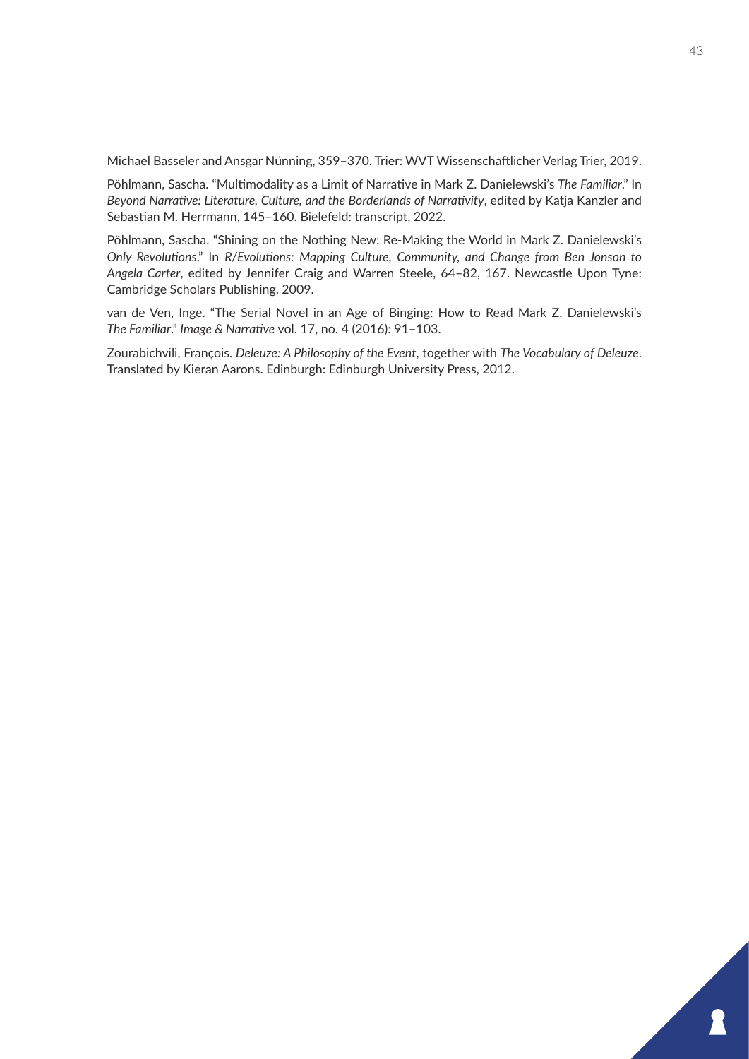Michael Basseler and Ansgar Nünning, 359–370. Trier: WVT Wissenschaftlicher Verlag Trier, 2019.

Pöhlmann, Sascha. "Multimodality as a Limit of Narrative in Mark Z. Danielewski's *The Familiar*." In *Beyond Narrative: Literature, Culture, and the Borderlands of Narrativity*, edited by Katja Kanzler and Sebastian M. Herrmann, 145–160. Bielefeld: transcript, 2022.

Pöhlmann, Sascha. "Shining on the Nothing New: Re-Making the World in Mark Z. Danielewski's *Only Revolutions*." In *R/Evolutions: Mapping Culture, Community, and Change from Ben Jonson to Angela Carter*, edited by Jennifer Craig and Warren Steele, 64–82, 167. Newcastle Upon Tyne: Cambridge Scholars Publishing, 2009.

van de Ven, Inge. "The Serial Novel in an Age of Binging: How to Read Mark Z. Danielewski's *The Familiar*." *Image & Narrative* vol. 17, no. 4 (2016): 91–103.

Zourabichvili, François. *Deleuze: A Philosophy of the Event*, together with *The Vocabulary of Deleuze*. Translated by Kieran Aarons. Edinburgh: Edinburgh University Press, 2012.